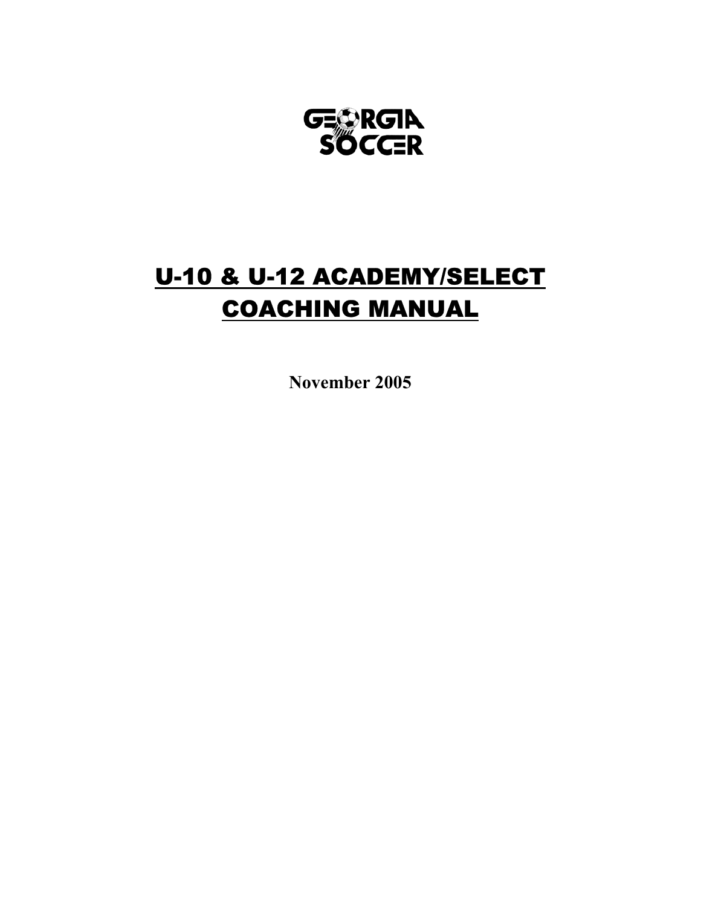GEORGIA SOCCER

# U-10 & U-12 ACADEMY/SELECT COACHING MANUAL

**November 2005**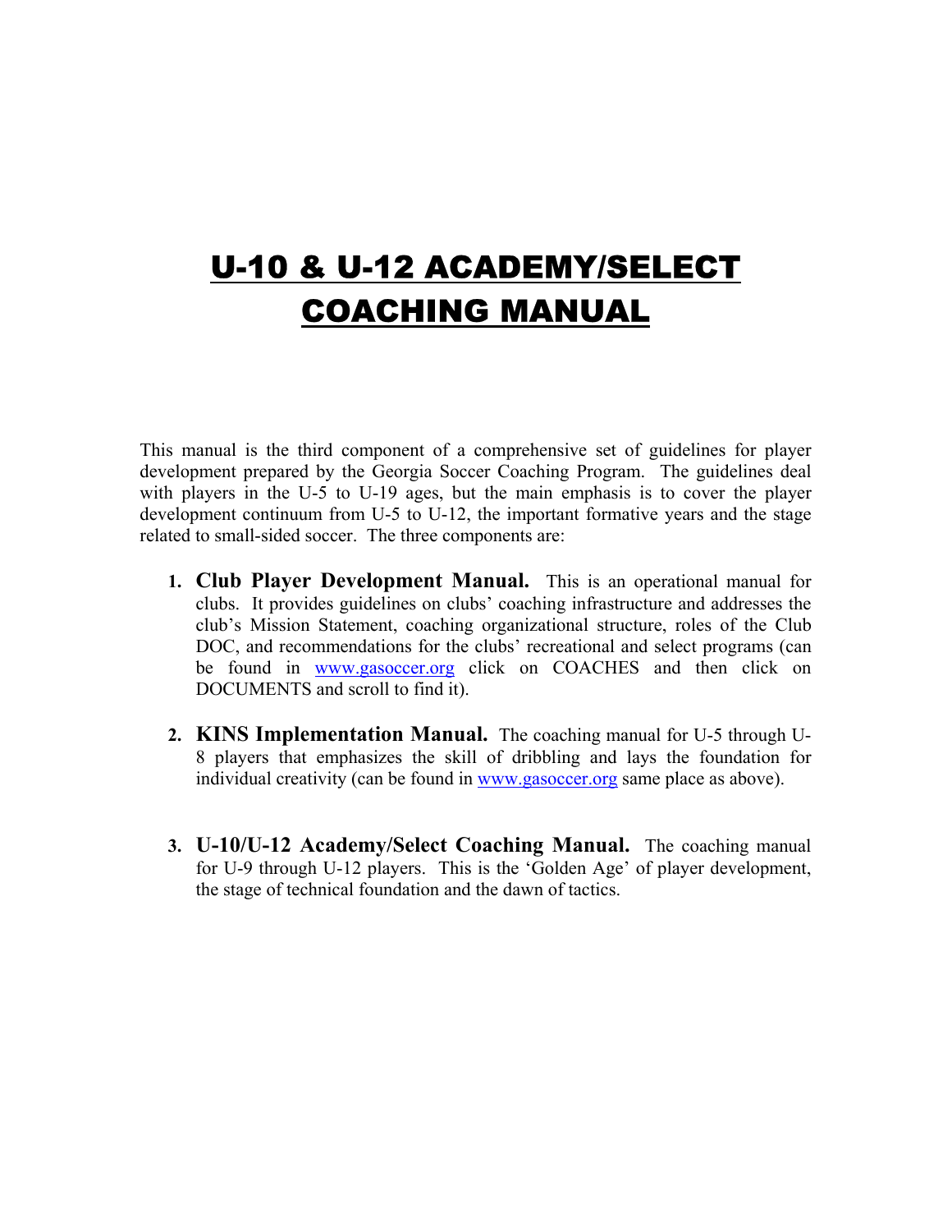# U-10 & U-12 ACADEMY/SELECT COACHING MANUAL

This manual is the third component of a comprehensive set of guidelines for player development prepared by the Georgia Soccer Coaching Program. The guidelines deal with players in the U-5 to U-19 ages, but the main emphasis is to cover the player development continuum from U-5 to U-12, the important formative years and the stage related to small-sided soccer. The three components are:

1. **Club Player Development Manual.** This is an operational manual for clubs. It provides guidelines on clubs' coaching infrastructure and addresses the club's Mission Statement, coaching organizational structure, roles of the Club DOC, and recommendations for the clubs' recreational and select programs (can be found in www.gasoccer.org click on COACHES and then click on DOCUMENTS and scroll to find it).

2. **KINS Implementation Manual.** The coaching manual for U-5 through U-8 players that emphasizes the skill of dribbling and lays the foundation for individual creativity (can be found in www.gasoccer.org same place as above).

3. **U-10/U-12 Academy/Select Coaching Manual.** The coaching manual for U-9 through U-12 players. This is the 'Golden Age' of player development, the stage of technical foundation and the dawn of tactics.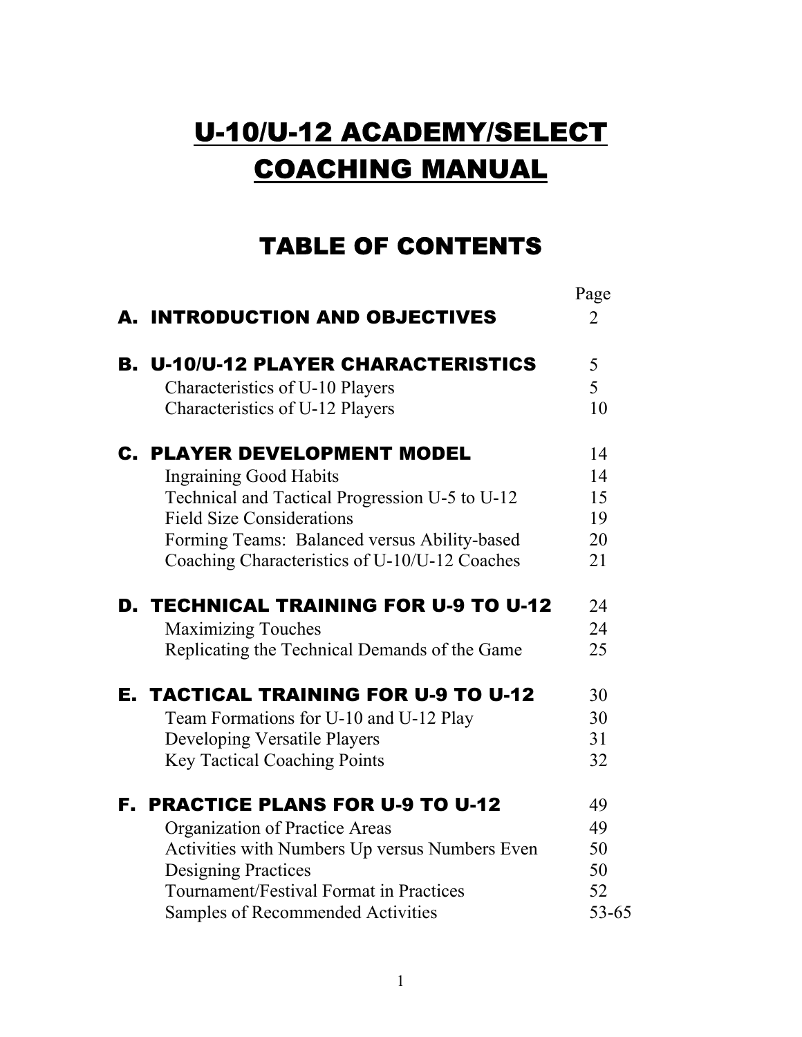# U-10/U-12 ACADEMY/SELECT COACHING MANUAL

## TABLE OF CONTENTS

| | Page |
|---|---|
| **A. INTRODUCTION AND OBJECTIVES** | 2 |
| **B. U-10/U-12 PLAYER CHARACTERISTICS** | 5 |
| Characteristics of U-10 Players | 5 |
| Characteristics of U-12 Players | 10 |
| **C. PLAYER DEVELOPMENT MODEL** | 14 |
| Ingraining Good Habits | 14 |
| Technical and Tactical Progression U-5 to U-12 | 15 |
| Field Size Considerations | 19 |
| Forming Teams: Balanced versus Ability-based | 20 |
| Coaching Characteristics of U-10/U-12 Coaches | 21 |
| **D. TECHNICAL TRAINING FOR U-9 TO U-12** | 24 |
| Maximizing Touches | 24 |
| Replicating the Technical Demands of the Game | 25 |
| **E. TACTICAL TRAINING FOR U-9 TO U-12** | 30 |
| Team Formations for U-10 and U-12 Play | 30 |
| Developing Versatile Players | 31 |
| Key Tactical Coaching Points | 32 |
| **F. PRACTICE PLANS FOR U-9 TO U-12** | 49 |
| Organization of Practice Areas | 49 |
| Activities with Numbers Up versus Numbers Even | 50 |
| Designing Practices | 50 |
| Tournament/Festival Format in Practices | 52 |
| Samples of Recommended Activities | 53-65 |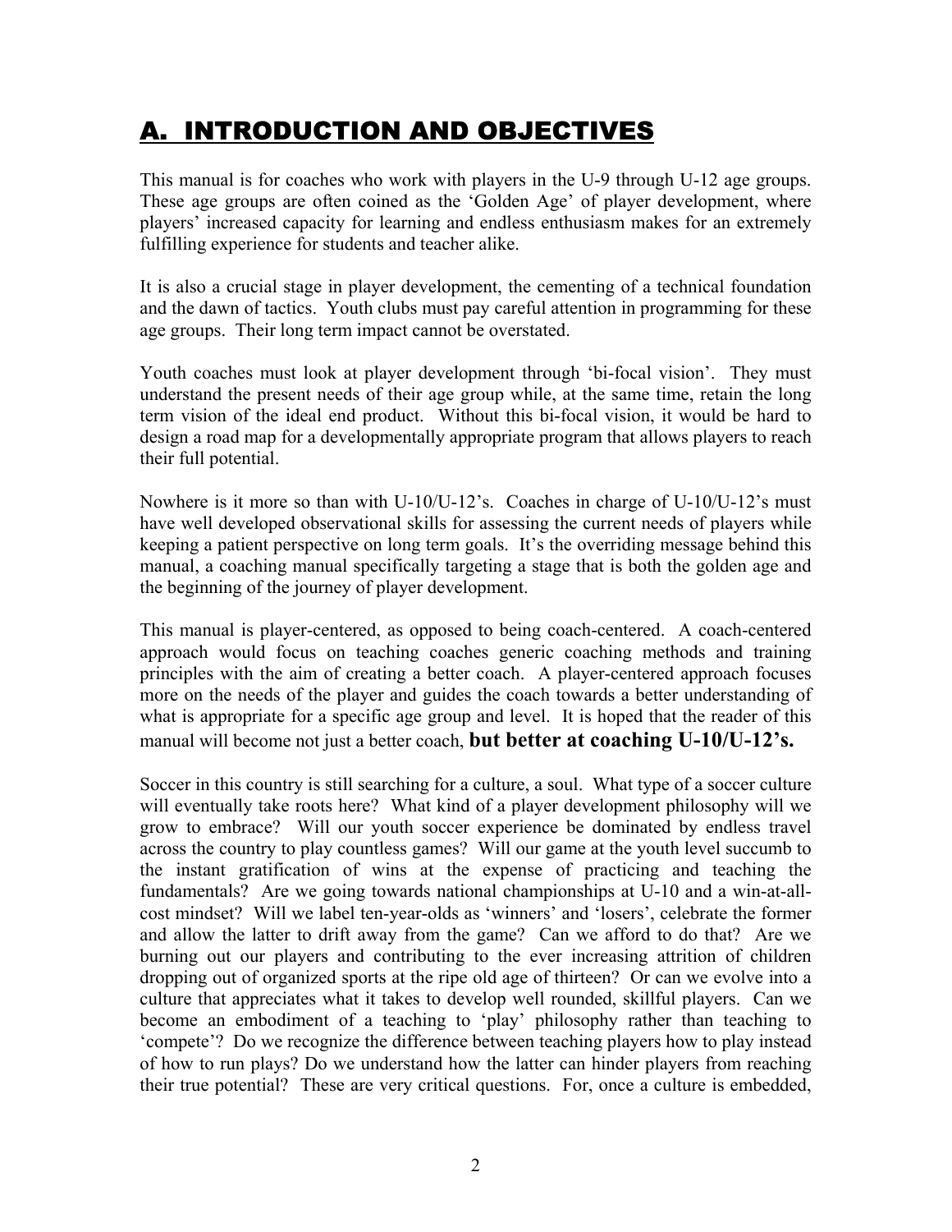## A. INTRODUCTION AND OBJECTIVES

This manual is for coaches who work with players in the U-9 through U-12 age groups. These age groups are often coined as the 'Golden Age' of player development, where players' increased capacity for learning and endless enthusiasm makes for an extremely fulfilling experience for students and teacher alike.

It is also a crucial stage in player development, the cementing of a technical foundation and the dawn of tactics. Youth clubs must pay careful attention in programming for these age groups. Their long term impact cannot be overstated.

Youth coaches must look at player development through 'bi-focal vision'. They must understand the present needs of their age group while, at the same time, retain the long term vision of the ideal end product. Without this bi-focal vision, it would be hard to design a road map for a developmentally appropriate program that allows players to reach their full potential.

Nowhere is it more so than with U-10/U-12's. Coaches in charge of U-10/U-12's must have well developed observational skills for assessing the current needs of players while keeping a patient perspective on long term goals. It's the overriding message behind this manual, a coaching manual specifically targeting a stage that is both the golden age and the beginning of the journey of player development.

This manual is player-centered, as opposed to being coach-centered. A coach-centered approach would focus on teaching coaches generic coaching methods and training principles with the aim of creating a better coach. A player-centered approach focuses more on the needs of the player and guides the coach towards a better understanding of what is appropriate for a specific age group and level. It is hoped that the reader of this manual will become not just a better coach, **but better at coaching U-10/U-12's.**

Soccer in this country is still searching for a culture, a soul. What type of a soccer culture will eventually take roots here? What kind of a player development philosophy will we grow to embrace? Will our youth soccer experience be dominated by endless travel across the country to play countless games? Will our game at the youth level succumb to the instant gratification of wins at the expense of practicing and teaching the fundamentals? Are we going towards national championships at U-10 and a win-at-all-cost mindset? Will we label ten-year-olds as 'winners' and 'losers', celebrate the former and allow the latter to drift away from the game? Can we afford to do that? Are we burning out our players and contributing to the ever increasing attrition of children dropping out of organized sports at the ripe old age of thirteen? Or can we evolve into a culture that appreciates what it takes to develop well rounded, skillful players. Can we become an embodiment of a teaching to 'play' philosophy rather than teaching to 'compete'? Do we recognize the difference between teaching players how to play instead of how to run plays? Do we understand how the latter can hinder players from reaching their true potential? These are very critical questions. For, once a culture is embedded,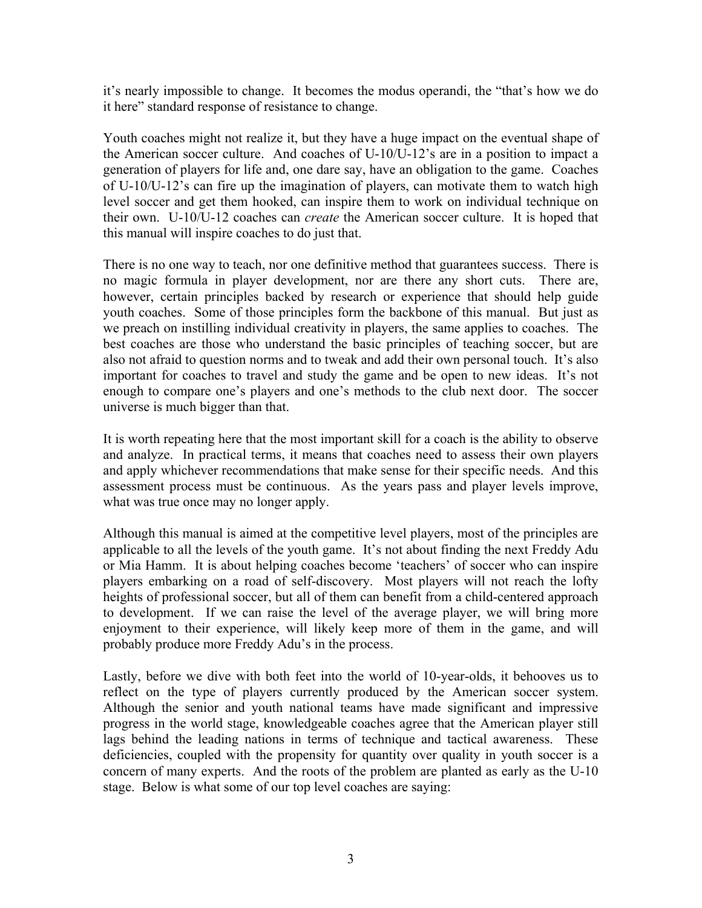it's nearly impossible to change. It becomes the modus operandi, the "that's how we do it here" standard response of resistance to change.

Youth coaches might not realize it, but they have a huge impact on the eventual shape of the American soccer culture. And coaches of U-10/U-12's are in a position to impact a generation of players for life and, one dare say, have an obligation to the game. Coaches of U-10/U-12's can fire up the imagination of players, can motivate them to watch high level soccer and get them hooked, can inspire them to work on individual technique on their own. U-10/U-12 coaches can *create* the American soccer culture. It is hoped that this manual will inspire coaches to do just that.

There is no one way to teach, nor one definitive method that guarantees success. There is no magic formula in player development, nor are there any short cuts. There are, however, certain principles backed by research or experience that should help guide youth coaches. Some of those principles form the backbone of this manual. But just as we preach on instilling individual creativity in players, the same applies to coaches. The best coaches are those who understand the basic principles of teaching soccer, but are also not afraid to question norms and to tweak and add their own personal touch. It's also important for coaches to travel and study the game and be open to new ideas. It's not enough to compare one's players and one's methods to the club next door. The soccer universe is much bigger than that.

It is worth repeating here that the most important skill for a coach is the ability to observe and analyze. In practical terms, it means that coaches need to assess their own players and apply whichever recommendations that make sense for their specific needs. And this assessment process must be continuous. As the years pass and player levels improve, what was true once may no longer apply.

Although this manual is aimed at the competitive level players, most of the principles are applicable to all the levels of the youth game. It's not about finding the next Freddy Adu or Mia Hamm. It is about helping coaches become 'teachers' of soccer who can inspire players embarking on a road of self-discovery. Most players will not reach the lofty heights of professional soccer, but all of them can benefit from a child-centered approach to development. If we can raise the level of the average player, we will bring more enjoyment to their experience, will likely keep more of them in the game, and will probably produce more Freddy Adu's in the process.

Lastly, before we dive with both feet into the world of 10-year-olds, it behooves us to reflect on the type of players currently produced by the American soccer system. Although the senior and youth national teams have made significant and impressive progress in the world stage, knowledgeable coaches agree that the American player still lags behind the leading nations in terms of technique and tactical awareness. These deficiencies, coupled with the propensity for quantity over quality in youth soccer is a concern of many experts. And the roots of the problem are planted as early as the U-10 stage. Below is what some of our top level coaches are saying: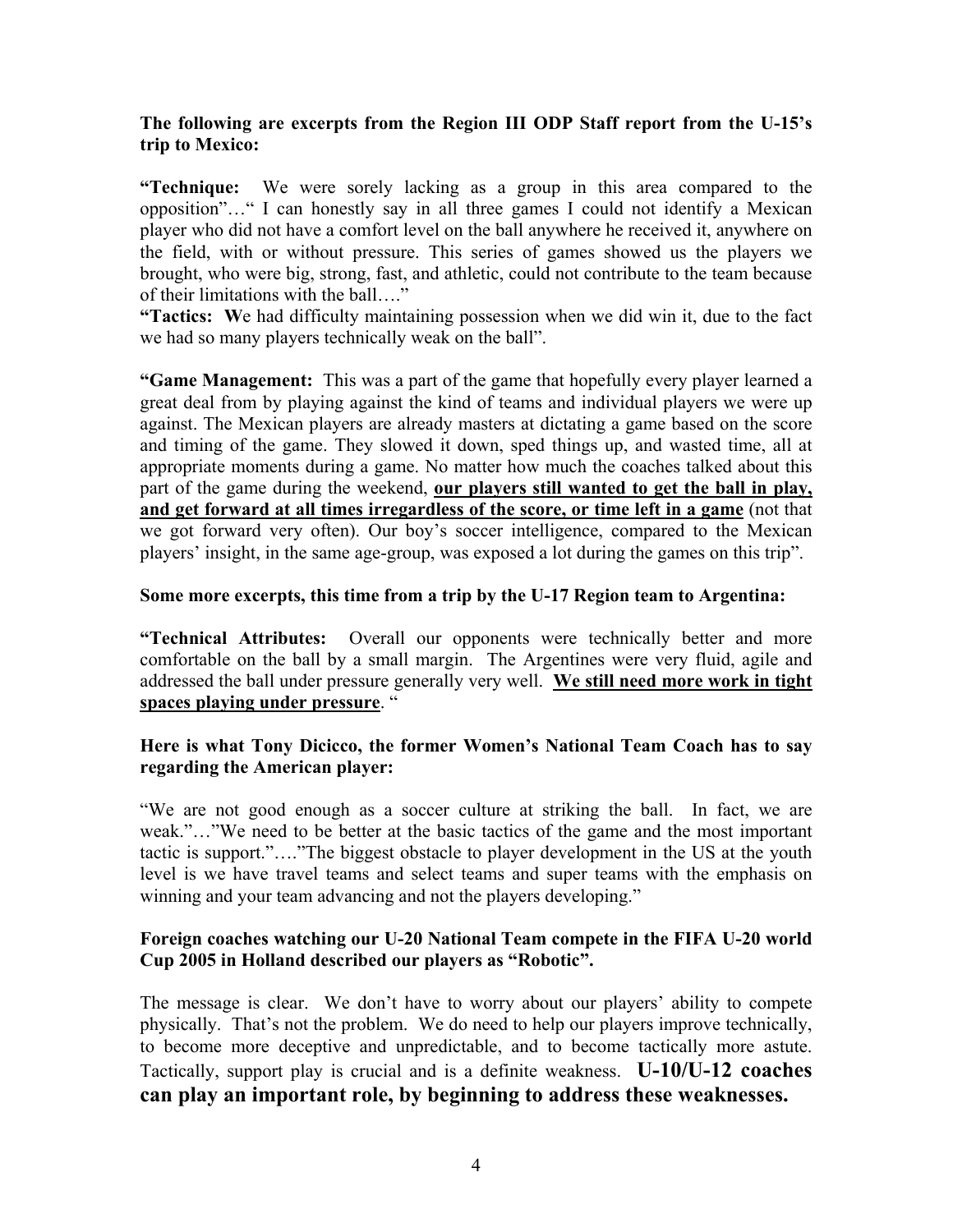**The following are excerpts from the Region III ODP Staff report from the U-15's trip to Mexico:**

**"Technique:** We were sorely lacking as a group in this area compared to the opposition"…" I can honestly say in all three games I could not identify a Mexican player who did not have a comfort level on the ball anywhere he received it, anywhere on the field, with or without pressure. This series of games showed us the players we brought, who were big, strong, fast, and athletic, could not contribute to the team because of their limitations with the ball…."

**"Tactics: W**e had difficulty maintaining possession when we did win it, due to the fact we had so many players technically weak on the ball".

**"Game Management:** This was a part of the game that hopefully every player learned a great deal from by playing against the kind of teams and individual players we were up against. The Mexican players are already masters at dictating a game based on the score and timing of the game. They slowed it down, sped things up, and wasted time, all at appropriate moments during a game. No matter how much the coaches talked about this part of the game during the weekend, **our players still wanted to get the ball in play, and get forward at all times irregardless of the score, or time left in a game** (not that we got forward very often). Our boy's soccer intelligence, compared to the Mexican players' insight, in the same age-group, was exposed a lot during the games on this trip".

**Some more excerpts, this time from a trip by the U-17 Region team to Argentina:**

**"Technical Attributes:** Overall our opponents were technically better and more comfortable on the ball by a small margin. The Argentines were very fluid, agile and addressed the ball under pressure generally very well. **We still need more work in tight spaces playing under pressure**. "

**Here is what Tony Dicicco, the former Women's National Team Coach has to say regarding the American player:**

"We are not good enough as a soccer culture at striking the ball. In fact, we are weak."…"We need to be better at the basic tactics of the game and the most important tactic is support."…."The biggest obstacle to player development in the US at the youth level is we have travel teams and select teams and super teams with the emphasis on winning and your team advancing and not the players developing."

**Foreign coaches watching our U-20 National Team compete in the FIFA U-20 world Cup 2005 in Holland described our players as "Robotic".**

The message is clear. We don't have to worry about our players' ability to compete physically. That's not the problem. We do need to help our players improve technically, to become more deceptive and unpredictable, and to become tactically more astute. Tactically, support play is crucial and is a definite weakness. **U-10/U-12 coaches can play an important role, by beginning to address these weaknesses.**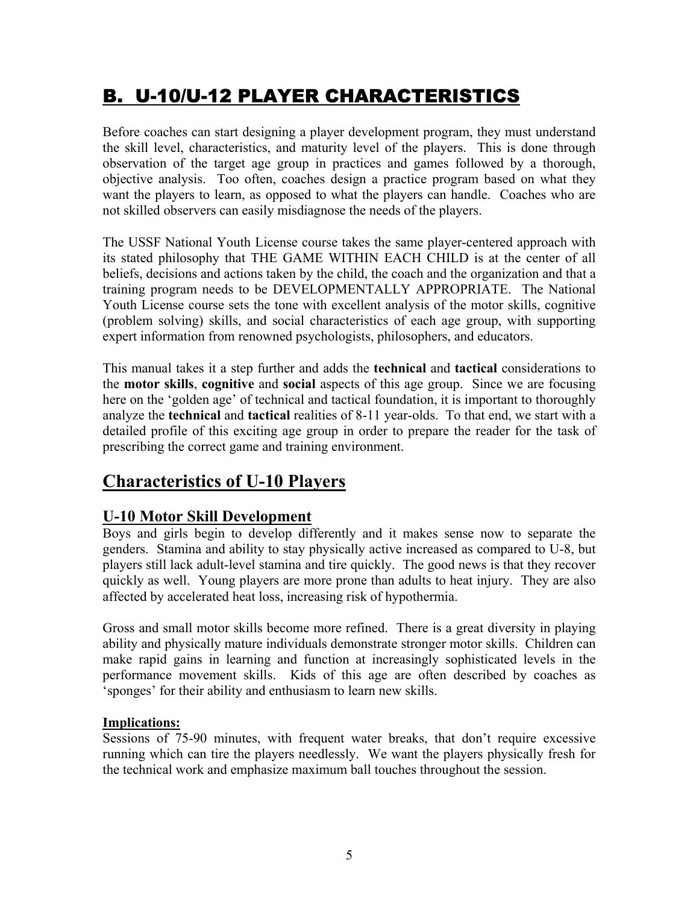# B. U-10/U-12 PLAYER CHARACTERISTICS

Before coaches can start designing a player development program, they must understand the skill level, characteristics, and maturity level of the players. This is done through observation of the target age group in practices and games followed by a thorough, objective analysis. Too often, coaches design a practice program based on what they want the players to learn, as opposed to what the players can handle. Coaches who are not skilled observers can easily misdiagnose the needs of the players.

The USSF National Youth License course takes the same player-centered approach with its stated philosophy that THE GAME WITHIN EACH CHILD is at the center of all beliefs, decisions and actions taken by the child, the coach and the organization and that a training program needs to be DEVELOPMENTALLY APPROPRIATE. The National Youth License course sets the tone with excellent analysis of the motor skills, cognitive (problem solving) skills, and social characteristics of each age group, with supporting expert information from renowned psychologists, philosophers, and educators.

This manual takes it a step further and adds the **technical** and **tactical** considerations to the **motor skills**, **cognitive** and **social** aspects of this age group. Since we are focusing here on the 'golden age' of technical and tactical foundation, it is important to thoroughly analyze the **technical** and **tactical** realities of 8-11 year-olds. To that end, we start with a detailed profile of this exciting age group in order to prepare the reader for the task of prescribing the correct game and training environment.

## Characteristics of U-10 Players

### U-10 Motor Skill Development

Boys and girls begin to develop differently and it makes sense now to separate the genders. Stamina and ability to stay physically active increased as compared to U-8, but players still lack adult-level stamina and tire quickly. The good news is that they recover quickly as well. Young players are more prone than adults to heat injury. They are also affected by accelerated heat loss, increasing risk of hypothermia.

Gross and small motor skills become more refined. There is a great diversity in playing ability and physically mature individuals demonstrate stronger motor skills. Children can make rapid gains in learning and function at increasingly sophisticated levels in the performance movement skills. Kids of this age are often described by coaches as 'sponges' for their ability and enthusiasm to learn new skills.

**Implications:**

Sessions of 75-90 minutes, with frequent water breaks, that don't require excessive running which can tire the players needlessly. We want the players physically fresh for the technical work and emphasize maximum ball touches throughout the session.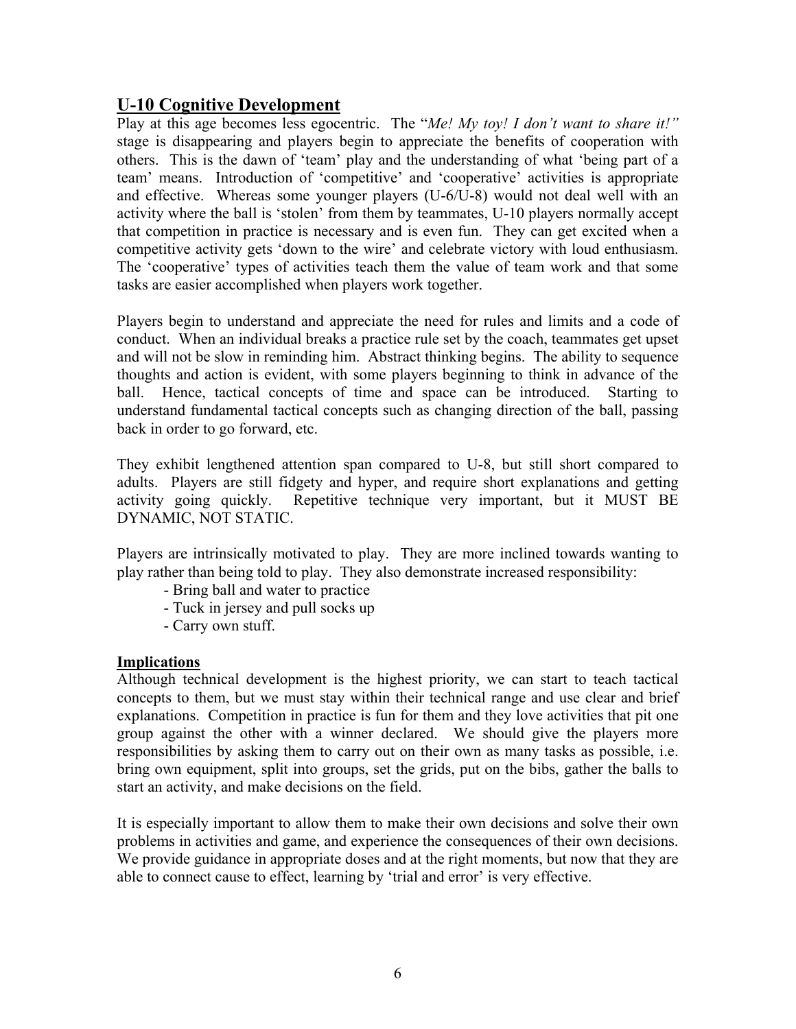## U-10 Cognitive Development

Play at this age becomes less egocentric. The "*Me! My toy! I don't want to share it!"* stage is disappearing and players begin to appreciate the benefits of cooperation with others. This is the dawn of 'team' play and the understanding of what 'being part of a team' means. Introduction of 'competitive' and 'cooperative' activities is appropriate and effective. Whereas some younger players (U-6/U-8) would not deal well with an activity where the ball is 'stolen' from them by teammates, U-10 players normally accept that competition in practice is necessary and is even fun. They can get excited when a competitive activity gets 'down to the wire' and celebrate victory with loud enthusiasm. The 'cooperative' types of activities teach them the value of team work and that some tasks are easier accomplished when players work together.

Players begin to understand and appreciate the need for rules and limits and a code of conduct. When an individual breaks a practice rule set by the coach, teammates get upset and will not be slow in reminding him. Abstract thinking begins. The ability to sequence thoughts and action is evident, with some players beginning to think in advance of the ball. Hence, tactical concepts of time and space can be introduced. Starting to understand fundamental tactical concepts such as changing direction of the ball, passing back in order to go forward, etc.

They exhibit lengthened attention span compared to U-8, but still short compared to adults. Players are still fidgety and hyper, and require short explanations and getting activity going quickly. Repetitive technique very important, but it MUST BE DYNAMIC, NOT STATIC.

Players are intrinsically motivated to play. They are more inclined towards wanting to play rather than being told to play. They also demonstrate increased responsibility:

- Bring ball and water to practice
- Tuck in jersey and pull socks up
- Carry own stuff.

**Implications**

Although technical development is the highest priority, we can start to teach tactical concepts to them, but we must stay within their technical range and use clear and brief explanations. Competition in practice is fun for them and they love activities that pit one group against the other with a winner declared. We should give the players more responsibilities by asking them to carry out on their own as many tasks as possible, i.e. bring own equipment, split into groups, set the grids, put on the bibs, gather the balls to start an activity, and make decisions on the field.

It is especially important to allow them to make their own decisions and solve their own problems in activities and game, and experience the consequences of their own decisions. We provide guidance in appropriate doses and at the right moments, but now that they are able to connect cause to effect, learning by 'trial and error' is very effective.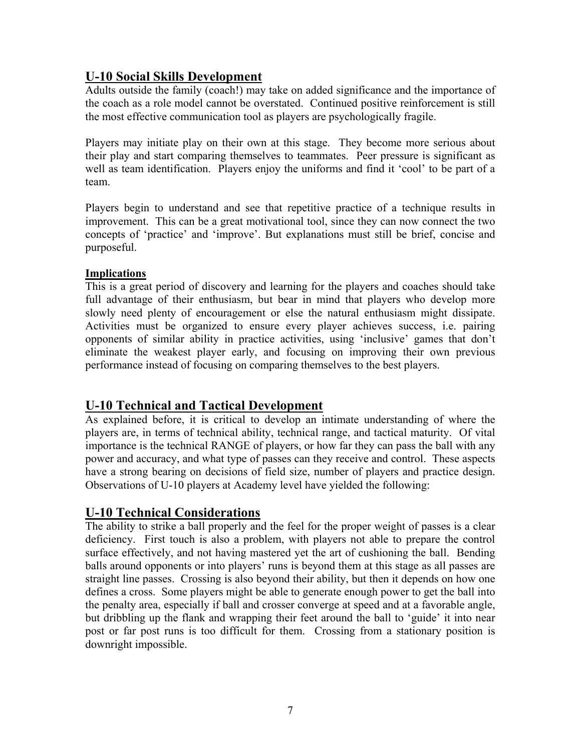## U-10 Social Skills Development

Adults outside the family (coach!) may take on added significance and the importance of the coach as a role model cannot be overstated. Continued positive reinforcement is still the most effective communication tool as players are psychologically fragile.

Players may initiate play on their own at this stage. They become more serious about their play and start comparing themselves to teammates. Peer pressure is significant as well as team identification. Players enjoy the uniforms and find it 'cool' to be part of a team.

Players begin to understand and see that repetitive practice of a technique results in improvement. This can be a great motivational tool, since they can now connect the two concepts of 'practice' and 'improve'. But explanations must still be brief, concise and purposeful.

### Implications

This is a great period of discovery and learning for the players and coaches should take full advantage of their enthusiasm, but bear in mind that players who develop more slowly need plenty of encouragement or else the natural enthusiasm might dissipate. Activities must be organized to ensure every player achieves success, i.e. pairing opponents of similar ability in practice activities, using 'inclusive' games that don't eliminate the weakest player early, and focusing on improving their own previous performance instead of focusing on comparing themselves to the best players.

## U-10 Technical and Tactical Development

As explained before, it is critical to develop an intimate understanding of where the players are, in terms of technical ability, technical range, and tactical maturity. Of vital importance is the technical RANGE of players, or how far they can pass the ball with any power and accuracy, and what type of passes can they receive and control. These aspects have a strong bearing on decisions of field size, number of players and practice design. Observations of U-10 players at Academy level have yielded the following:

## U-10 Technical Considerations

The ability to strike a ball properly and the feel for the proper weight of passes is a clear deficiency. First touch is also a problem, with players not able to prepare the control surface effectively, and not having mastered yet the art of cushioning the ball. Bending balls around opponents or into players' runs is beyond them at this stage as all passes are straight line passes. Crossing is also beyond their ability, but then it depends on how one defines a cross. Some players might be able to generate enough power to get the ball into the penalty area, especially if ball and crosser converge at speed and at a favorable angle, but dribbling up the flank and wrapping their feet around the ball to 'guide' it into near post or far post runs is too difficult for them. Crossing from a stationary position is downright impossible.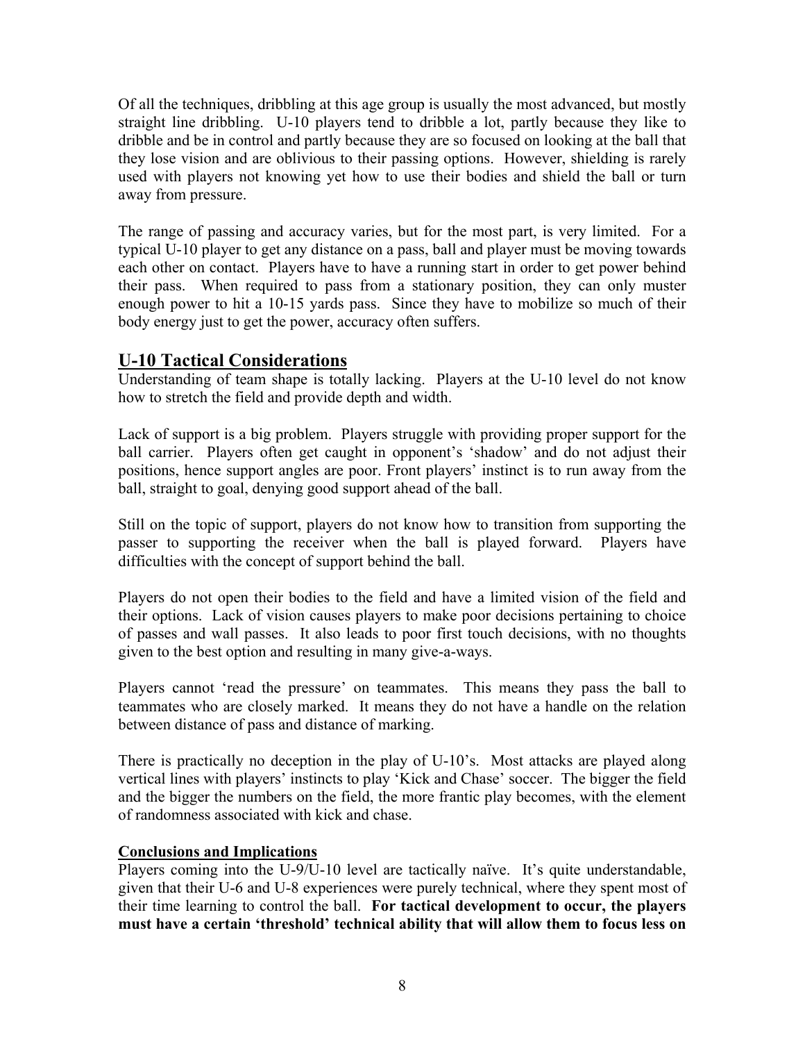Of all the techniques, dribbling at this age group is usually the most advanced, but mostly straight line dribbling. U-10 players tend to dribble a lot, partly because they like to dribble and be in control and partly because they are so focused on looking at the ball that they lose vision and are oblivious to their passing options. However, shielding is rarely used with players not knowing yet how to use their bodies and shield the ball or turn away from pressure.

The range of passing and accuracy varies, but for the most part, is very limited. For a typical U-10 player to get any distance on a pass, ball and player must be moving towards each other on contact. Players have to have a running start in order to get power behind their pass. When required to pass from a stationary position, they can only muster enough power to hit a 10-15 yards pass. Since they have to mobilize so much of their body energy just to get the power, accuracy often suffers.

## U-10 Tactical Considerations

Understanding of team shape is totally lacking. Players at the U-10 level do not know how to stretch the field and provide depth and width.

Lack of support is a big problem. Players struggle with providing proper support for the ball carrier. Players often get caught in opponent's 'shadow' and do not adjust their positions, hence support angles are poor. Front players' instinct is to run away from the ball, straight to goal, denying good support ahead of the ball.

Still on the topic of support, players do not know how to transition from supporting the passer to supporting the receiver when the ball is played forward. Players have difficulties with the concept of support behind the ball.

Players do not open their bodies to the field and have a limited vision of the field and their options. Lack of vision causes players to make poor decisions pertaining to choice of passes and wall passes. It also leads to poor first touch decisions, with no thoughts given to the best option and resulting in many give-a-ways.

Players cannot 'read the pressure' on teammates. This means they pass the ball to teammates who are closely marked. It means they do not have a handle on the relation between distance of pass and distance of marking.

There is practically no deception in the play of U-10's. Most attacks are played along vertical lines with players' instincts to play 'Kick and Chase' soccer. The bigger the field and the bigger the numbers on the field, the more frantic play becomes, with the element of randomness associated with kick and chase.

### Conclusions and Implications

Players coming into the U-9/U-10 level are tactically naïve. It's quite understandable, given that their U-6 and U-8 experiences were purely technical, where they spent most of their time learning to control the ball. **For tactical development to occur, the players must have a certain 'threshold' technical ability that will allow them to focus less on**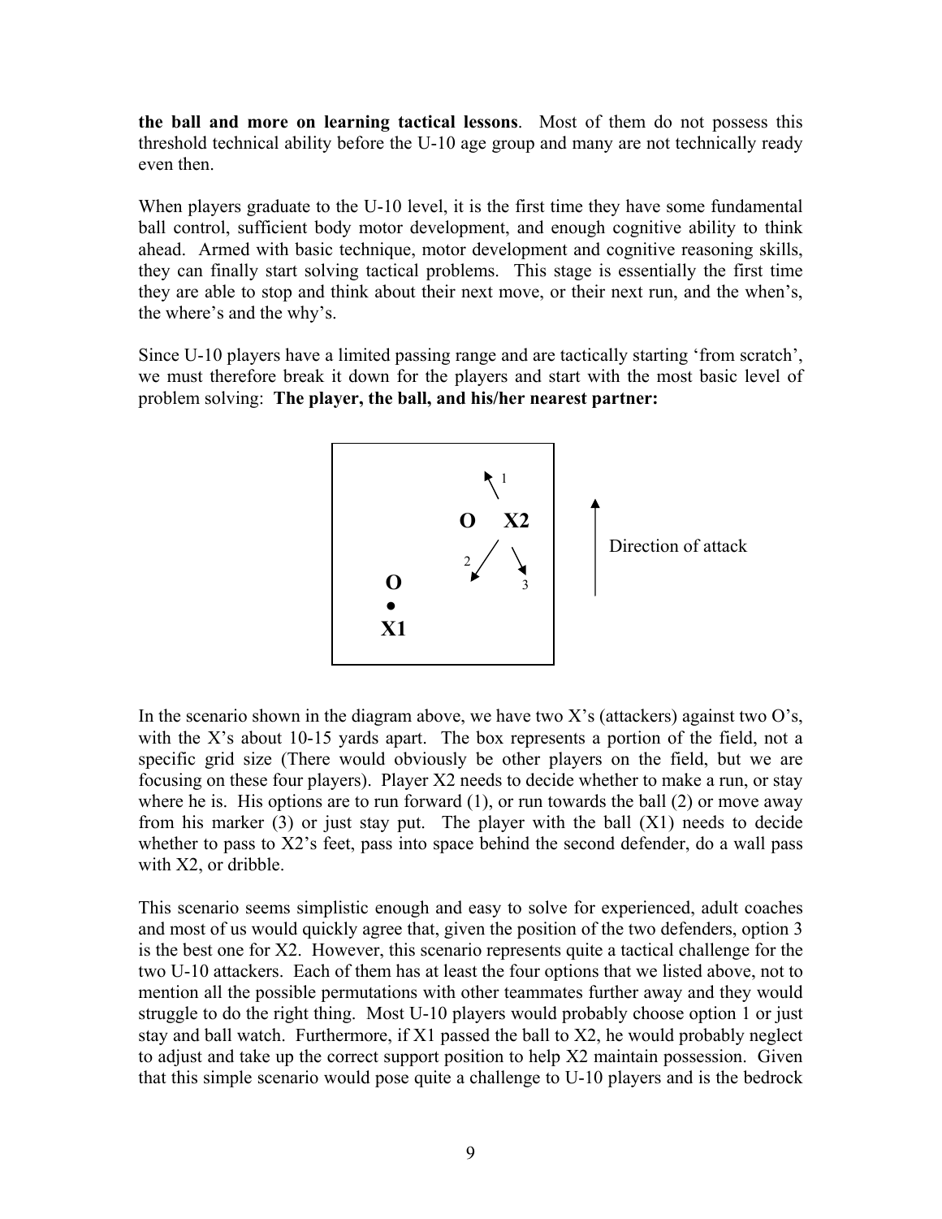**the ball and more on learning tactical lessons**. Most of them do not possess this threshold technical ability before the U-10 age group and many are not technically ready even then.

When players graduate to the U-10 level, it is the first time they have some fundamental ball control, sufficient body motor development, and enough cognitive ability to think ahead. Armed with basic technique, motor development and cognitive reasoning skills, they can finally start solving tactical problems. This stage is essentially the first time they are able to stop and think about their next move, or their next run, and the when's, the where's and the why's.

Since U-10 players have a limited passing range and are tactically starting 'from scratch', we must therefore break it down for the players and start with the most basic level of problem solving: **The player, the ball, and his/her nearest partner:**

In the scenario shown in the diagram above, we have two X's (attackers) against two O's, with the X's about 10-15 yards apart. The box represents a portion of the field, not a specific grid size (There would obviously be other players on the field, but we are focusing on these four players). Player X2 needs to decide whether to make a run, or stay where he is. His options are to run forward (1), or run towards the ball (2) or move away from his marker (3) or just stay put. The player with the ball (X1) needs to decide whether to pass to X2's feet, pass into space behind the second defender, do a wall pass with X2, or dribble.

This scenario seems simplistic enough and easy to solve for experienced, adult coaches and most of us would quickly agree that, given the position of the two defenders, option 3 is the best one for X2. However, this scenario represents quite a tactical challenge for the two U-10 attackers. Each of them has at least the four options that we listed above, not to mention all the possible permutations with other teammates further away and they would struggle to do the right thing. Most U-10 players would probably choose option 1 or just stay and ball watch. Furthermore, if X1 passed the ball to X2, he would probably neglect to adjust and take up the correct support position to help X2 maintain possession. Given that this simple scenario would pose quite a challenge to U-10 players and is the bedrock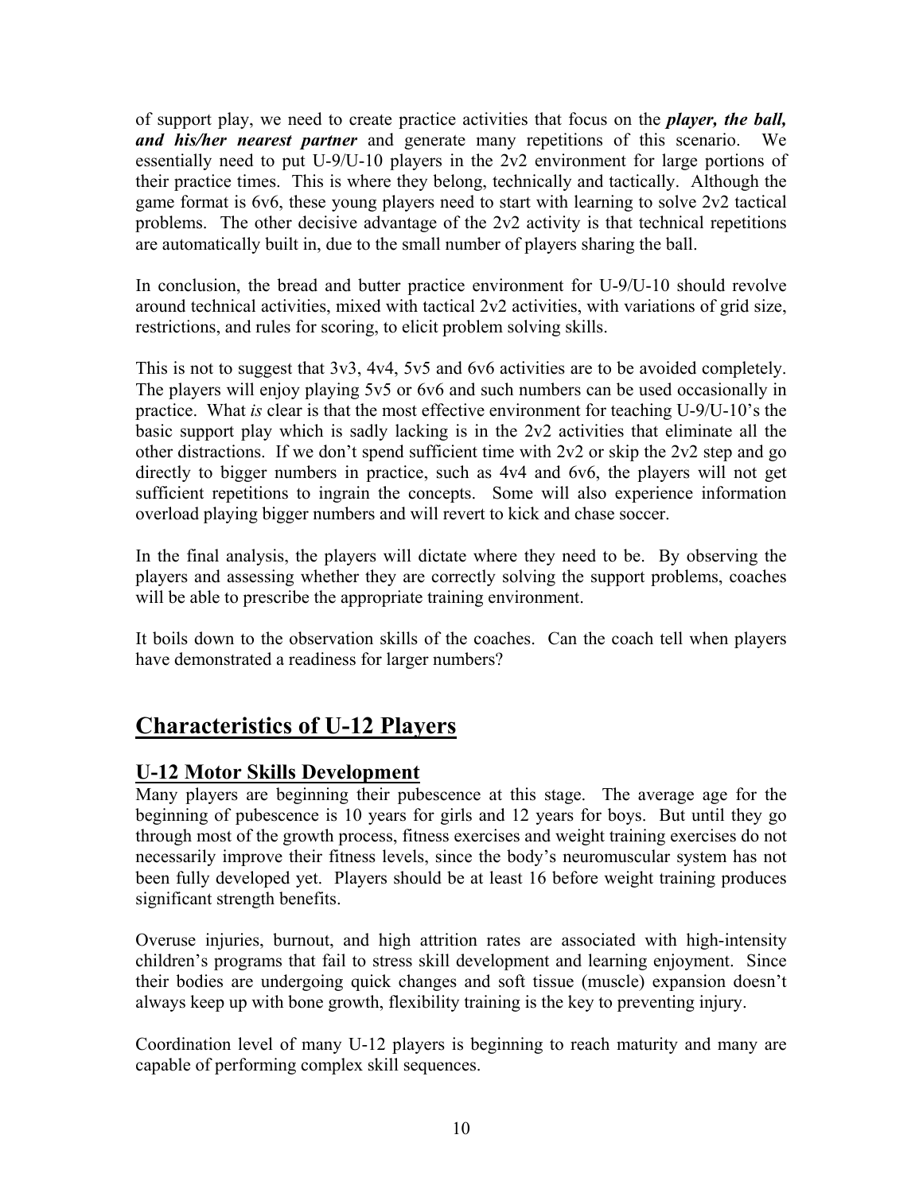of support play, we need to create practice activities that focus on the ***player, the ball, and his/her nearest partner*** and generate many repetitions of this scenario. We essentially need to put U-9/U-10 players in the 2v2 environment for large portions of their practice times. This is where they belong, technically and tactically. Although the game format is 6v6, these young players need to start with learning to solve 2v2 tactical problems. The other decisive advantage of the 2v2 activity is that technical repetitions are automatically built in, due to the small number of players sharing the ball.

In conclusion, the bread and butter practice environment for U-9/U-10 should revolve around technical activities, mixed with tactical 2v2 activities, with variations of grid size, restrictions, and rules for scoring, to elicit problem solving skills.

This is not to suggest that 3v3, 4v4, 5v5 and 6v6 activities are to be avoided completely. The players will enjoy playing 5v5 or 6v6 and such numbers can be used occasionally in practice. What *is* clear is that the most effective environment for teaching U-9/U-10's the basic support play which is sadly lacking is in the 2v2 activities that eliminate all the other distractions. If we don't spend sufficient time with 2v2 or skip the 2v2 step and go directly to bigger numbers in practice, such as 4v4 and 6v6, the players will not get sufficient repetitions to ingrain the concepts. Some will also experience information overload playing bigger numbers and will revert to kick and chase soccer.

In the final analysis, the players will dictate where they need to be. By observing the players and assessing whether they are correctly solving the support problems, coaches will be able to prescribe the appropriate training environment.

It boils down to the observation skills of the coaches. Can the coach tell when players have demonstrated a readiness for larger numbers?

## Characteristics of U-12 Players

### U-12 Motor Skills Development

Many players are beginning their pubescence at this stage. The average age for the beginning of pubescence is 10 years for girls and 12 years for boys. But until they go through most of the growth process, fitness exercises and weight training exercises do not necessarily improve their fitness levels, since the body's neuromuscular system has not been fully developed yet. Players should be at least 16 before weight training produces significant strength benefits.

Overuse injuries, burnout, and high attrition rates are associated with high-intensity children's programs that fail to stress skill development and learning enjoyment. Since their bodies are undergoing quick changes and soft tissue (muscle) expansion doesn't always keep up with bone growth, flexibility training is the key to preventing injury.

Coordination level of many U-12 players is beginning to reach maturity and many are capable of performing complex skill sequences.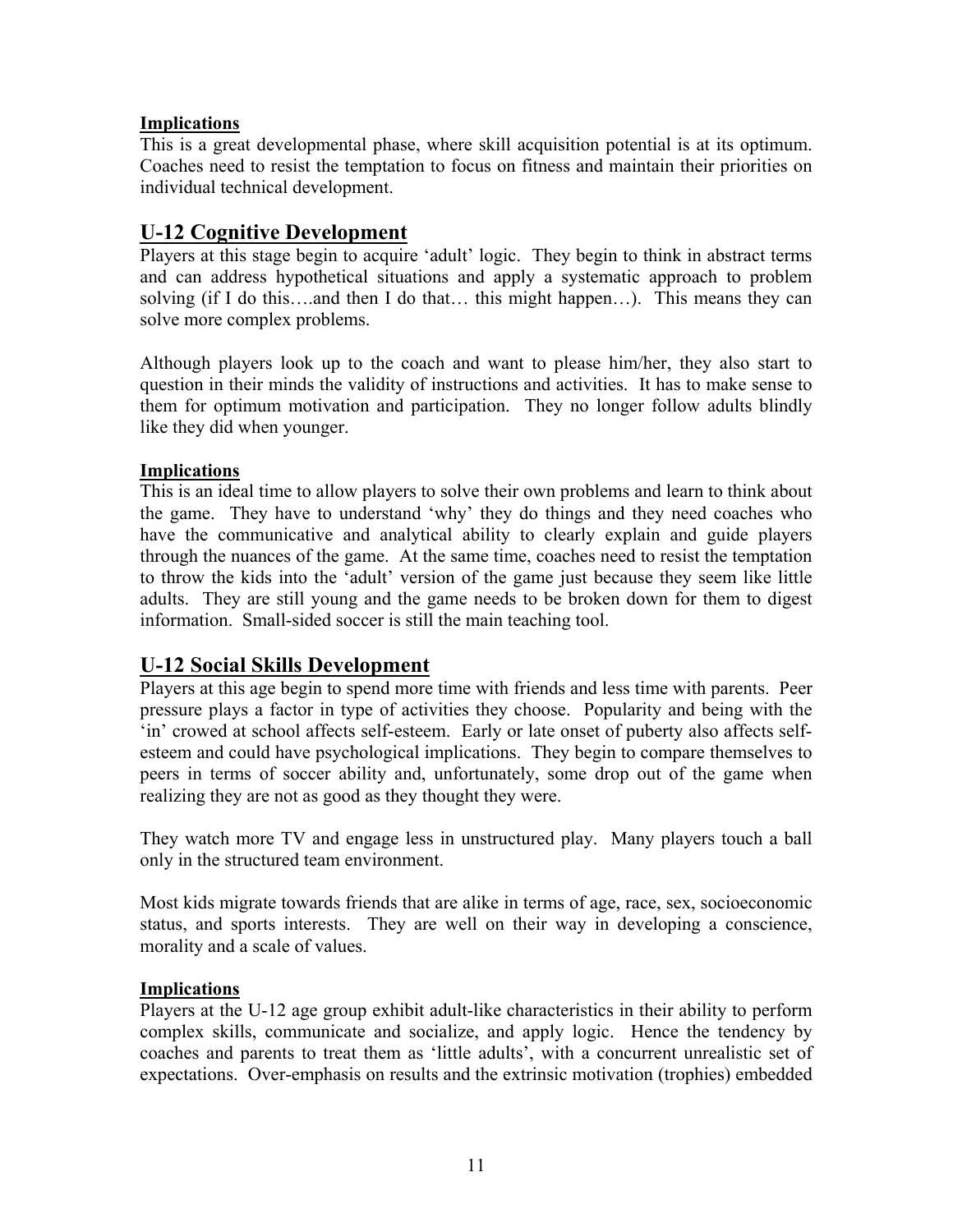**Implications**

This is a great developmental phase, where skill acquisition potential is at its optimum. Coaches need to resist the temptation to focus on fitness and maintain their priorities on individual technical development.

## U-12 Cognitive Development

Players at this stage begin to acquire 'adult' logic. They begin to think in abstract terms and can address hypothetical situations and apply a systematic approach to problem solving (if I do this….and then I do that… this might happen…). This means they can solve more complex problems.

Although players look up to the coach and want to please him/her, they also start to question in their minds the validity of instructions and activities. It has to make sense to them for optimum motivation and participation. They no longer follow adults blindly like they did when younger.

**Implications**

This is an ideal time to allow players to solve their own problems and learn to think about the game. They have to understand 'why' they do things and they need coaches who have the communicative and analytical ability to clearly explain and guide players through the nuances of the game. At the same time, coaches need to resist the temptation to throw the kids into the 'adult' version of the game just because they seem like little adults. They are still young and the game needs to be broken down for them to digest information. Small-sided soccer is still the main teaching tool.

## U-12 Social Skills Development

Players at this age begin to spend more time with friends and less time with parents. Peer pressure plays a factor in type of activities they choose. Popularity and being with the 'in' crowed at school affects self-esteem. Early or late onset of puberty also affects self-esteem and could have psychological implications. They begin to compare themselves to peers in terms of soccer ability and, unfortunately, some drop out of the game when realizing they are not as good as they thought they were.

They watch more TV and engage less in unstructured play. Many players touch a ball only in the structured team environment.

Most kids migrate towards friends that are alike in terms of age, race, sex, socioeconomic status, and sports interests. They are well on their way in developing a conscience, morality and a scale of values.

**Implications**

Players at the U-12 age group exhibit adult-like characteristics in their ability to perform complex skills, communicate and socialize, and apply logic. Hence the tendency by coaches and parents to treat them as 'little adults', with a concurrent unrealistic set of expectations. Over-emphasis on results and the extrinsic motivation (trophies) embedded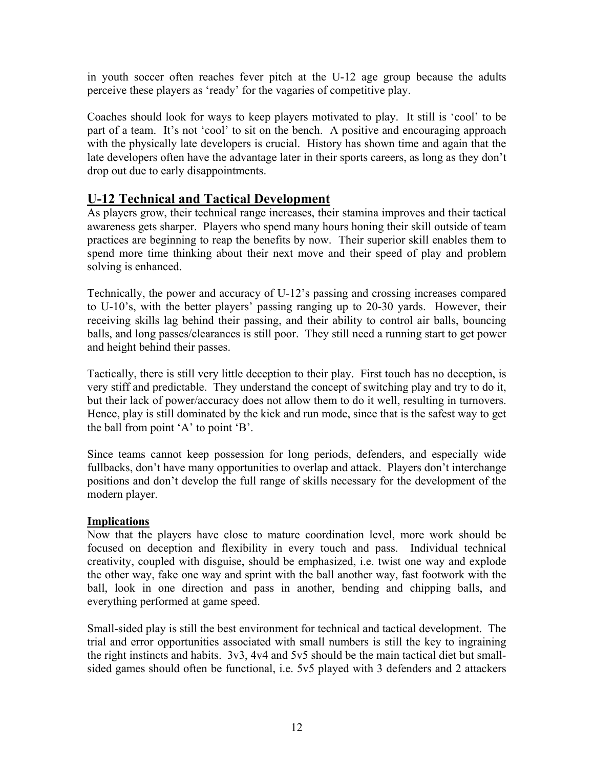in youth soccer often reaches fever pitch at the U-12 age group because the adults perceive these players as 'ready' for the vagaries of competitive play.

Coaches should look for ways to keep players motivated to play. It still is 'cool' to be part of a team. It's not 'cool' to sit on the bench. A positive and encouraging approach with the physically late developers is crucial. History has shown time and again that the late developers often have the advantage later in their sports careers, as long as they don't drop out due to early disappointments.

## U-12 Technical and Tactical Development

As players grow, their technical range increases, their stamina improves and their tactical awareness gets sharper. Players who spend many hours honing their skill outside of team practices are beginning to reap the benefits by now. Their superior skill enables them to spend more time thinking about their next move and their speed of play and problem solving is enhanced.

Technically, the power and accuracy of U-12's passing and crossing increases compared to U-10's, with the better players' passing ranging up to 20-30 yards. However, their receiving skills lag behind their passing, and their ability to control air balls, bouncing balls, and long passes/clearances is still poor. They still need a running start to get power and height behind their passes.

Tactically, there is still very little deception to their play. First touch has no deception, is very stiff and predictable. They understand the concept of switching play and try to do it, but their lack of power/accuracy does not allow them to do it well, resulting in turnovers. Hence, play is still dominated by the kick and run mode, since that is the safest way to get the ball from point 'A' to point 'B'.

Since teams cannot keep possession for long periods, defenders, and especially wide fullbacks, don't have many opportunities to overlap and attack. Players don't interchange positions and don't develop the full range of skills necessary for the development of the modern player.

### Implications

Now that the players have close to mature coordination level, more work should be focused on deception and flexibility in every touch and pass. Individual technical creativity, coupled with disguise, should be emphasized, i.e. twist one way and explode the other way, fake one way and sprint with the ball another way, fast footwork with the ball, look in one direction and pass in another, bending and chipping balls, and everything performed at game speed.

Small-sided play is still the best environment for technical and tactical development. The trial and error opportunities associated with small numbers is still the key to ingraining the right instincts and habits. 3v3, 4v4 and 5v5 should be the main tactical diet but small-sided games should often be functional, i.e. 5v5 played with 3 defenders and 2 attackers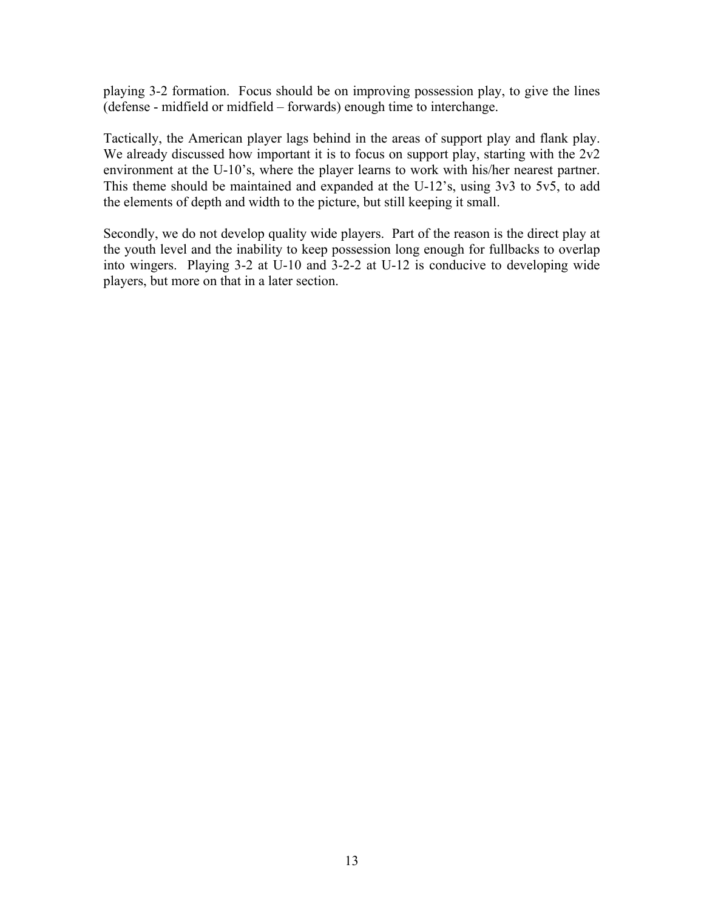playing 3-2 formation. Focus should be on improving possession play, to give the lines (defense - midfield or midfield – forwards) enough time to interchange.

Tactically, the American player lags behind in the areas of support play and flank play. We already discussed how important it is to focus on support play, starting with the 2v2 environment at the U-10's, where the player learns to work with his/her nearest partner. This theme should be maintained and expanded at the U-12's, using 3v3 to 5v5, to add the elements of depth and width to the picture, but still keeping it small.

Secondly, we do not develop quality wide players. Part of the reason is the direct play at the youth level and the inability to keep possession long enough for fullbacks to overlap into wingers. Playing 3-2 at U-10 and 3-2-2 at U-12 is conducive to developing wide players, but more on that in a later section.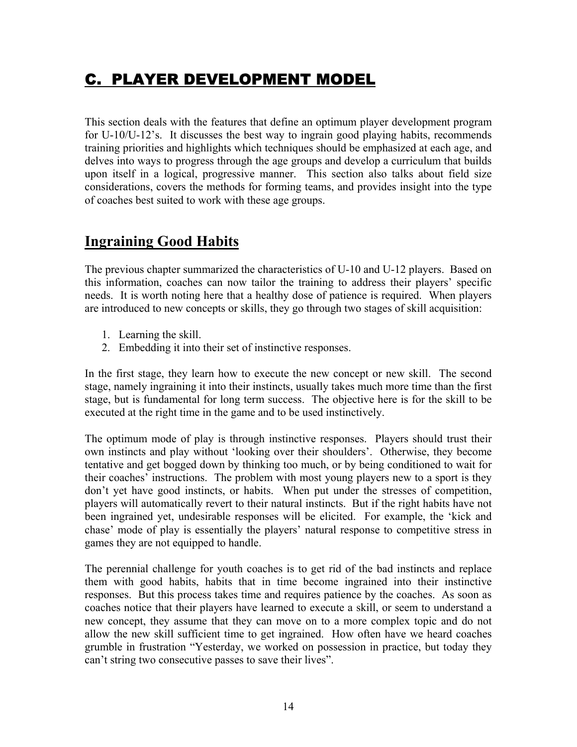# C. PLAYER DEVELOPMENT MODEL

This section deals with the features that define an optimum player development program for U-10/U-12's. It discusses the best way to ingrain good playing habits, recommends training priorities and highlights which techniques should be emphasized at each age, and delves into ways to progress through the age groups and develop a curriculum that builds upon itself in a logical, progressive manner. This section also talks about field size considerations, covers the methods for forming teams, and provides insight into the type of coaches best suited to work with these age groups.

## Ingraining Good Habits

The previous chapter summarized the characteristics of U-10 and U-12 players. Based on this information, coaches can now tailor the training to address their players' specific needs. It is worth noting here that a healthy dose of patience is required. When players are introduced to new concepts or skills, they go through two stages of skill acquisition:

1. Learning the skill.
2. Embedding it into their set of instinctive responses.

In the first stage, they learn how to execute the new concept or new skill. The second stage, namely ingraining it into their instincts, usually takes much more time than the first stage, but is fundamental for long term success. The objective here is for the skill to be executed at the right time in the game and to be used instinctively.

The optimum mode of play is through instinctive responses. Players should trust their own instincts and play without 'looking over their shoulders'. Otherwise, they become tentative and get bogged down by thinking too much, or by being conditioned to wait for their coaches' instructions. The problem with most young players new to a sport is they don't yet have good instincts, or habits. When put under the stresses of competition, players will automatically revert to their natural instincts. But if the right habits have not been ingrained yet, undesirable responses will be elicited. For example, the 'kick and chase' mode of play is essentially the players' natural response to competitive stress in games they are not equipped to handle.

The perennial challenge for youth coaches is to get rid of the bad instincts and replace them with good habits, habits that in time become ingrained into their instinctive responses. But this process takes time and requires patience by the coaches. As soon as coaches notice that their players have learned to execute a skill, or seem to understand a new concept, they assume that they can move on to a more complex topic and do not allow the new skill sufficient time to get ingrained. How often have we heard coaches grumble in frustration "Yesterday, we worked on possession in practice, but today they can't string two consecutive passes to save their lives".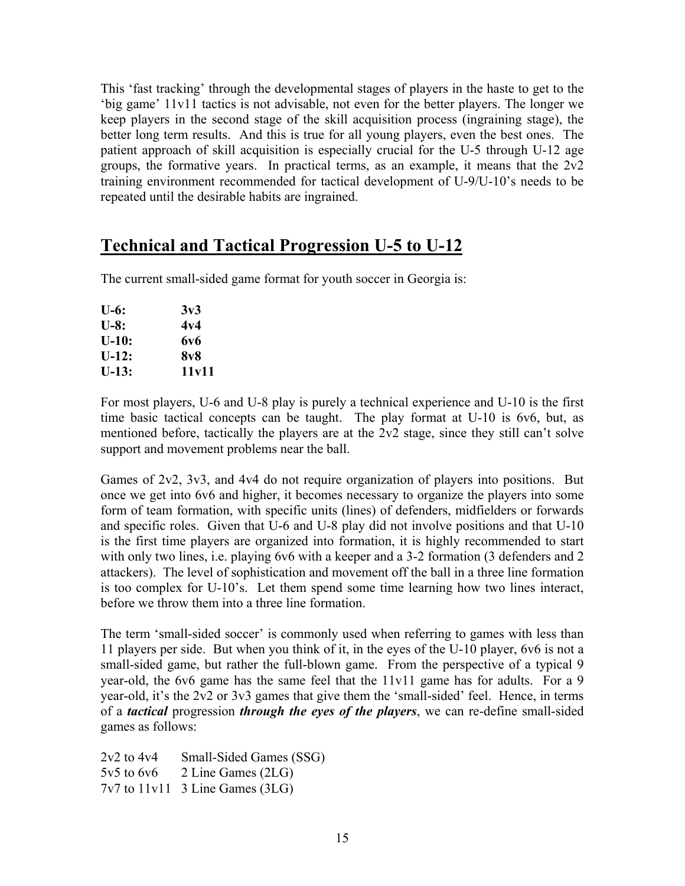This 'fast tracking' through the developmental stages of players in the haste to get to the 'big game' 11v11 tactics is not advisable, not even for the better players. The longer we keep players in the second stage of the skill acquisition process (ingraining stage), the better long term results. And this is true for all young players, even the best ones. The patient approach of skill acquisition is especially crucial for the U-5 through U-12 age groups, the formative years. In practical terms, as an example, it means that the 2v2 training environment recommended for tactical development of U-9/U-10's needs to be repeated until the desirable habits are ingrained.

## Technical and Tactical Progression U-5 to U-12

The current small-sided game format for youth soccer in Georgia is:

| | |
|---|---|
| **U-6:** | **3v3** |
| **U-8:** | **4v4** |
| **U-10:** | **6v6** |
| **U-12:** | **8v8** |
| **U-13:** | **11v11** |

For most players, U-6 and U-8 play is purely a technical experience and U-10 is the first time basic tactical concepts can be taught. The play format at U-10 is 6v6, but, as mentioned before, tactically the players are at the 2v2 stage, since they still can't solve support and movement problems near the ball.

Games of 2v2, 3v3, and 4v4 do not require organization of players into positions. But once we get into 6v6 and higher, it becomes necessary to organize the players into some form of team formation, with specific units (lines) of defenders, midfielders or forwards and specific roles. Given that U-6 and U-8 play did not involve positions and that U-10 is the first time players are organized into formation, it is highly recommended to start with only two lines, i.e. playing 6v6 with a keeper and a 3-2 formation (3 defenders and 2 attackers). The level of sophistication and movement off the ball in a three line formation is too complex for U-10's. Let them spend some time learning how two lines interact, before we throw them into a three line formation.

The term 'small-sided soccer' is commonly used when referring to games with less than 11 players per side. But when you think of it, in the eyes of the U-10 player, 6v6 is not a small-sided game, but rather the full-blown game. From the perspective of a typical 9 year-old, the 6v6 game has the same feel that the 11v11 game has for adults. For a 9 year-old, it's the 2v2 or 3v3 games that give them the 'small-sided' feel. Hence, in terms of a ***tactical*** progression ***through the eyes of the players***, we can re-define small-sided games as follows:

| | |
|---|---|
| 2v2 to 4v4 | Small-Sided Games (SSG) |
| 5v5 to 6v6 | 2 Line Games (2LG) |
| 7v7 to 11v11 | 3 Line Games (3LG) |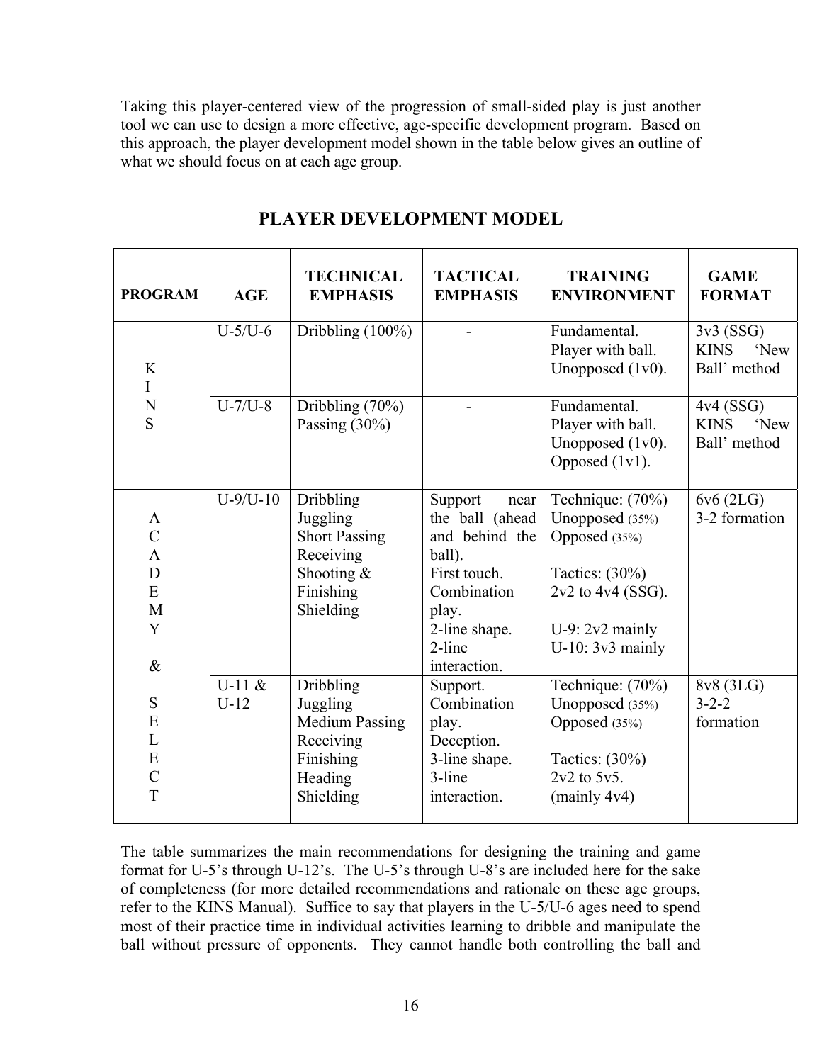Taking this player-centered view of the progression of small-sided play is just another tool we can use to design a more effective, age-specific development program. Based on this approach, the player development model shown in the table below gives an outline of what we should focus on at each age group.

## PLAYER DEVELOPMENT MODEL

| PROGRAM | AGE | TECHNICAL EMPHASIS | TACTICAL EMPHASIS | TRAINING ENVIRONMENT | GAME FORMAT |
|---|---|---|---|---|---|
| KINS | U-5/U-6 | Dribbling (100%) | - | Fundamental. Player with ball. Unopposed (1v0). | 3v3 (SSG) KINS 'New Ball' method |
| | U-7/U-8 | Dribbling (70%) Passing (30%) | - | Fundamental. Player with ball. Unopposed (1v0). Opposed (1v1). | 4v4 (SSG) KINS 'New Ball' method |
| ACADEMY & SELECT | U-9/U-10 | Dribbling Juggling Short Passing Receiving Shooting & Finishing Shielding | Support near the ball (ahead and behind the ball). First touch. Combination play. 2-line shape. 2-line interaction. | Technique: (70%) Unopposed (35%) Opposed (35%) Tactics: (30%) 2v2 to 4v4 (SSG). U-9: 2v2 mainly U-10: 3v3 mainly | 6v6 (2LG) 3-2 formation |
| | U-11 & U-12 | Dribbling Juggling Medium Passing Receiving Finishing Heading Shielding | Support. Combination play. Deception. 3-line shape. 3-line interaction. | Technique: (70%) Unopposed (35%) Opposed (35%) Tactics: (30%) 2v2 to 5v5. (mainly 4v4) | 8v8 (3LG) 3-2-2 formation |

The table summarizes the main recommendations for designing the training and game format for U-5's through U-12's. The U-5's through U-8's are included here for the sake of completeness (for more detailed recommendations and rationale on these age groups, refer to the KINS Manual). Suffice to say that players in the U-5/U-6 ages need to spend most of their practice time in individual activities learning to dribble and manipulate the ball without pressure of opponents. They cannot handle both controlling the ball and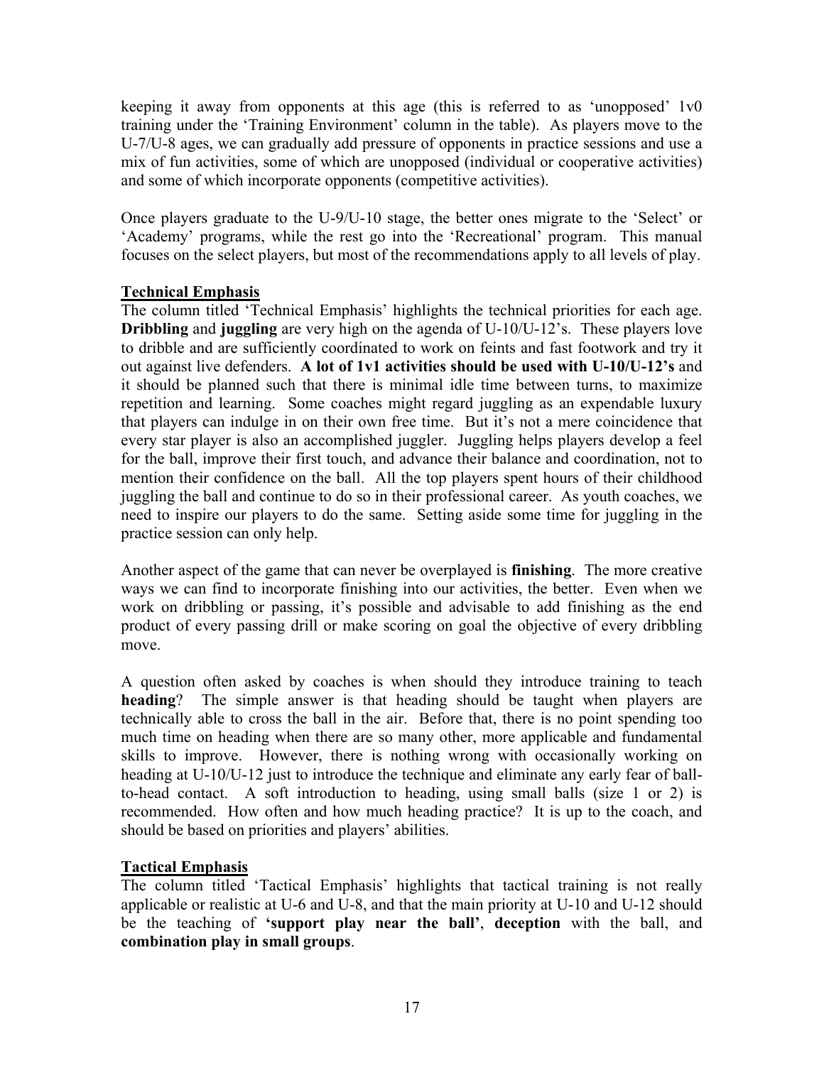keeping it away from opponents at this age (this is referred to as 'unopposed' 1v0 training under the 'Training Environment' column in the table). As players move to the U-7/U-8 ages, we can gradually add pressure of opponents in practice sessions and use a mix of fun activities, some of which are unopposed (individual or cooperative activities) and some of which incorporate opponents (competitive activities).

Once players graduate to the U-9/U-10 stage, the better ones migrate to the 'Select' or 'Academy' programs, while the rest go into the 'Recreational' program. This manual focuses on the select players, but most of the recommendations apply to all levels of play.

**Technical Emphasis**

The column titled 'Technical Emphasis' highlights the technical priorities for each age. **Dribbling** and **juggling** are very high on the agenda of U-10/U-12's. These players love to dribble and are sufficiently coordinated to work on feints and fast footwork and try it out against live defenders. **A lot of 1v1 activities should be used with U-10/U-12's** and it should be planned such that there is minimal idle time between turns, to maximize repetition and learning. Some coaches might regard juggling as an expendable luxury that players can indulge in on their own free time. But it's not a mere coincidence that every star player is also an accomplished juggler. Juggling helps players develop a feel for the ball, improve their first touch, and advance their balance and coordination, not to mention their confidence on the ball. All the top players spent hours of their childhood juggling the ball and continue to do so in their professional career. As youth coaches, we need to inspire our players to do the same. Setting aside some time for juggling in the practice session can only help.

Another aspect of the game that can never be overplayed is **finishing**. The more creative ways we can find to incorporate finishing into our activities, the better. Even when we work on dribbling or passing, it's possible and advisable to add finishing as the end product of every passing drill or make scoring on goal the objective of every dribbling move.

A question often asked by coaches is when should they introduce training to teach **heading**? The simple answer is that heading should be taught when players are technically able to cross the ball in the air. Before that, there is no point spending too much time on heading when there are so many other, more applicable and fundamental skills to improve. However, there is nothing wrong with occasionally working on heading at U-10/U-12 just to introduce the technique and eliminate any early fear of ball-to-head contact. A soft introduction to heading, using small balls (size 1 or 2) is recommended. How often and how much heading practice? It is up to the coach, and should be based on priorities and players' abilities.

**Tactical Emphasis**

The column titled 'Tactical Emphasis' highlights that tactical training is not really applicable or realistic at U-6 and U-8, and that the main priority at U-10 and U-12 should be the teaching of **'support play near the ball'**, **deception** with the ball, and **combination play in small groups**.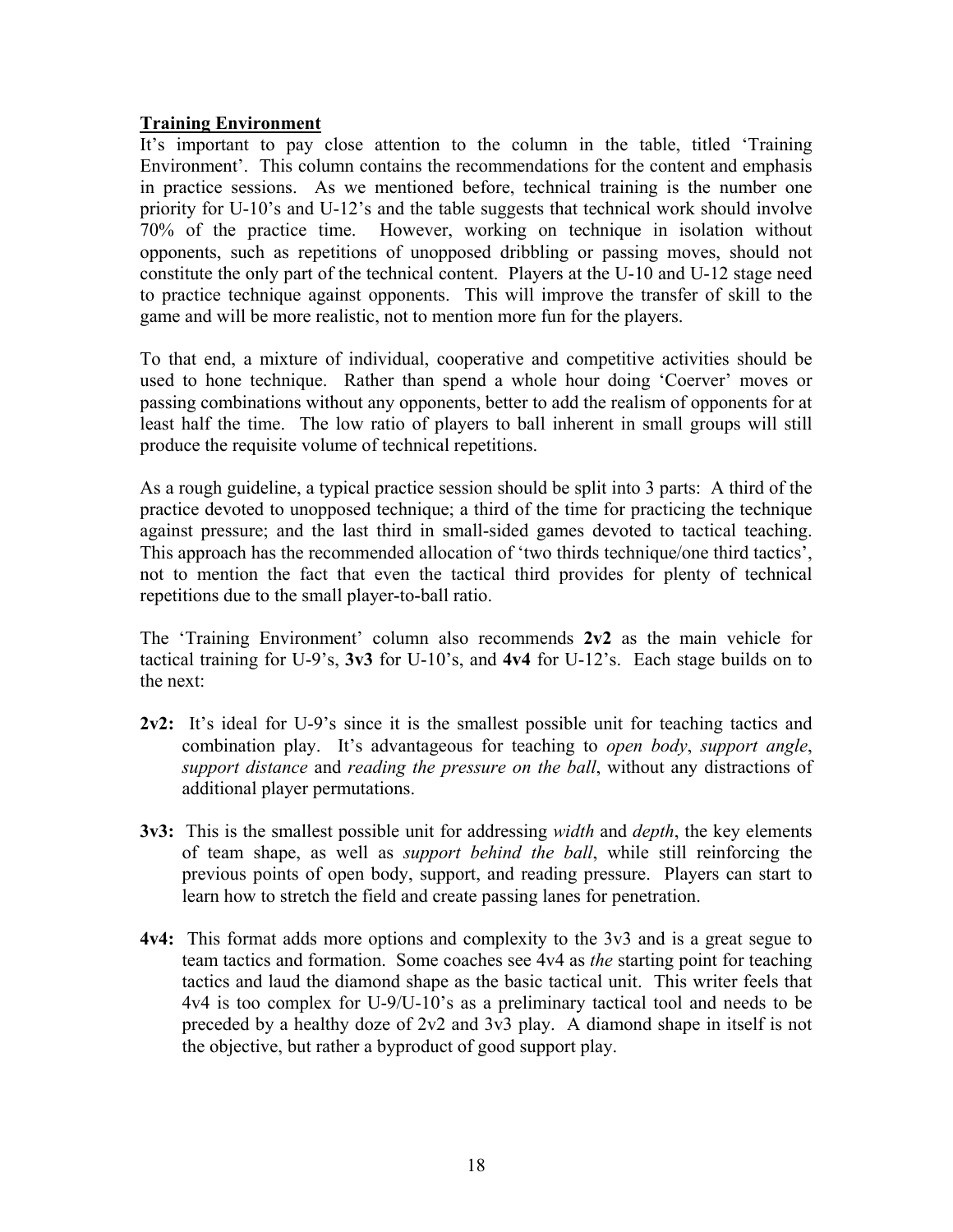**Training Environment**

It's important to pay close attention to the column in the table, titled 'Training Environment'. This column contains the recommendations for the content and emphasis in practice sessions. As we mentioned before, technical training is the number one priority for U-10's and U-12's and the table suggests that technical work should involve 70% of the practice time. However, working on technique in isolation without opponents, such as repetitions of unopposed dribbling or passing moves, should not constitute the only part of the technical content. Players at the U-10 and U-12 stage need to practice technique against opponents. This will improve the transfer of skill to the game and will be more realistic, not to mention more fun for the players.

To that end, a mixture of individual, cooperative and competitive activities should be used to hone technique. Rather than spend a whole hour doing 'Coerver' moves or passing combinations without any opponents, better to add the realism of opponents for at least half the time. The low ratio of players to ball inherent in small groups will still produce the requisite volume of technical repetitions.

As a rough guideline, a typical practice session should be split into 3 parts: A third of the practice devoted to unopposed technique; a third of the time for practicing the technique against pressure; and the last third in small-sided games devoted to tactical teaching. This approach has the recommended allocation of 'two thirds technique/one third tactics', not to mention the fact that even the tactical third provides for plenty of technical repetitions due to the small player-to-ball ratio.

The 'Training Environment' column also recommends **2v2** as the main vehicle for tactical training for U-9's, **3v3** for U-10's, and **4v4** for U-12's. Each stage builds on to the next:

- **2v2:** It's ideal for U-9's since it is the smallest possible unit for teaching tactics and combination play. It's advantageous for teaching to *open body*, *support angle*, *support distance* and *reading the pressure on the ball*, without any distractions of additional player permutations.

- **3v3:** This is the smallest possible unit for addressing *width* and *depth*, the key elements of team shape, as well as *support behind the ball*, while still reinforcing the previous points of open body, support, and reading pressure. Players can start to learn how to stretch the field and create passing lanes for penetration.

- **4v4:** This format adds more options and complexity to the 3v3 and is a great segue to team tactics and formation. Some coaches see 4v4 as *the* starting point for teaching tactics and laud the diamond shape as the basic tactical unit. This writer feels that 4v4 is too complex for U-9/U-10's as a preliminary tactical tool and needs to be preceded by a healthy doze of 2v2 and 3v3 play. A diamond shape in itself is not the objective, but rather a byproduct of good support play.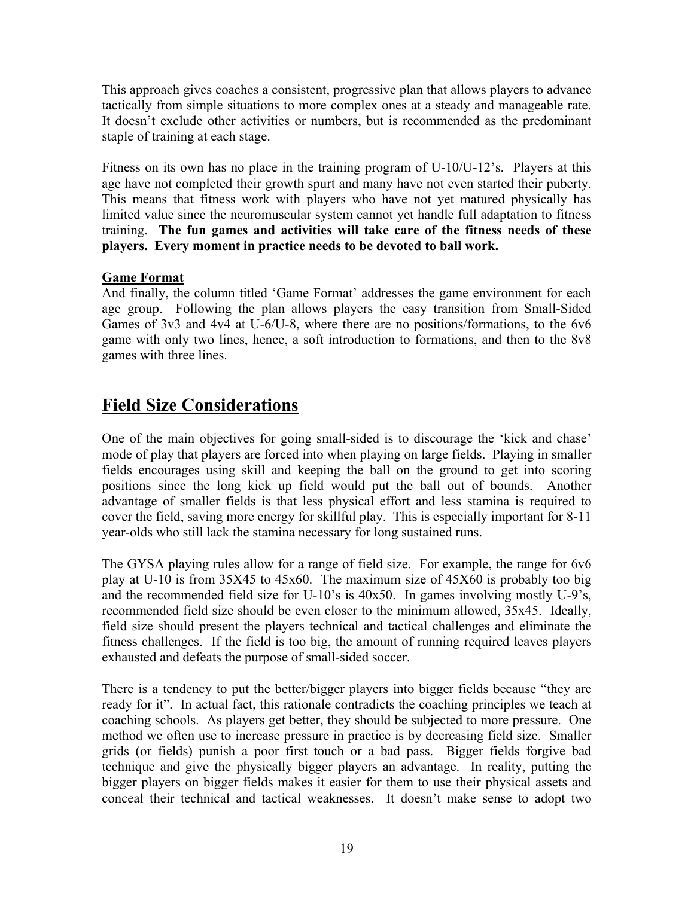This approach gives coaches a consistent, progressive plan that allows players to advance tactically from simple situations to more complex ones at a steady and manageable rate. It doesn't exclude other activities or numbers, but is recommended as the predominant staple of training at each stage.

Fitness on its own has no place in the training program of U-10/U-12's. Players at this age have not completed their growth spurt and many have not even started their puberty. This means that fitness work with players who have not yet matured physically has limited value since the neuromuscular system cannot yet handle full adaptation to fitness training. **The fun games and activities will take care of the fitness needs of these players. Every moment in practice needs to be devoted to ball work.**

**Game Format**

And finally, the column titled 'Game Format' addresses the game environment for each age group. Following the plan allows players the easy transition from Small-Sided Games of 3v3 and 4v4 at U-6/U-8, where there are no positions/formations, to the 6v6 game with only two lines, hence, a soft introduction to formations, and then to the 8v8 games with three lines.

## Field Size Considerations

One of the main objectives for going small-sided is to discourage the 'kick and chase' mode of play that players are forced into when playing on large fields. Playing in smaller fields encourages using skill and keeping the ball on the ground to get into scoring positions since the long kick up field would put the ball out of bounds. Another advantage of smaller fields is that less physical effort and less stamina is required to cover the field, saving more energy for skillful play. This is especially important for 8-11 year-olds who still lack the stamina necessary for long sustained runs.

The GYSA playing rules allow for a range of field size. For example, the range for 6v6 play at U-10 is from 35X45 to 45x60. The maximum size of 45X60 is probably too big and the recommended field size for U-10's is 40x50. In games involving mostly U-9's, recommended field size should be even closer to the minimum allowed, 35x45. Ideally, field size should present the players technical and tactical challenges and eliminate the fitness challenges. If the field is too big, the amount of running required leaves players exhausted and defeats the purpose of small-sided soccer.

There is a tendency to put the better/bigger players into bigger fields because "they are ready for it". In actual fact, this rationale contradicts the coaching principles we teach at coaching schools. As players get better, they should be subjected to more pressure. One method we often use to increase pressure in practice is by decreasing field size. Smaller grids (or fields) punish a poor first touch or a bad pass. Bigger fields forgive bad technique and give the physically bigger players an advantage. In reality, putting the bigger players on bigger fields makes it easier for them to use their physical assets and conceal their technical and tactical weaknesses. It doesn't make sense to adopt two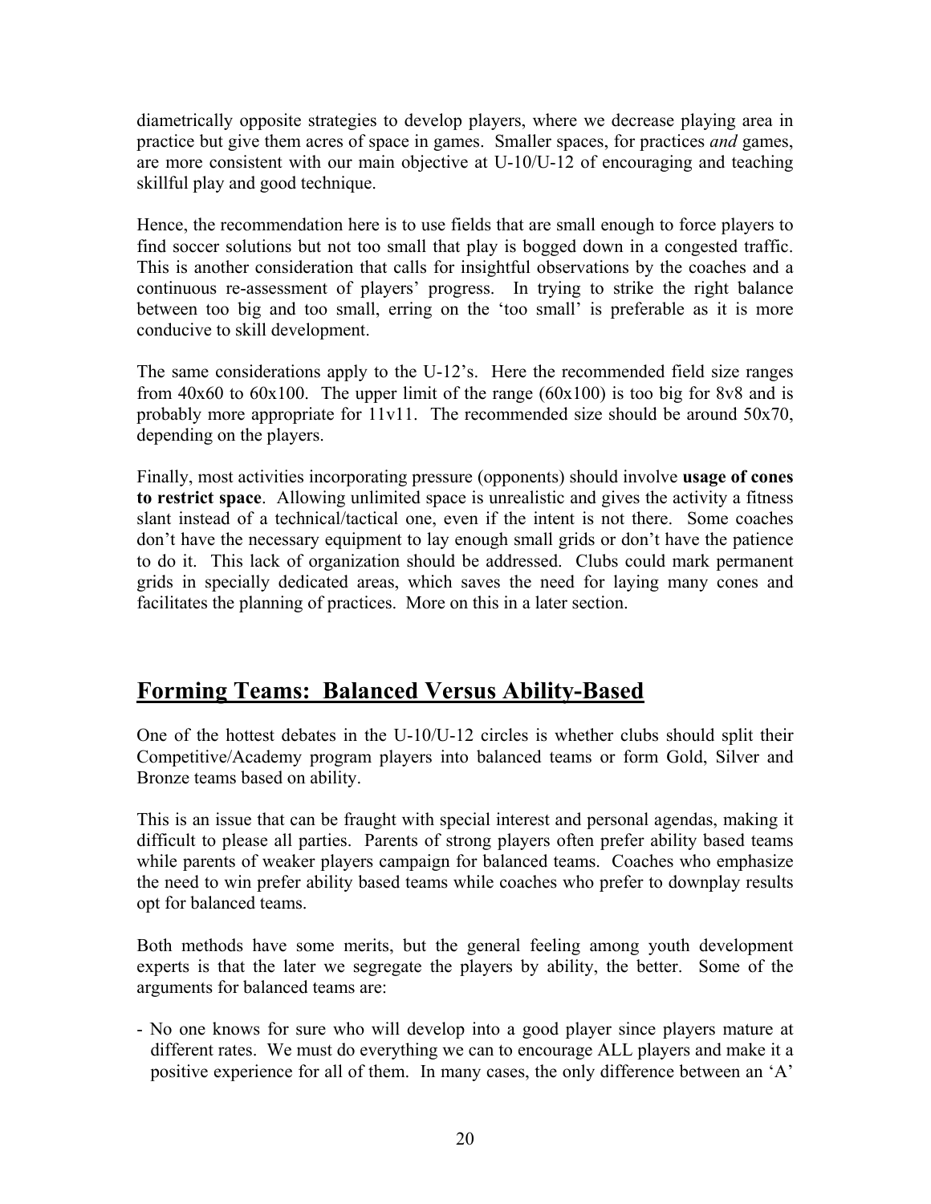diametrically opposite strategies to develop players, where we decrease playing area in practice but give them acres of space in games. Smaller spaces, for practices *and* games, are more consistent with our main objective at U-10/U-12 of encouraging and teaching skillful play and good technique.

Hence, the recommendation here is to use fields that are small enough to force players to find soccer solutions but not too small that play is bogged down in a congested traffic. This is another consideration that calls for insightful observations by the coaches and a continuous re-assessment of players' progress. In trying to strike the right balance between too big and too small, erring on the 'too small' is preferable as it is more conducive to skill development.

The same considerations apply to the U-12's. Here the recommended field size ranges from 40x60 to 60x100. The upper limit of the range (60x100) is too big for 8v8 and is probably more appropriate for 11v11. The recommended size should be around 50x70, depending on the players.

Finally, most activities incorporating pressure (opponents) should involve **usage of cones to restrict space**. Allowing unlimited space is unrealistic and gives the activity a fitness slant instead of a technical/tactical one, even if the intent is not there. Some coaches don't have the necessary equipment to lay enough small grids or don't have the patience to do it. This lack of organization should be addressed. Clubs could mark permanent grids in specially dedicated areas, which saves the need for laying many cones and facilitates the planning of practices. More on this in a later section.

## Forming Teams: Balanced Versus Ability-Based

One of the hottest debates in the U-10/U-12 circles is whether clubs should split their Competitive/Academy program players into balanced teams or form Gold, Silver and Bronze teams based on ability.

This is an issue that can be fraught with special interest and personal agendas, making it difficult to please all parties. Parents of strong players often prefer ability based teams while parents of weaker players campaign for balanced teams. Coaches who emphasize the need to win prefer ability based teams while coaches who prefer to downplay results opt for balanced teams.

Both methods have some merits, but the general feeling among youth development experts is that the later we segregate the players by ability, the better. Some of the arguments for balanced teams are:

- No one knows for sure who will develop into a good player since players mature at different rates. We must do everything we can to encourage ALL players and make it a positive experience for all of them. In many cases, the only difference between an 'A'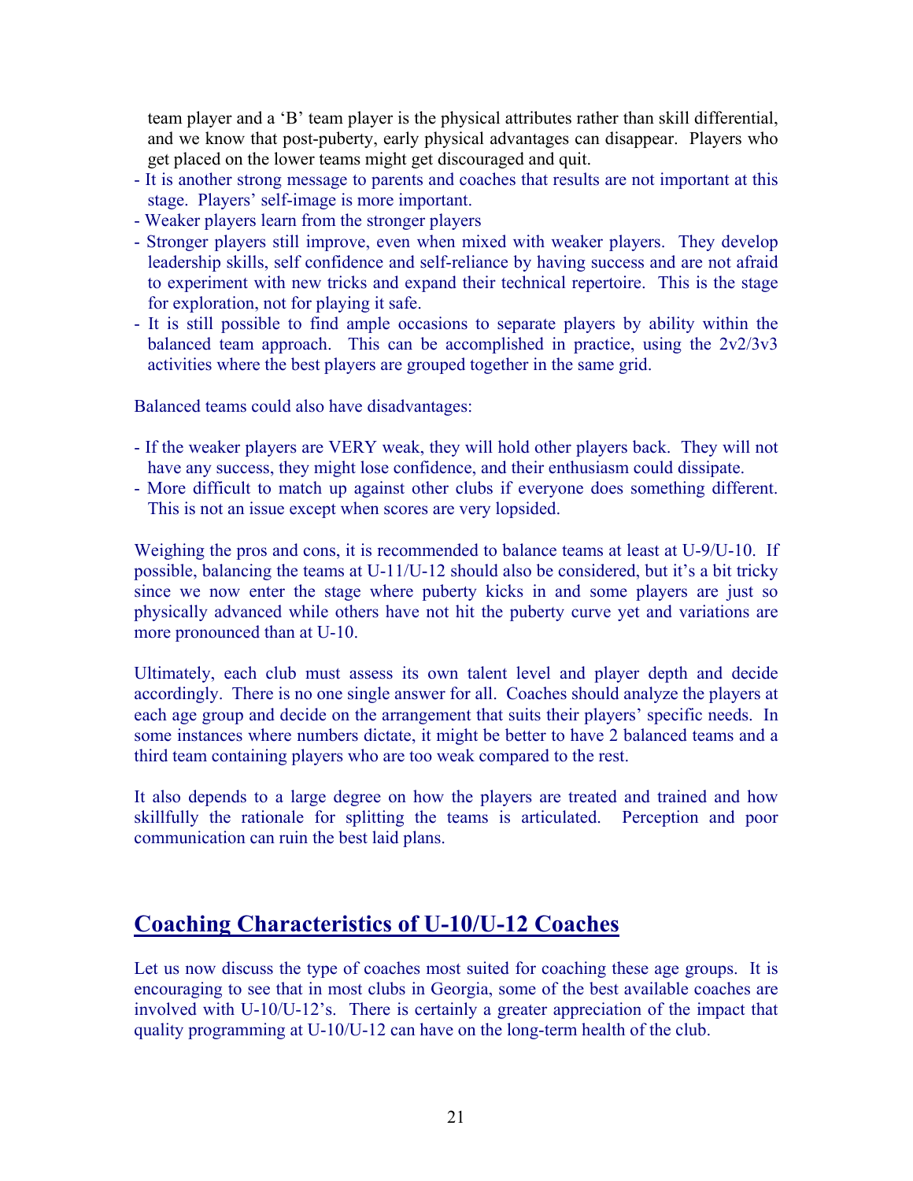team player and a 'B' team player is the physical attributes rather than skill differential, and we know that post-puberty, early physical advantages can disappear. Players who get placed on the lower teams might get discouraged and quit.
- It is another strong message to parents and coaches that results are not important at this stage. Players' self-image is more important.
- Weaker players learn from the stronger players
- Stronger players still improve, even when mixed with weaker players. They develop leadership skills, self confidence and self-reliance by having success and are not afraid to experiment with new tricks and expand their technical repertoire. This is the stage for exploration, not for playing it safe.
- It is still possible to find ample occasions to separate players by ability within the balanced team approach. This can be accomplished in practice, using the 2v2/3v3 activities where the best players are grouped together in the same grid.

Balanced teams could also have disadvantages:

- If the weaker players are VERY weak, they will hold other players back. They will not have any success, they might lose confidence, and their enthusiasm could dissipate.
- More difficult to match up against other clubs if everyone does something different. This is not an issue except when scores are very lopsided.

Weighing the pros and cons, it is recommended to balance teams at least at U-9/U-10. If possible, balancing the teams at U-11/U-12 should also be considered, but it's a bit tricky since we now enter the stage where puberty kicks in and some players are just so physically advanced while others have not hit the puberty curve yet and variations are more pronounced than at U-10.

Ultimately, each club must assess its own talent level and player depth and decide accordingly. There is no one single answer for all. Coaches should analyze the players at each age group and decide on the arrangement that suits their players' specific needs. In some instances where numbers dictate, it might be better to have 2 balanced teams and a third team containing players who are too weak compared to the rest.

It also depends to a large degree on how the players are treated and trained and how skillfully the rationale for splitting the teams is articulated. Perception and poor communication can ruin the best laid plans.

## Coaching Characteristics of U-10/U-12 Coaches

Let us now discuss the type of coaches most suited for coaching these age groups. It is encouraging to see that in most clubs in Georgia, some of the best available coaches are involved with U-10/U-12's. There is certainly a greater appreciation of the impact that quality programming at U-10/U-12 can have on the long-term health of the club.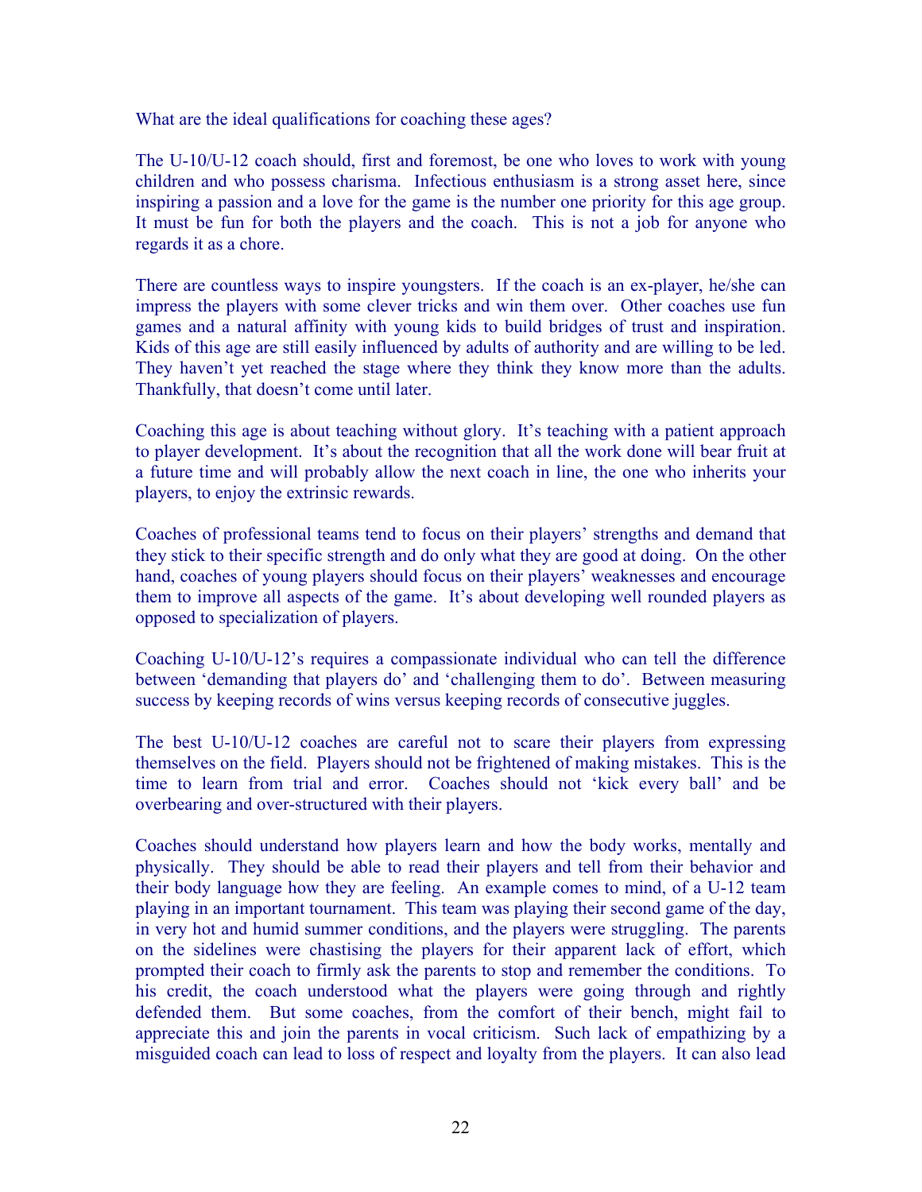What are the ideal qualifications for coaching these ages?

The U-10/U-12 coach should, first and foremost, be one who loves to work with young children and who possess charisma. Infectious enthusiasm is a strong asset here, since inspiring a passion and a love for the game is the number one priority for this age group. It must be fun for both the players and the coach. This is not a job for anyone who regards it as a chore.

There are countless ways to inspire youngsters. If the coach is an ex-player, he/she can impress the players with some clever tricks and win them over. Other coaches use fun games and a natural affinity with young kids to build bridges of trust and inspiration. Kids of this age are still easily influenced by adults of authority and are willing to be led. They haven't yet reached the stage where they think they know more than the adults. Thankfully, that doesn't come until later.

Coaching this age is about teaching without glory. It's teaching with a patient approach to player development. It's about the recognition that all the work done will bear fruit at a future time and will probably allow the next coach in line, the one who inherits your players, to enjoy the extrinsic rewards.

Coaches of professional teams tend to focus on their players' strengths and demand that they stick to their specific strength and do only what they are good at doing. On the other hand, coaches of young players should focus on their players' weaknesses and encourage them to improve all aspects of the game. It's about developing well rounded players as opposed to specialization of players.

Coaching U-10/U-12's requires a compassionate individual who can tell the difference between 'demanding that players do' and 'challenging them to do'. Between measuring success by keeping records of wins versus keeping records of consecutive juggles.

The best U-10/U-12 coaches are careful not to scare their players from expressing themselves on the field. Players should not be frightened of making mistakes. This is the time to learn from trial and error. Coaches should not 'kick every ball' and be overbearing and over-structured with their players.

Coaches should understand how players learn and how the body works, mentally and physically. They should be able to read their players and tell from their behavior and their body language how they are feeling. An example comes to mind, of a U-12 team playing in an important tournament. This team was playing their second game of the day, in very hot and humid summer conditions, and the players were struggling. The parents on the sidelines were chastising the players for their apparent lack of effort, which prompted their coach to firmly ask the parents to stop and remember the conditions. To his credit, the coach understood what the players were going through and rightly defended them. But some coaches, from the comfort of their bench, might fail to appreciate this and join the parents in vocal criticism. Such lack of empathizing by a misguided coach can lead to loss of respect and loyalty from the players. It can also lead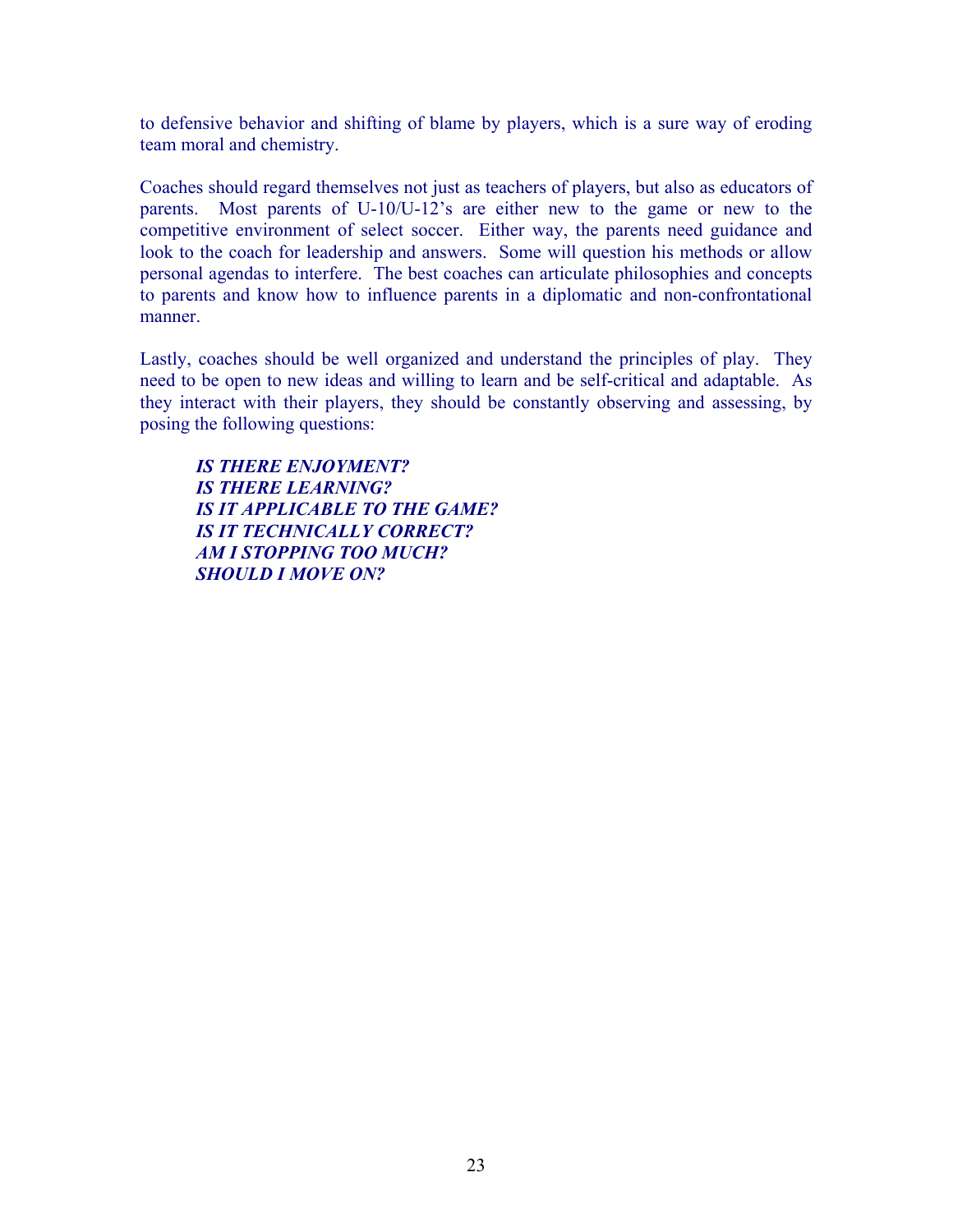to defensive behavior and shifting of blame by players, which is a sure way of eroding team moral and chemistry.

Coaches should regard themselves not just as teachers of players, but also as educators of parents. Most parents of U-10/U-12's are either new to the game or new to the competitive environment of select soccer. Either way, the parents need guidance and look to the coach for leadership and answers. Some will question his methods or allow personal agendas to interfere. The best coaches can articulate philosophies and concepts to parents and know how to influence parents in a diplomatic and non-confrontational manner.

Lastly, coaches should be well organized and understand the principles of play. They need to be open to new ideas and willing to learn and be self-critical and adaptable. As they interact with their players, they should be constantly observing and assessing, by posing the following questions:

> ***IS THERE ENJOYMENT?***
> ***IS THERE LEARNING?***
> ***IS IT APPLICABLE TO THE GAME?***
> ***IS IT TECHNICALLY CORRECT?***
> ***AM I STOPPING TOO MUCH?***
> ***SHOULD I MOVE ON?***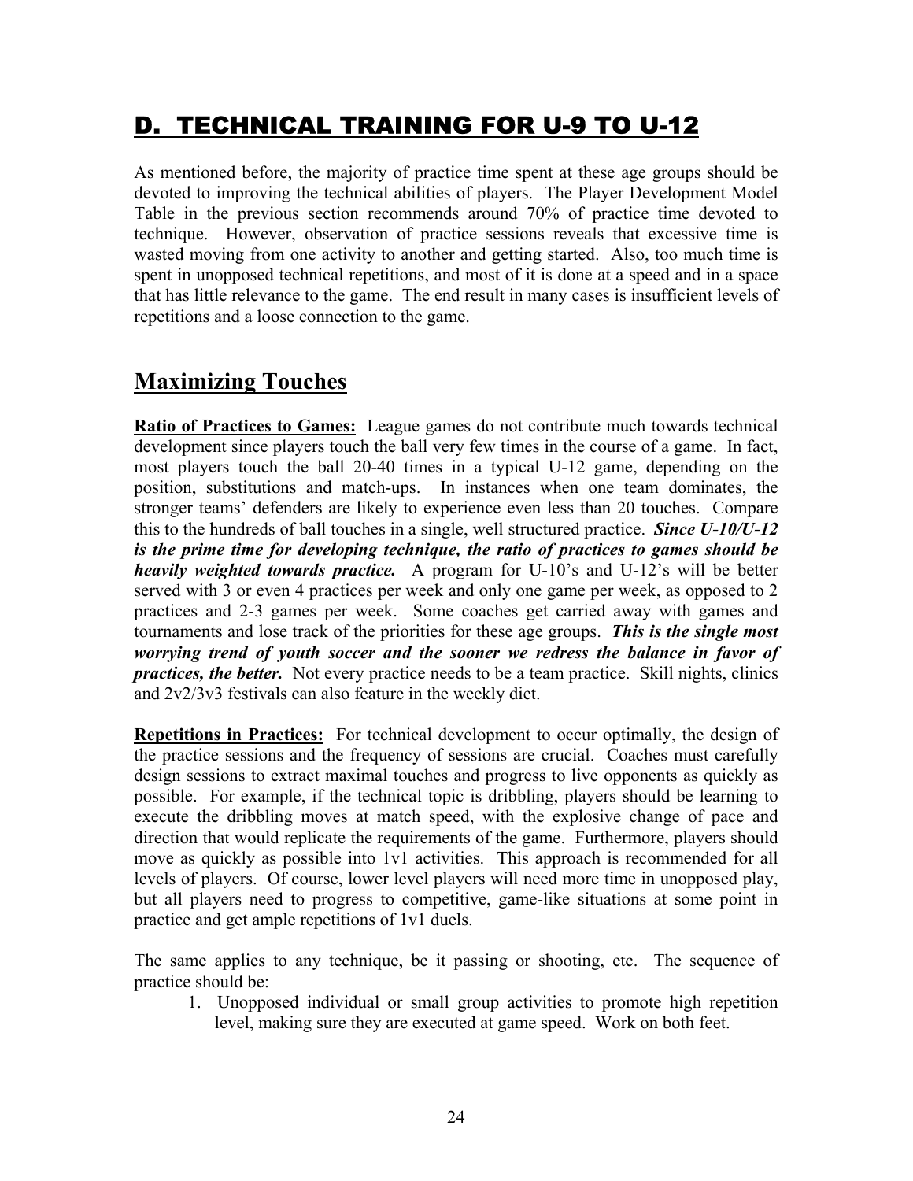## D. TECHNICAL TRAINING FOR U-9 TO U-12

As mentioned before, the majority of practice time spent at these age groups should be devoted to improving the technical abilities of players. The Player Development Model Table in the previous section recommends around 70% of practice time devoted to technique. However, observation of practice sessions reveals that excessive time is wasted moving from one activity to another and getting started. Also, too much time is spent in unopposed technical repetitions, and most of it is done at a speed and in a space that has little relevance to the game. The end result in many cases is insufficient levels of repetitions and a loose connection to the game.

## Maximizing Touches

**Ratio of Practices to Games:** League games do not contribute much towards technical development since players touch the ball very few times in the course of a game. In fact, most players touch the ball 20-40 times in a typical U-12 game, depending on the position, substitutions and match-ups. In instances when one team dominates, the stronger teams' defenders are likely to experience even less than 20 touches. Compare this to the hundreds of ball touches in a single, well structured practice. ***Since U-10/U-12 is the prime time for developing technique, the ratio of practices to games should be heavily weighted towards practice.*** A program for U-10's and U-12's will be better served with 3 or even 4 practices per week and only one game per week, as opposed to 2 practices and 2-3 games per week. Some coaches get carried away with games and tournaments and lose track of the priorities for these age groups. ***This is the single most worrying trend of youth soccer and the sooner we redress the balance in favor of practices, the better.*** Not every practice needs to be a team practice. Skill nights, clinics and 2v2/3v3 festivals can also feature in the weekly diet.

**Repetitions in Practices:** For technical development to occur optimally, the design of the practice sessions and the frequency of sessions are crucial. Coaches must carefully design sessions to extract maximal touches and progress to live opponents as quickly as possible. For example, if the technical topic is dribbling, players should be learning to execute the dribbling moves at match speed, with the explosive change of pace and direction that would replicate the requirements of the game. Furthermore, players should move as quickly as possible into 1v1 activities. This approach is recommended for all levels of players. Of course, lower level players will need more time in unopposed play, but all players need to progress to competitive, game-like situations at some point in practice and get ample repetitions of 1v1 duels.

The same applies to any technique, be it passing or shooting, etc. The sequence of practice should be:

1. Unopposed individual or small group activities to promote high repetition level, making sure they are executed at game speed. Work on both feet.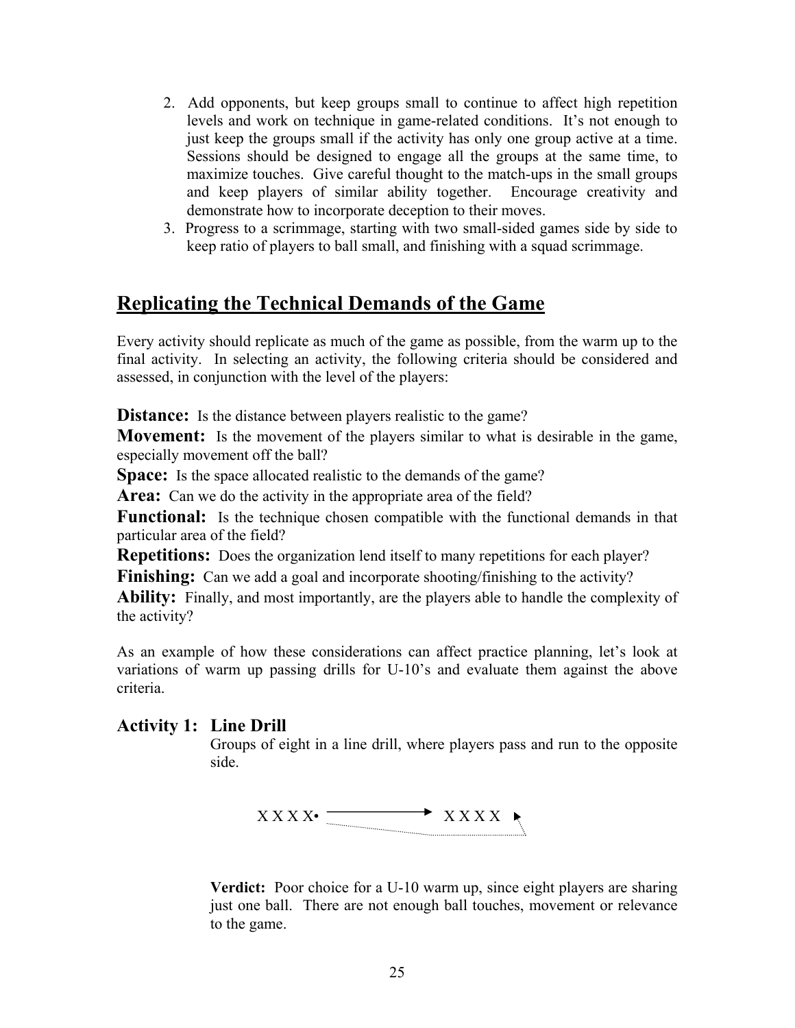2. Add opponents, but keep groups small to continue to affect high repetition levels and work on technique in game-related conditions. It's not enough to just keep the groups small if the activity has only one group active at a time. Sessions should be designed to engage all the groups at the same time, to maximize touches. Give careful thought to the match-ups in the small groups and keep players of similar ability together. Encourage creativity and demonstrate how to incorporate deception to their moves.
3. Progress to a scrimmage, starting with two small-sided games side by side to keep ratio of players to ball small, and finishing with a squad scrimmage.

## Replicating the Technical Demands of the Game

Every activity should replicate as much of the game as possible, from the warm up to the final activity. In selecting an activity, the following criteria should be considered and assessed, in conjunction with the level of the players:

**Distance:** Is the distance between players realistic to the game?

**Movement:** Is the movement of the players similar to what is desirable in the game, especially movement off the ball?

**Space:** Is the space allocated realistic to the demands of the game?

**Area:** Can we do the activity in the appropriate area of the field?

**Functional:** Is the technique chosen compatible with the functional demands in that particular area of the field?

**Repetitions:** Does the organization lend itself to many repetitions for each player?

**Finishing:** Can we add a goal and incorporate shooting/finishing to the activity?

**Ability:** Finally, and most importantly, are the players able to handle the complexity of the activity?

As an example of how these considerations can affect practice planning, let's look at variations of warm up passing drills for U-10's and evaluate them against the above criteria.

### Activity 1: Line Drill

Groups of eight in a line drill, where players pass and run to the opposite side.

X X X X• ————→ X X X X

**Verdict:** Poor choice for a U-10 warm up, since eight players are sharing just one ball. There are not enough ball touches, movement or relevance to the game.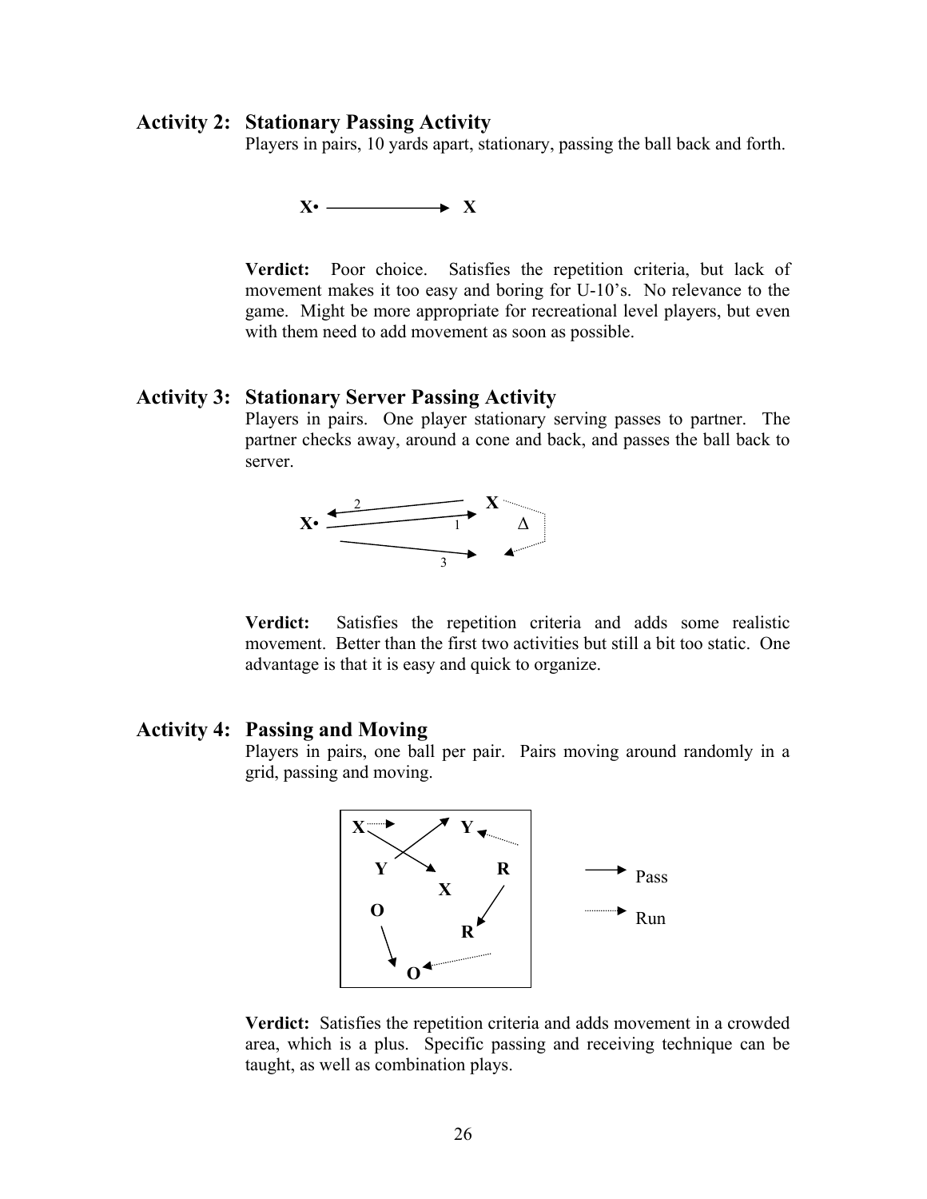### Activity 2: Stationary Passing Activity

Players in pairs, 10 yards apart, stationary, passing the ball back and forth.

**Verdict:** Poor choice. Satisfies the repetition criteria, but lack of movement makes it too easy and boring for U-10's. No relevance to the game. Might be more appropriate for recreational level players, but even with them need to add movement as soon as possible.

### Activity 3: Stationary Server Passing Activity

Players in pairs. One player stationary serving passes to partner. The partner checks away, around a cone and back, and passes the ball back to server.

**Verdict:** Satisfies the repetition criteria and adds some realistic movement. Better than the first two activities but still a bit too static. One advantage is that it is easy and quick to organize.

### Activity 4: Passing and Moving

Players in pairs, one ball per pair. Pairs moving around randomly in a grid, passing and moving.

**Verdict:** Satisfies the repetition criteria and adds movement in a crowded area, which is a plus. Specific passing and receiving technique can be taught, as well as combination plays.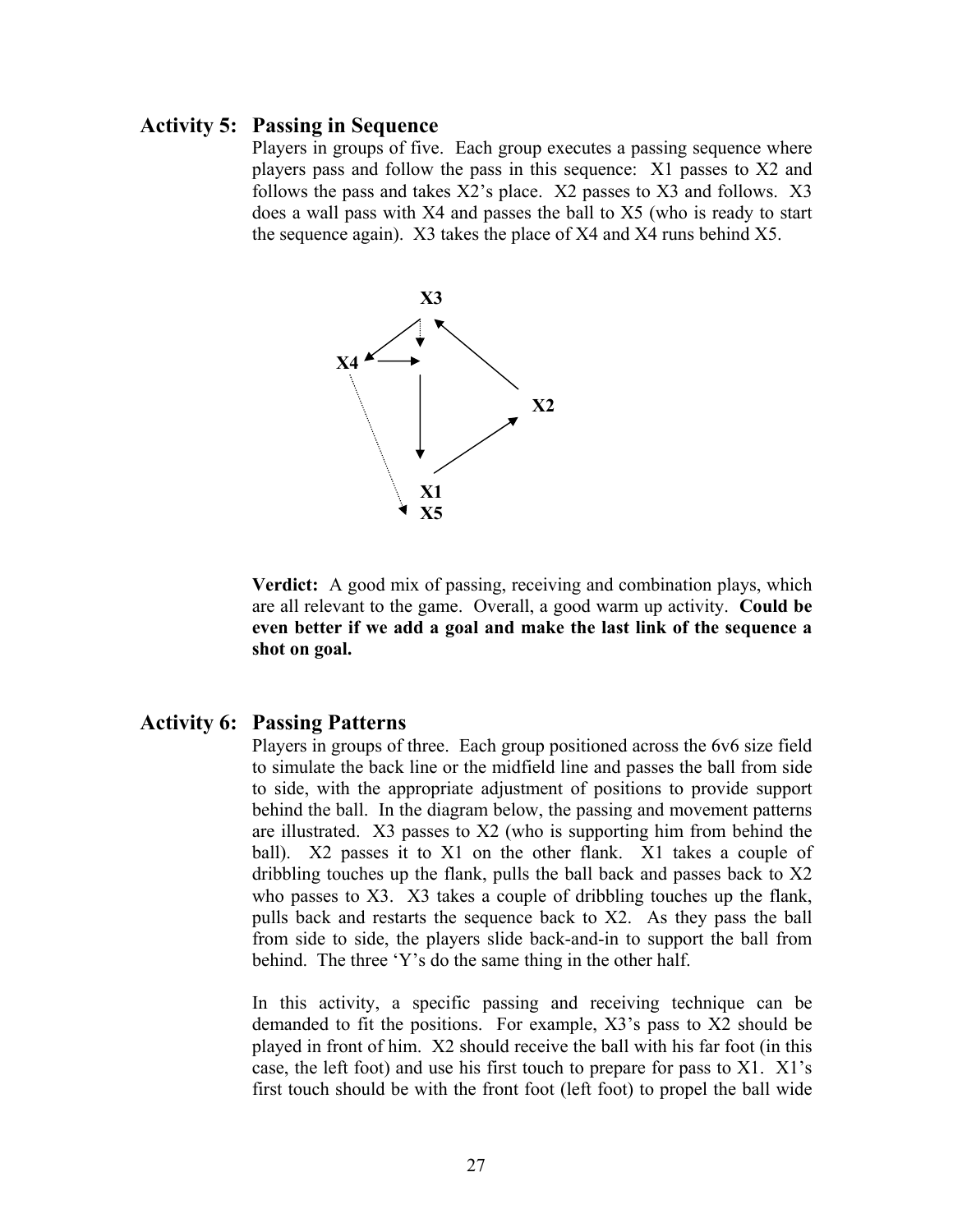## Activity 5: Passing in Sequence

Players in groups of five. Each group executes a passing sequence where players pass and follow the pass in this sequence: X1 passes to X2 and follows the pass and takes X2's place. X2 passes to X3 and follows. X3 does a wall pass with X4 and passes the ball to X5 (who is ready to start the sequence again). X3 takes the place of X4 and X4 runs behind X5.

X3

X4

X2

X1
X5

**Verdict:** A good mix of passing, receiving and combination plays, which are all relevant to the game. Overall, a good warm up activity. **Could be even better if we add a goal and make the last link of the sequence a shot on goal.**

## Activity 6: Passing Patterns

Players in groups of three. Each group positioned across the 6v6 size field to simulate the back line or the midfield line and passes the ball from side to side, with the appropriate adjustment of positions to provide support behind the ball. In the diagram below, the passing and movement patterns are illustrated. X3 passes to X2 (who is supporting him from behind the ball). X2 passes it to X1 on the other flank. X1 takes a couple of dribbling touches up the flank, pulls the ball back and passes back to X2 who passes to X3. X3 takes a couple of dribbling touches up the flank, pulls back and restarts the sequence back to X2. As they pass the ball from side to side, the players slide back-and-in to support the ball from behind. The three 'Y's do the same thing in the other half.

In this activity, a specific passing and receiving technique can be demanded to fit the positions. For example, X3's pass to X2 should be played in front of him. X2 should receive the ball with his far foot (in this case, the left foot) and use his first touch to prepare for pass to X1. X1's first touch should be with the front foot (left foot) to propel the ball wide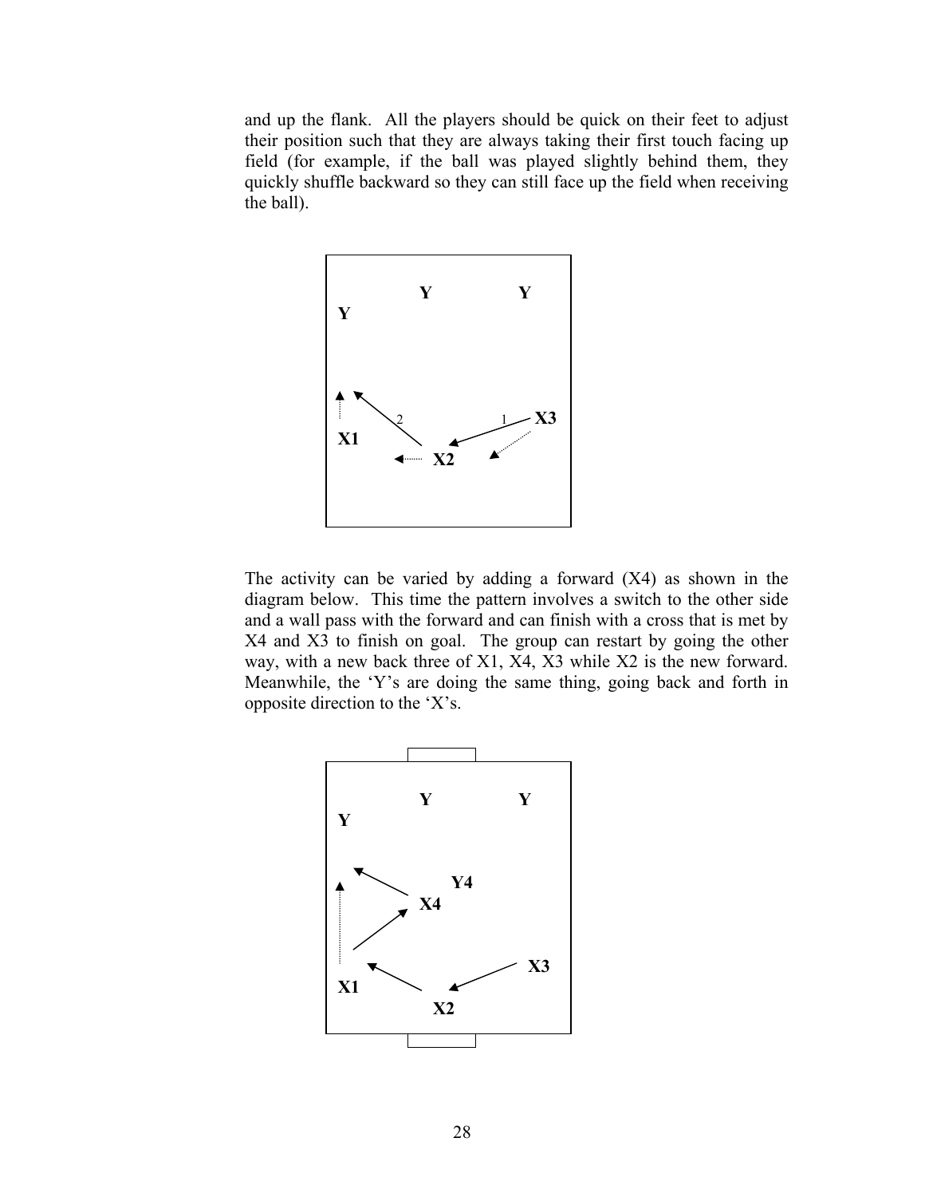and up the flank. All the players should be quick on their feet to adjust their position such that they are always taking their first touch facing up field (for example, if the ball was played slightly behind them, they quickly shuffle backward so they can still face up the field when receiving the ball).

The activity can be varied by adding a forward (X4) as shown in the diagram below. This time the pattern involves a switch to the other side and a wall pass with the forward and can finish with a cross that is met by X4 and X3 to finish on goal. The group can restart by going the other way, with a new back three of X1, X4, X3 while X2 is the new forward. Meanwhile, the 'Y's are doing the same thing, going back and forth in opposite direction to the 'X's.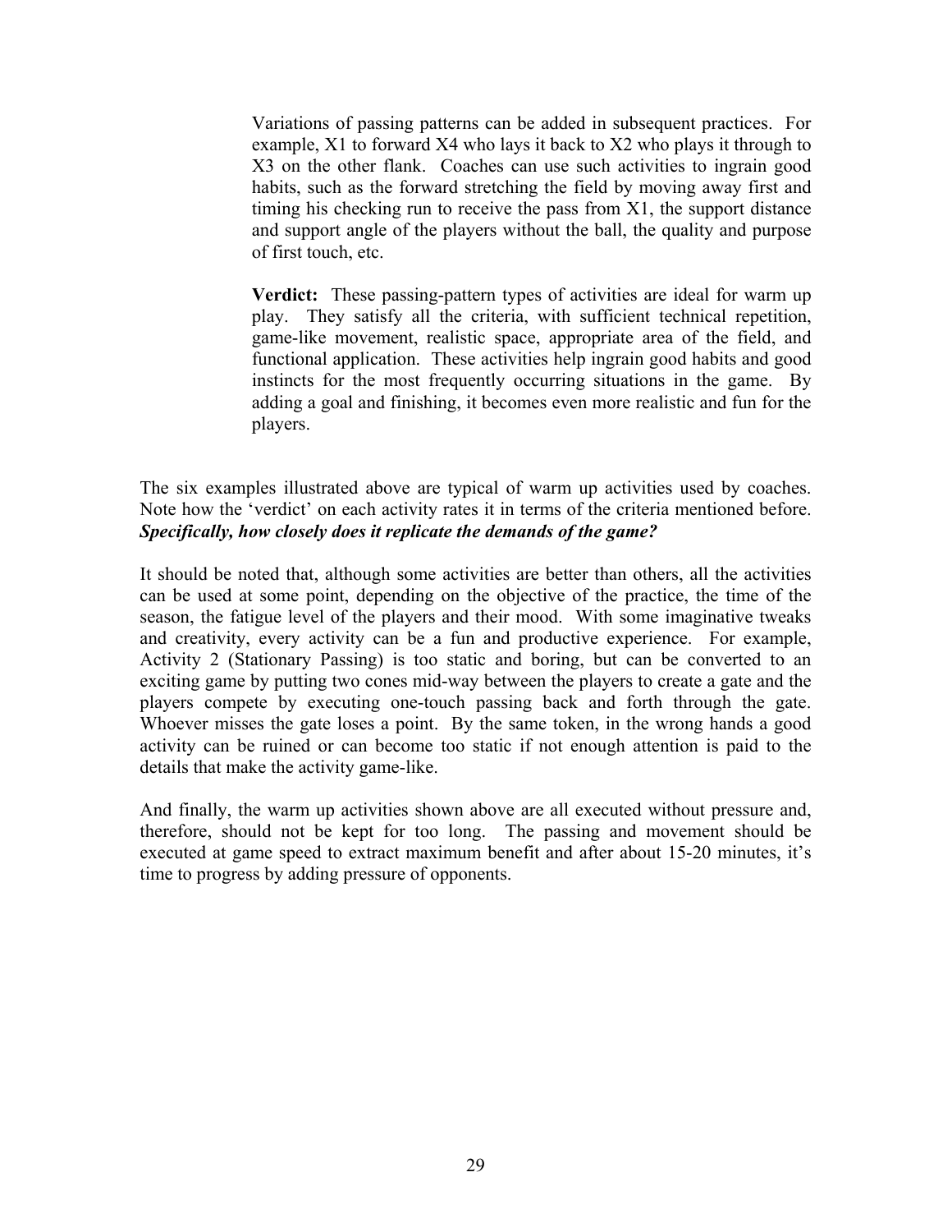Variations of passing patterns can be added in subsequent practices. For example, X1 to forward X4 who lays it back to X2 who plays it through to X3 on the other flank. Coaches can use such activities to ingrain good habits, such as the forward stretching the field by moving away first and timing his checking run to receive the pass from X1, the support distance and support angle of the players without the ball, the quality and purpose of first touch, etc.

**Verdict:** These passing-pattern types of activities are ideal for warm up play. They satisfy all the criteria, with sufficient technical repetition, game-like movement, realistic space, appropriate area of the field, and functional application. These activities help ingrain good habits and good instincts for the most frequently occurring situations in the game. By adding a goal and finishing, it becomes even more realistic and fun for the players.

The six examples illustrated above are typical of warm up activities used by coaches. Note how the 'verdict' on each activity rates it in terms of the criteria mentioned before. ***Specifically, how closely does it replicate the demands of the game?***

It should be noted that, although some activities are better than others, all the activities can be used at some point, depending on the objective of the practice, the time of the season, the fatigue level of the players and their mood. With some imaginative tweaks and creativity, every activity can be a fun and productive experience. For example, Activity 2 (Stationary Passing) is too static and boring, but can be converted to an exciting game by putting two cones mid-way between the players to create a gate and the players compete by executing one-touch passing back and forth through the gate. Whoever misses the gate loses a point. By the same token, in the wrong hands a good activity can be ruined or can become too static if not enough attention is paid to the details that make the activity game-like.

And finally, the warm up activities shown above are all executed without pressure and, therefore, should not be kept for too long. The passing and movement should be executed at game speed to extract maximum benefit and after about 15-20 minutes, it's time to progress by adding pressure of opponents.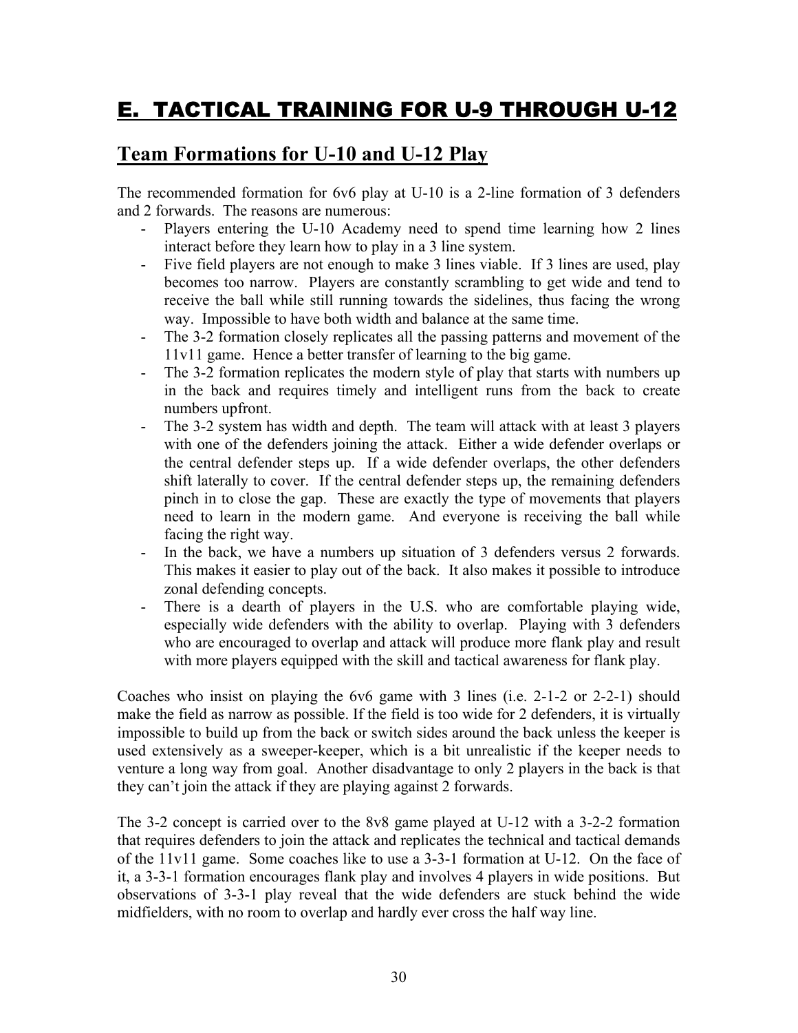# E. TACTICAL TRAINING FOR U-9 THROUGH U-12

## Team Formations for U-10 and U-12 Play

The recommended formation for 6v6 play at U-10 is a 2-line formation of 3 defenders and 2 forwards. The reasons are numerous:

- Players entering the U-10 Academy need to spend time learning how 2 lines interact before they learn how to play in a 3 line system.
- Five field players are not enough to make 3 lines viable. If 3 lines are used, play becomes too narrow. Players are constantly scrambling to get wide and tend to receive the ball while still running towards the sidelines, thus facing the wrong way. Impossible to have both width and balance at the same time.
- The 3-2 formation closely replicates all the passing patterns and movement of the 11v11 game. Hence a better transfer of learning to the big game.
- The 3-2 formation replicates the modern style of play that starts with numbers up in the back and requires timely and intelligent runs from the back to create numbers upfront.
- The 3-2 system has width and depth. The team will attack with at least 3 players with one of the defenders joining the attack. Either a wide defender overlaps or the central defender steps up. If a wide defender overlaps, the other defenders shift laterally to cover. If the central defender steps up, the remaining defenders pinch in to close the gap. These are exactly the type of movements that players need to learn in the modern game. And everyone is receiving the ball while facing the right way.
- In the back, we have a numbers up situation of 3 defenders versus 2 forwards. This makes it easier to play out of the back. It also makes it possible to introduce zonal defending concepts.
- There is a dearth of players in the U.S. who are comfortable playing wide, especially wide defenders with the ability to overlap. Playing with 3 defenders who are encouraged to overlap and attack will produce more flank play and result with more players equipped with the skill and tactical awareness for flank play.

Coaches who insist on playing the 6v6 game with 3 lines (i.e. 2-1-2 or 2-2-1) should make the field as narrow as possible. If the field is too wide for 2 defenders, it is virtually impossible to build up from the back or switch sides around the back unless the keeper is used extensively as a sweeper-keeper, which is a bit unrealistic if the keeper needs to venture a long way from goal. Another disadvantage to only 2 players in the back is that they can't join the attack if they are playing against 2 forwards.

The 3-2 concept is carried over to the 8v8 game played at U-12 with a 3-2-2 formation that requires defenders to join the attack and replicates the technical and tactical demands of the 11v11 game. Some coaches like to use a 3-3-1 formation at U-12. On the face of it, a 3-3-1 formation encourages flank play and involves 4 players in wide positions. But observations of 3-3-1 play reveal that the wide defenders are stuck behind the wide midfielders, with no room to overlap and hardly ever cross the half way line.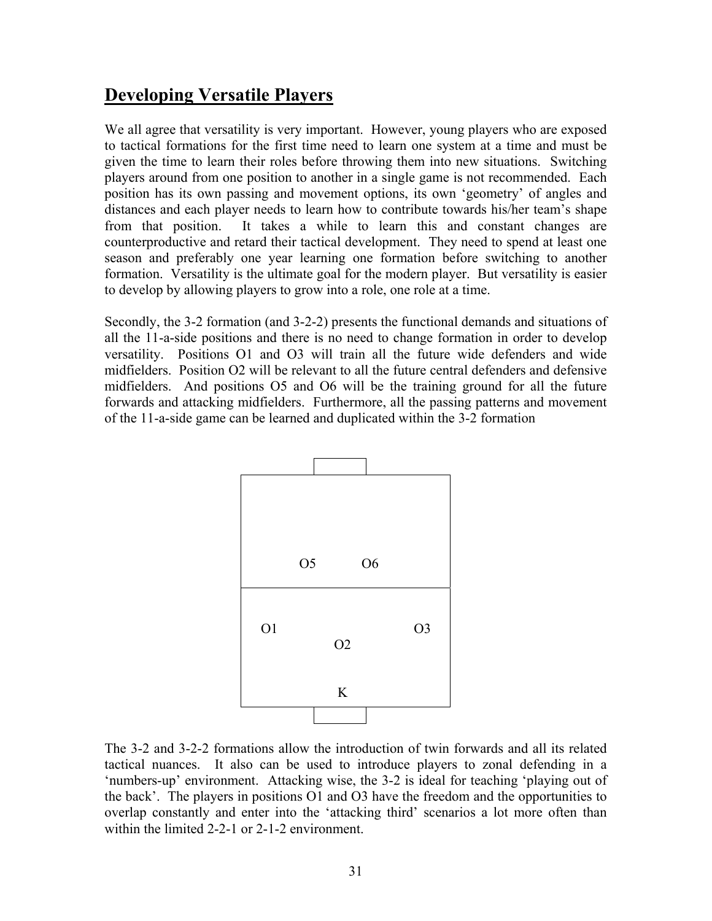## Developing Versatile Players

We all agree that versatility is very important. However, young players who are exposed to tactical formations for the first time need to learn one system at a time and must be given the time to learn their roles before throwing them into new situations. Switching players around from one position to another in a single game is not recommended. Each position has its own passing and movement options, its own 'geometry' of angles and distances and each player needs to learn how to contribute towards his/her team's shape from that position. It takes a while to learn this and constant changes are counterproductive and retard their tactical development. They need to spend at least one season and preferably one year learning one formation before switching to another formation. Versatility is the ultimate goal for the modern player. But versatility is easier to develop by allowing players to grow into a role, one role at a time.

Secondly, the 3-2 formation (and 3-2-2) presents the functional demands and situations of all the 11-a-side positions and there is no need to change formation in order to develop versatility. Positions O1 and O3 will train all the future wide defenders and wide midfielders. Position O2 will be relevant to all the future central defenders and defensive midfielders. And positions O5 and O6 will be the training ground for all the future forwards and attacking midfielders. Furthermore, all the passing patterns and movement of the 11-a-side game can be learned and duplicated within the 3-2 formation

```
        O5      O6

 O1                    O3
           O2

           K
```

The 3-2 and 3-2-2 formations allow the introduction of twin forwards and all its related tactical nuances. It also can be used to introduce players to zonal defending in a 'numbers-up' environment. Attacking wise, the 3-2 is ideal for teaching 'playing out of the back'. The players in positions O1 and O3 have the freedom and the opportunities to overlap constantly and enter into the 'attacking third' scenarios a lot more often than within the limited 2-2-1 or 2-1-2 environment.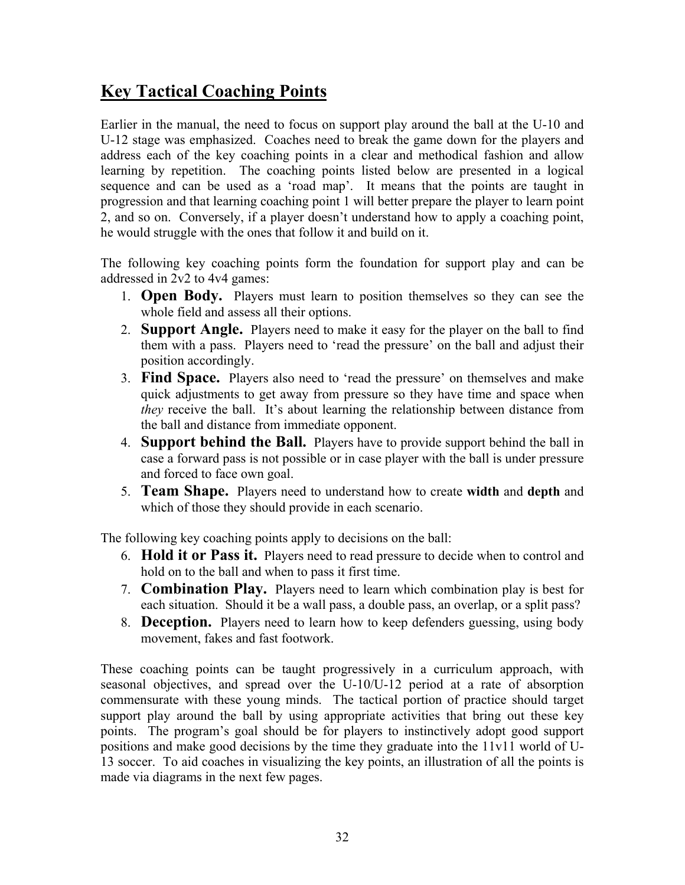## Key Tactical Coaching Points

Earlier in the manual, the need to focus on support play around the ball at the U-10 and U-12 stage was emphasized. Coaches need to break the game down for the players and address each of the key coaching points in a clear and methodical fashion and allow learning by repetition. The coaching points listed below are presented in a logical sequence and can be used as a 'road map'. It means that the points are taught in progression and that learning coaching point 1 will better prepare the player to learn point 2, and so on. Conversely, if a player doesn't understand how to apply a coaching point, he would struggle with the ones that follow it and build on it.

The following key coaching points form the foundation for support play and can be addressed in 2v2 to 4v4 games:

1. **Open Body.** Players must learn to position themselves so they can see the whole field and assess all their options.
2. **Support Angle.** Players need to make it easy for the player on the ball to find them with a pass. Players need to 'read the pressure' on the ball and adjust their position accordingly.
3. **Find Space.** Players also need to 'read the pressure' on themselves and make quick adjustments to get away from pressure so they have time and space when *they* receive the ball. It's about learning the relationship between distance from the ball and distance from immediate opponent.
4. **Support behind the Ball.** Players have to provide support behind the ball in case a forward pass is not possible or in case player with the ball is under pressure and forced to face own goal.
5. **Team Shape.** Players need to understand how to create **width** and **depth** and which of those they should provide in each scenario.

The following key coaching points apply to decisions on the ball:

6. **Hold it or Pass it.** Players need to read pressure to decide when to control and hold on to the ball and when to pass it first time.
7. **Combination Play.** Players need to learn which combination play is best for each situation. Should it be a wall pass, a double pass, an overlap, or a split pass?
8. **Deception.** Players need to learn how to keep defenders guessing, using body movement, fakes and fast footwork.

These coaching points can be taught progressively in a curriculum approach, with seasonal objectives, and spread over the U-10/U-12 period at a rate of absorption commensurate with these young minds. The tactical portion of practice should target support play around the ball by using appropriate activities that bring out these key points. The program's goal should be for players to instinctively adopt good support positions and make good decisions by the time they graduate into the 11v11 world of U-13 soccer. To aid coaches in visualizing the key points, an illustration of all the points is made via diagrams in the next few pages.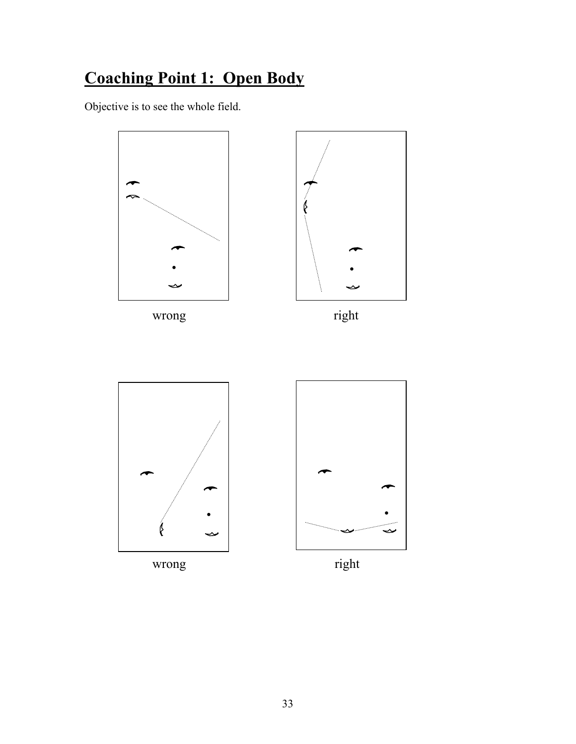## Coaching Point 1: Open Body

Objective is to see the whole field.

wrong

right

wrong

right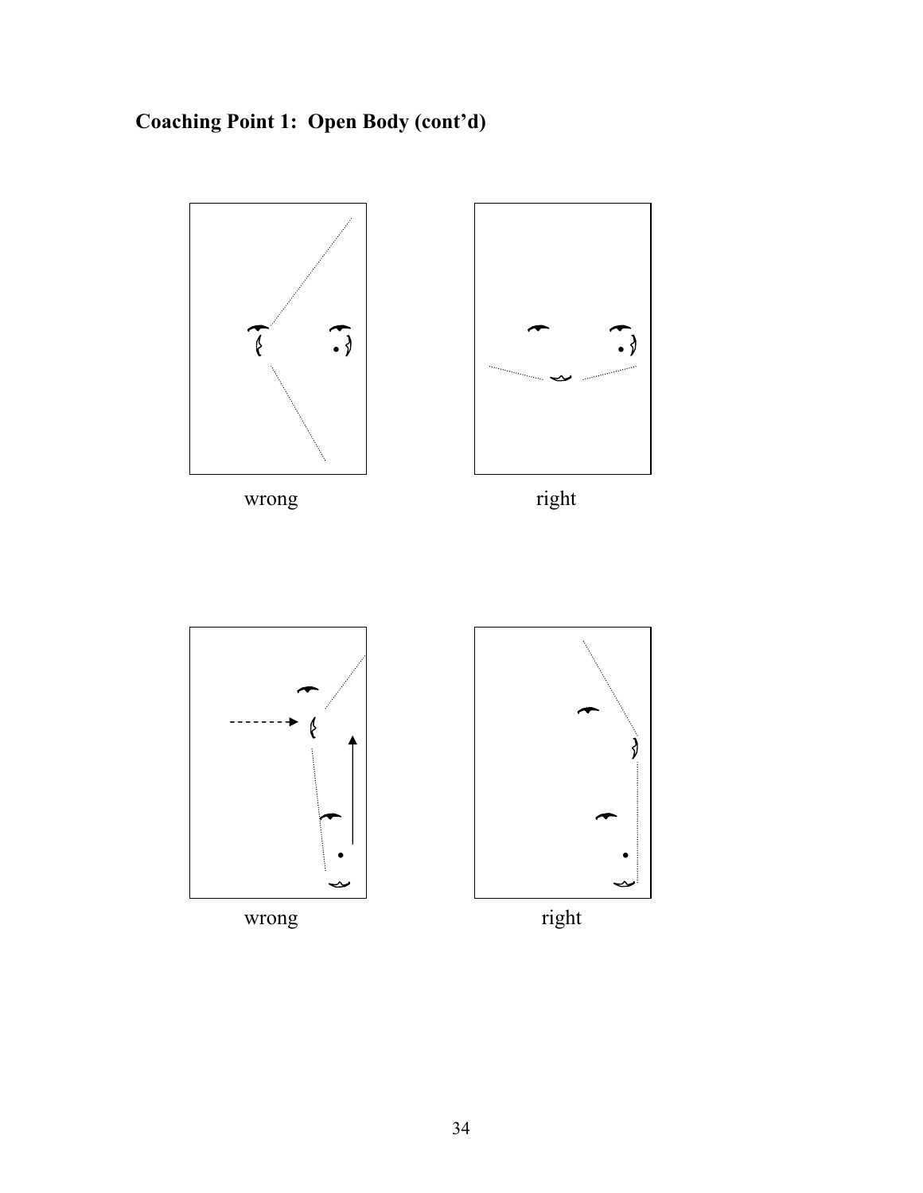## Coaching Point 1: Open Body (cont'd)

wrong

right

wrong

right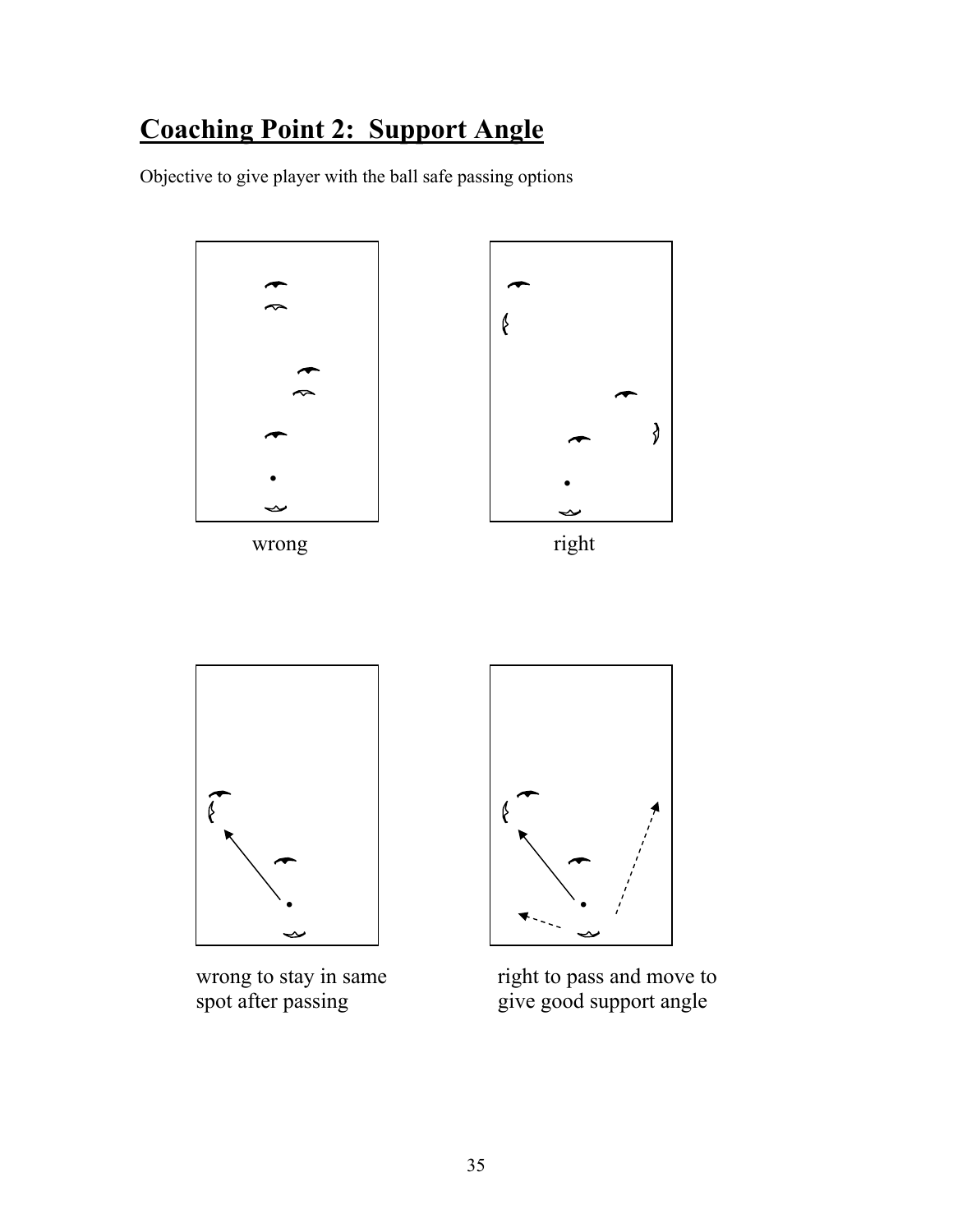## Coaching Point 2: Support Angle

Objective to give player with the ball safe passing options

wrong

right

wrong to stay in same spot after passing

right to pass and move to give good support angle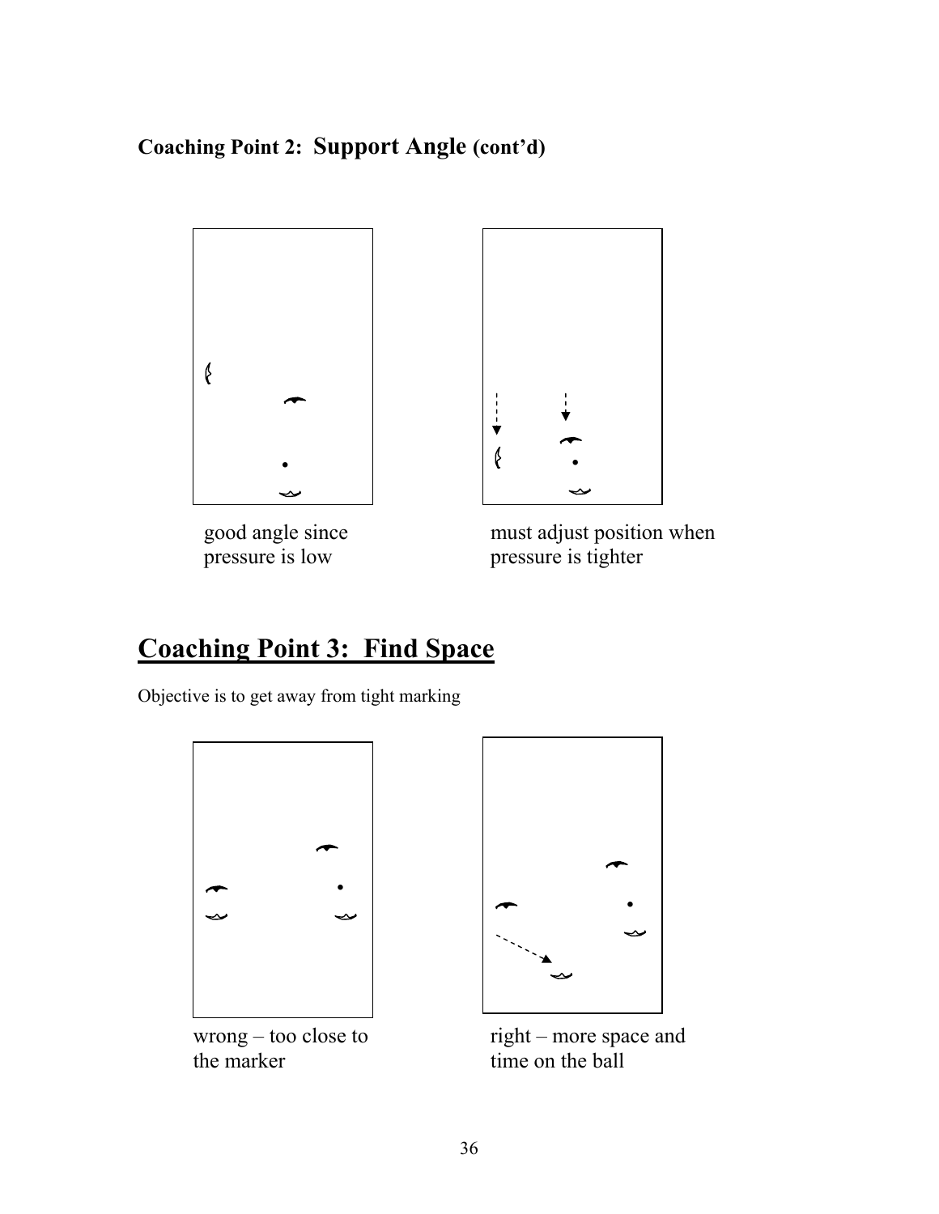## Coaching Point 2: Support Angle (cont'd)

good angle since pressure is low

must adjust position when pressure is tighter

## Coaching Point 3: Find Space

Objective is to get away from tight marking

wrong – too close to the marker

right – more space and time on the ball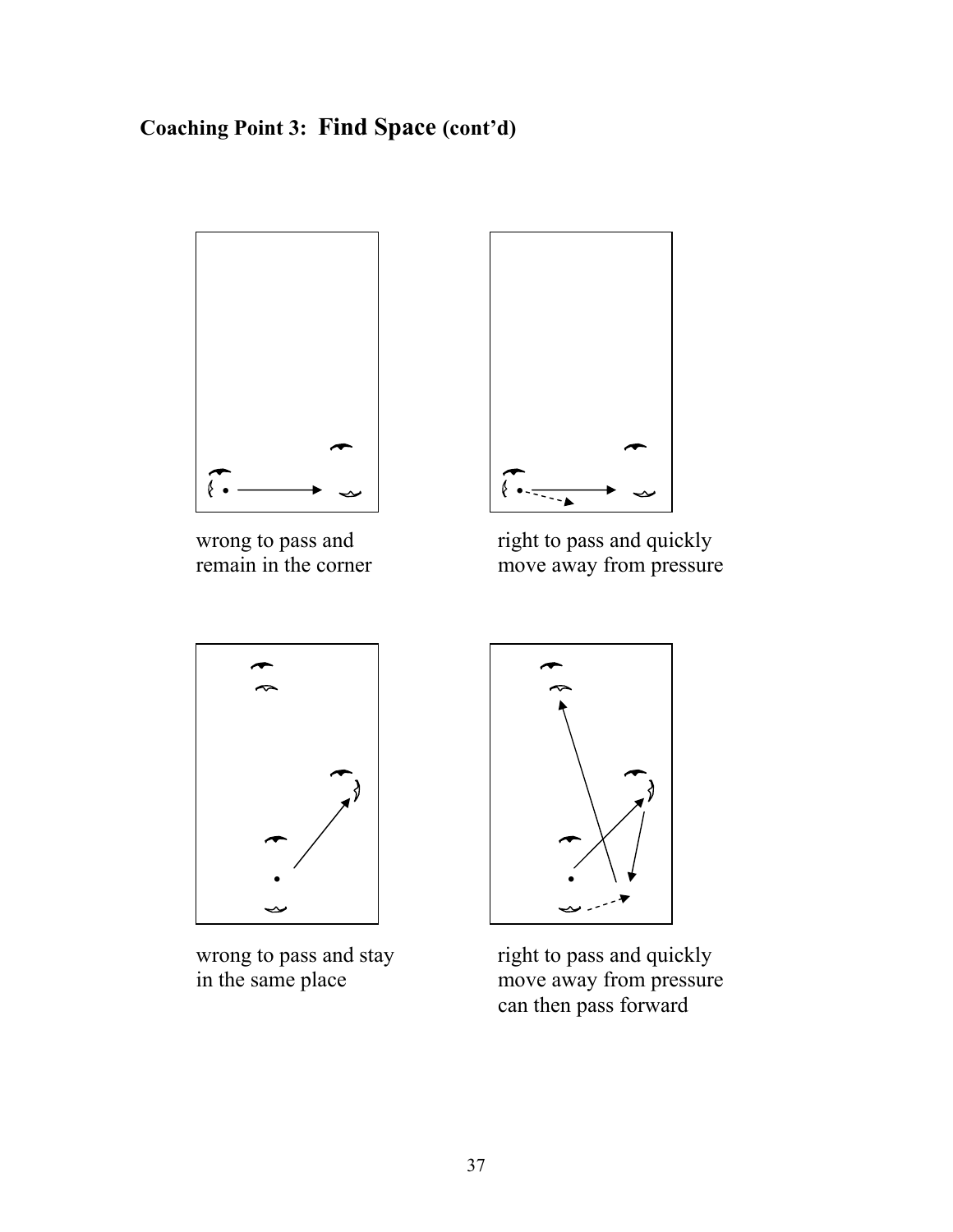## Coaching Point 3: Find Space (cont'd)

wrong to pass and remain in the corner

right to pass and quickly move away from pressure

wrong to pass and stay in the same place

right to pass and quickly move away from pressure can then pass forward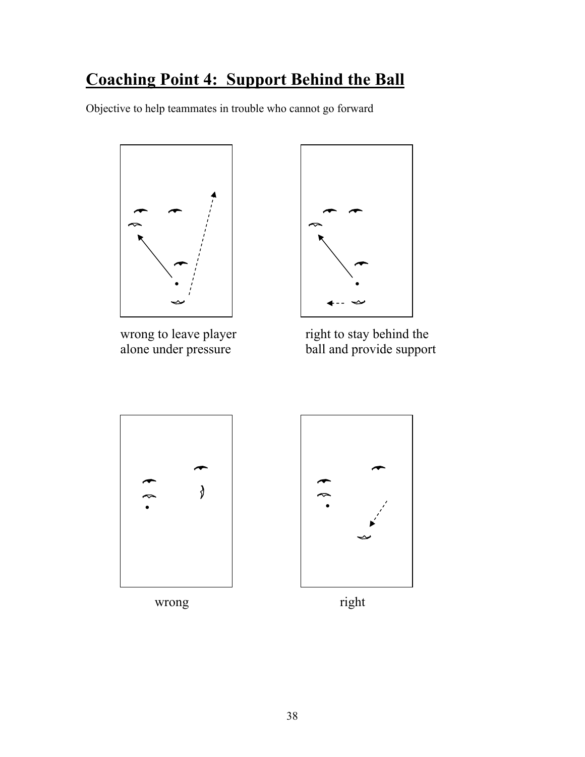## Coaching Point 4: Support Behind the Ball

Objective to help teammates in trouble who cannot go forward

wrong to leave player alone under pressure

right to stay behind the ball and provide support

wrong

right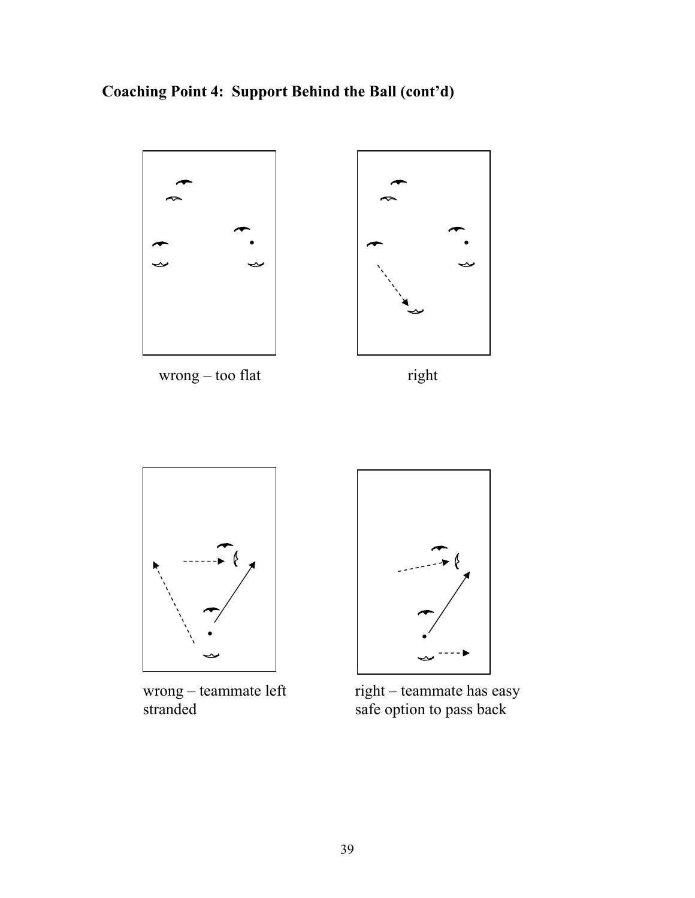## Coaching Point 4: Support Behind the Ball (cont'd)

wrong – too flat

right

wrong – teammate left stranded

right – teammate has easy safe option to pass back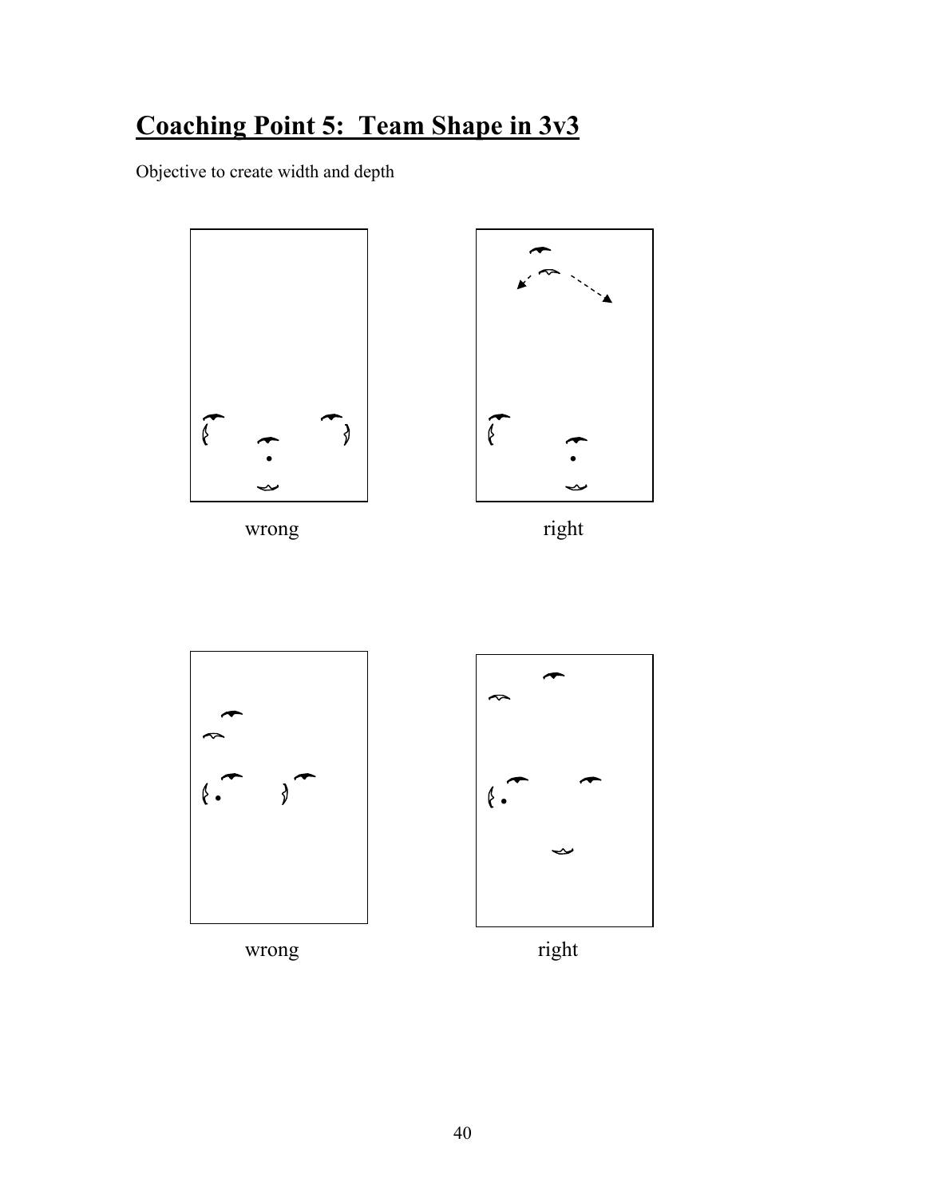# Coaching Point 5: Team Shape in 3v3

Objective to create width and depth

wrong

right

wrong

right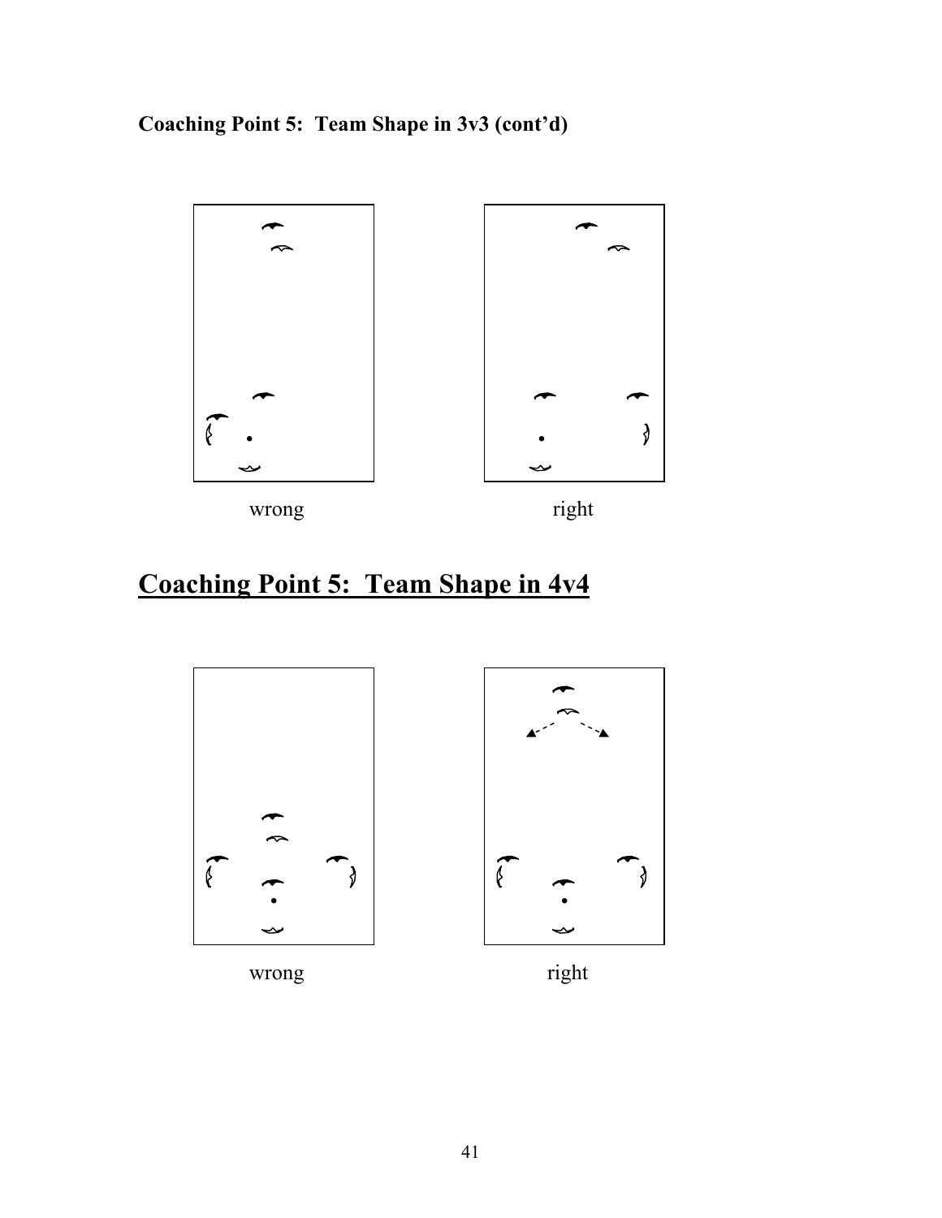**Coaching Point 5: Team Shape in 3v3 (cont'd)**

wrong

right

## Coaching Point 5: Team Shape in 4v4

wrong

right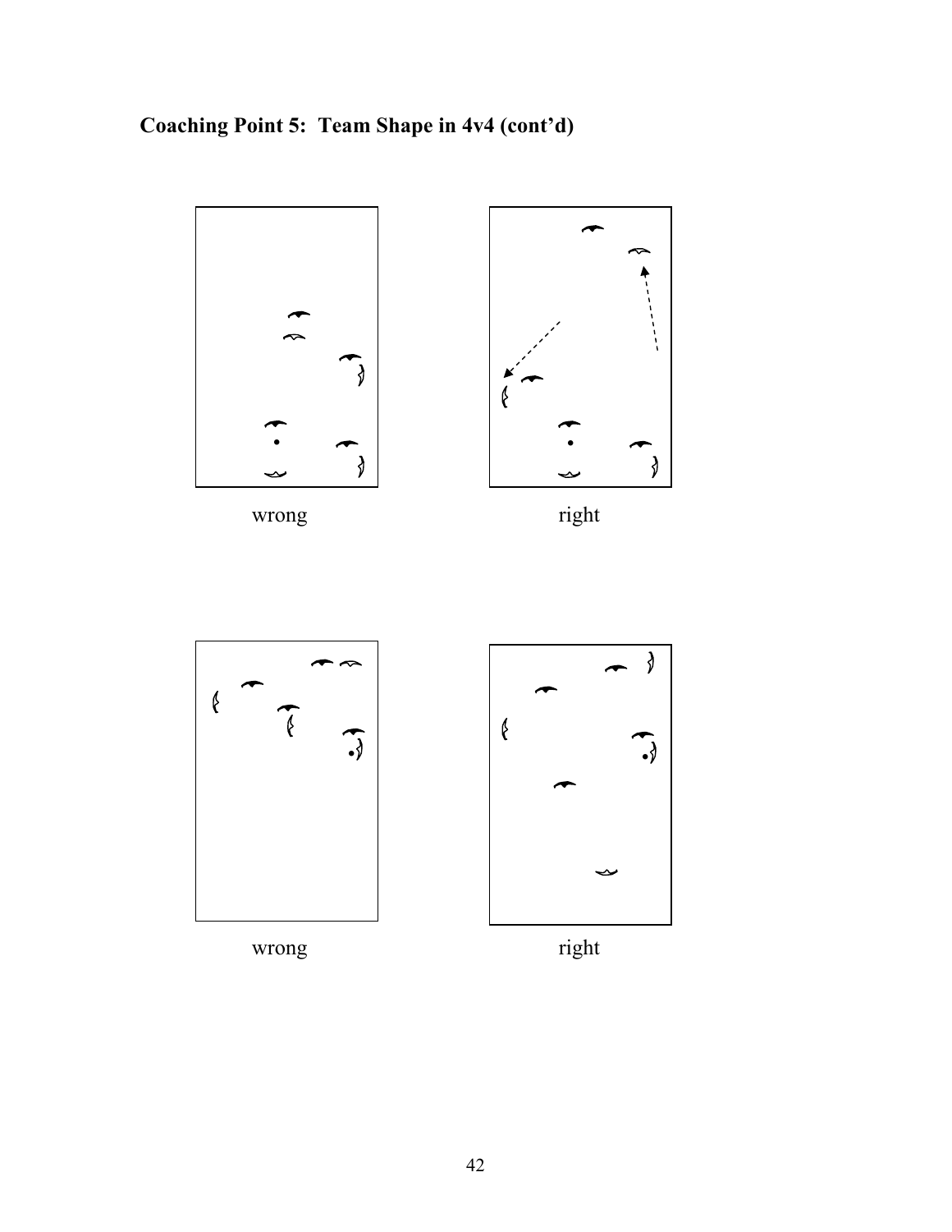## Coaching Point 5: Team Shape in 4v4 (cont'd)

wrong

right

wrong

right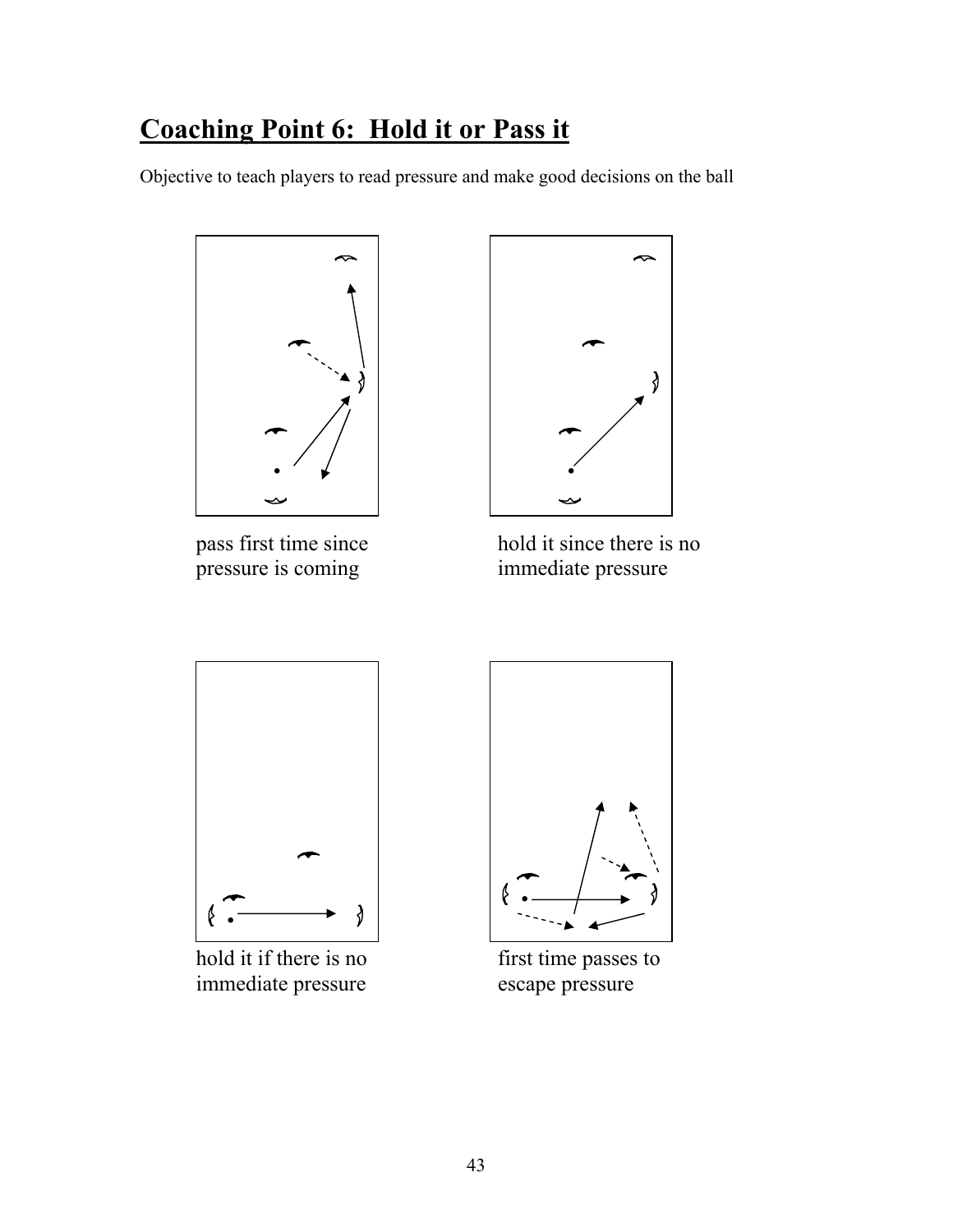## Coaching Point 6: Hold it or Pass it

Objective to teach players to read pressure and make good decisions on the ball

pass first time since pressure is coming

hold it since there is no immediate pressure

hold it if there is no immediate pressure

first time passes to escape pressure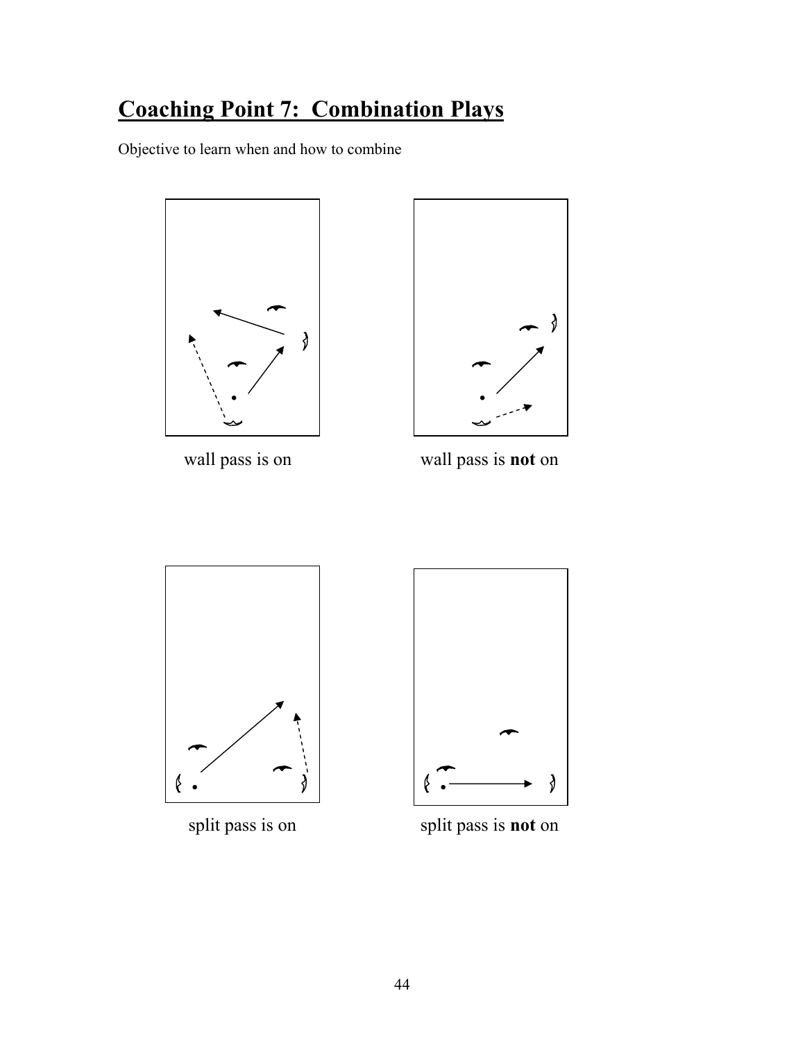# Coaching Point 7: Combination Plays

Objective to learn when and how to combine

wall pass is on

wall pass is **not** on

split pass is on

split pass is **not** on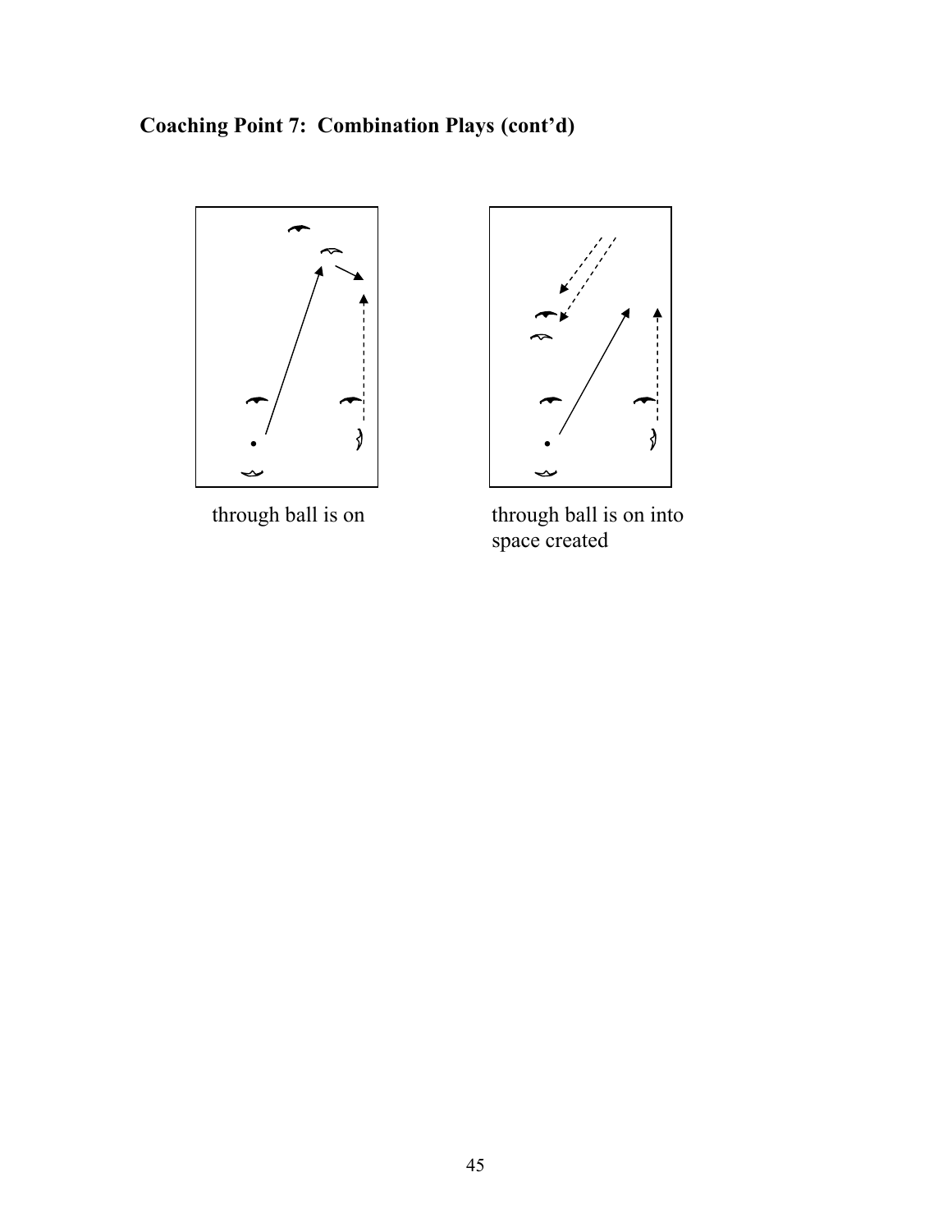**Coaching Point 7: Combination Plays (cont'd)**

through ball is on

through ball is on into space created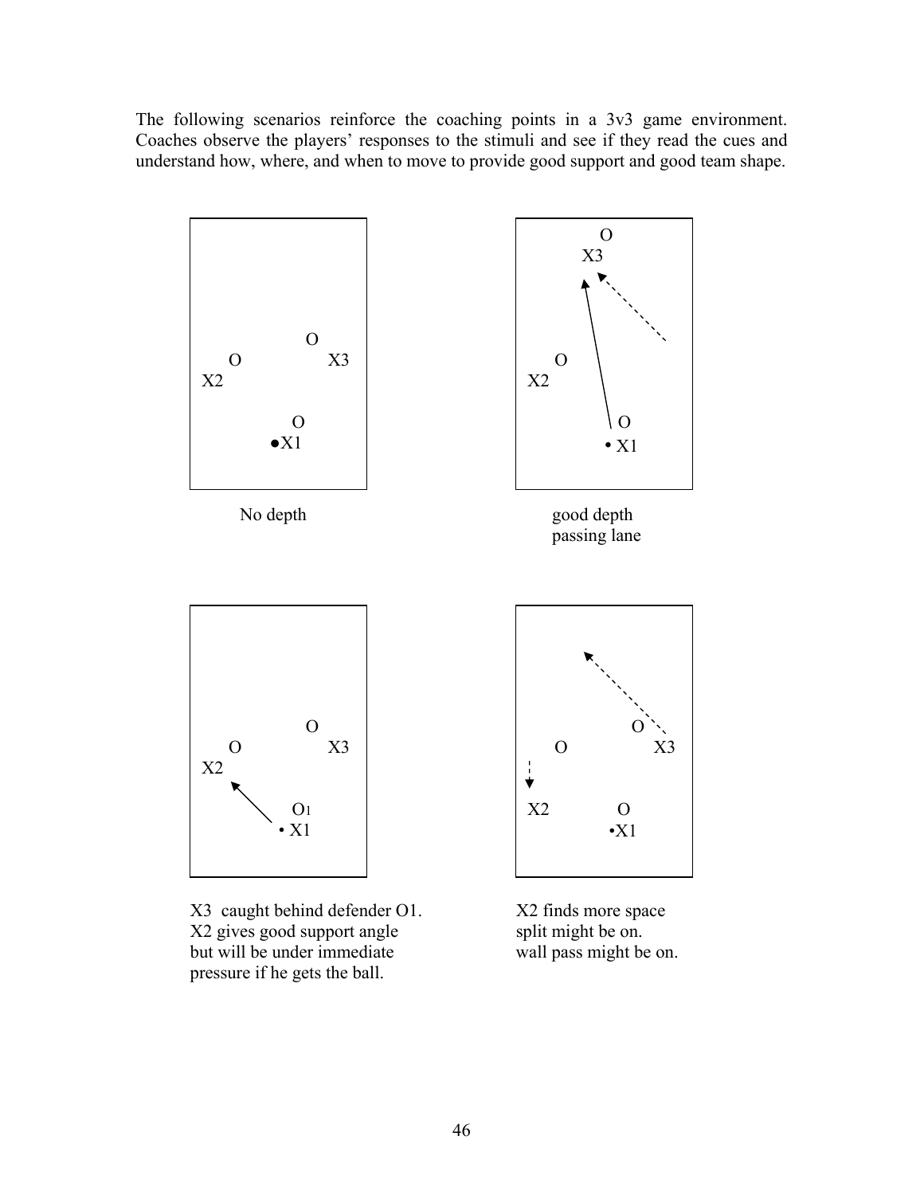The following scenarios reinforce the coaching points in a 3v3 game environment. Coaches observe the players' responses to the stimuli and see if they read the cues and understand how, where, and when to move to provide good support and good team shape.

No depth

good depth
passing lane

X3 caught behind defender O1.
X2 gives good support angle
but will be under immediate
pressure if he gets the ball.

X2 finds more space
split might be on.
wall pass might be on.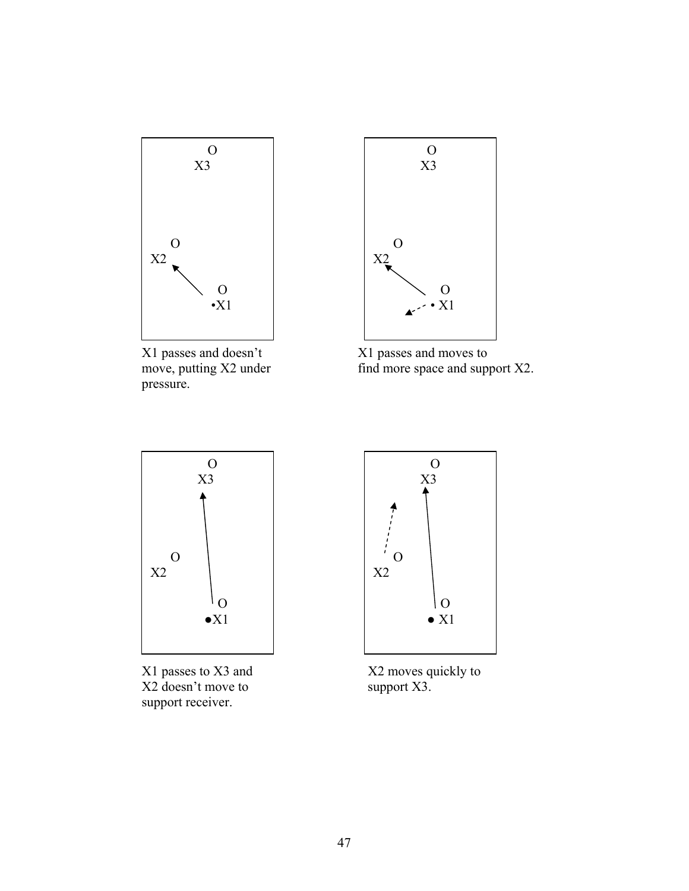X1 passes and doesn't move, putting X2 under pressure.

X1 passes and moves to find more space and support X2.

X1 passes to X3 and X2 doesn't move to support receiver.

X2 moves quickly to support X3.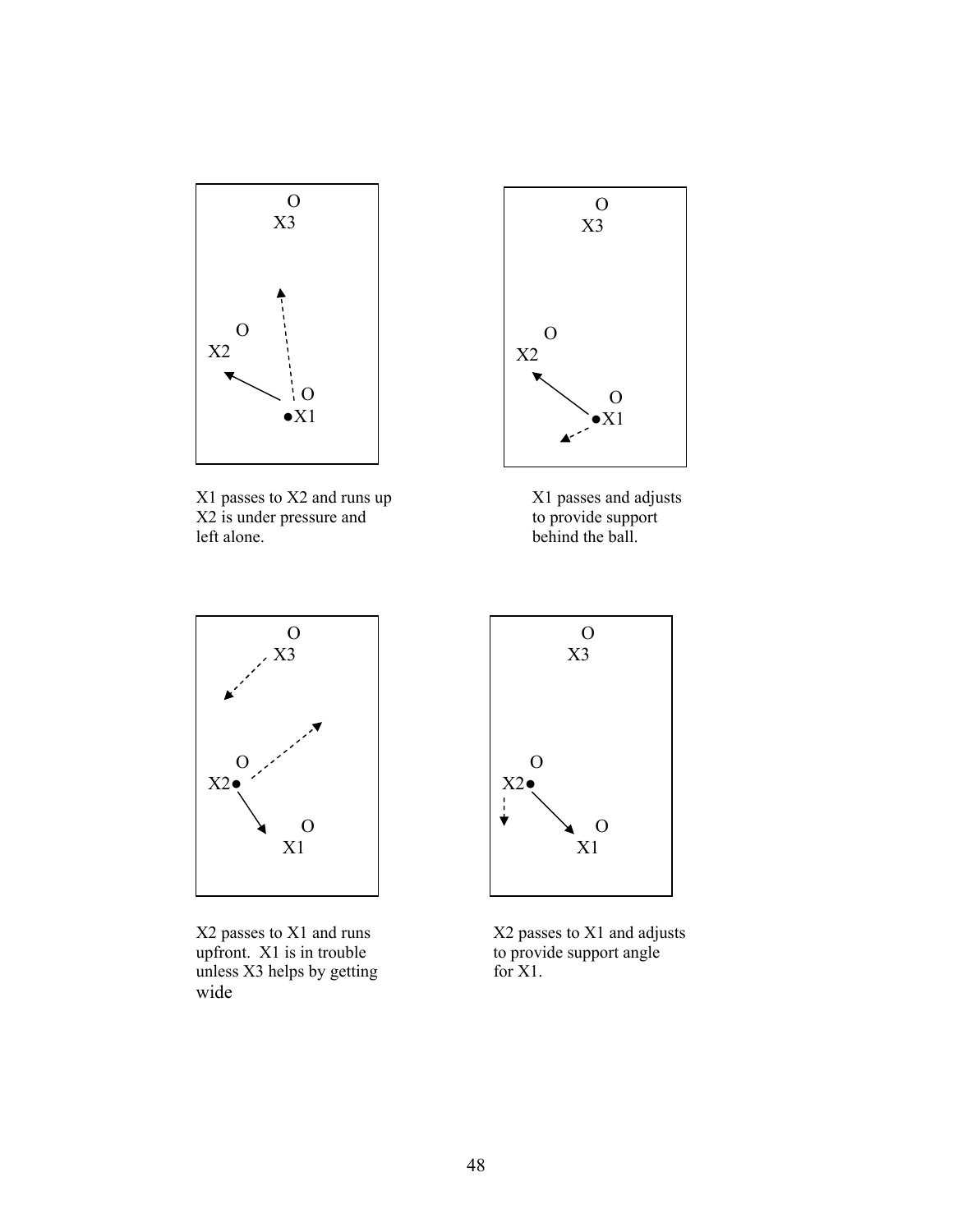X1 passes to X2 and runs up
X2 is under pressure and
left alone.

X1 passes and adjusts
to provide support
behind the ball.

X2 passes to X1 and runs
upfront. X1 is in trouble
unless X3 helps by getting
wide

X2 passes to X1 and adjusts
to provide support angle
for X1.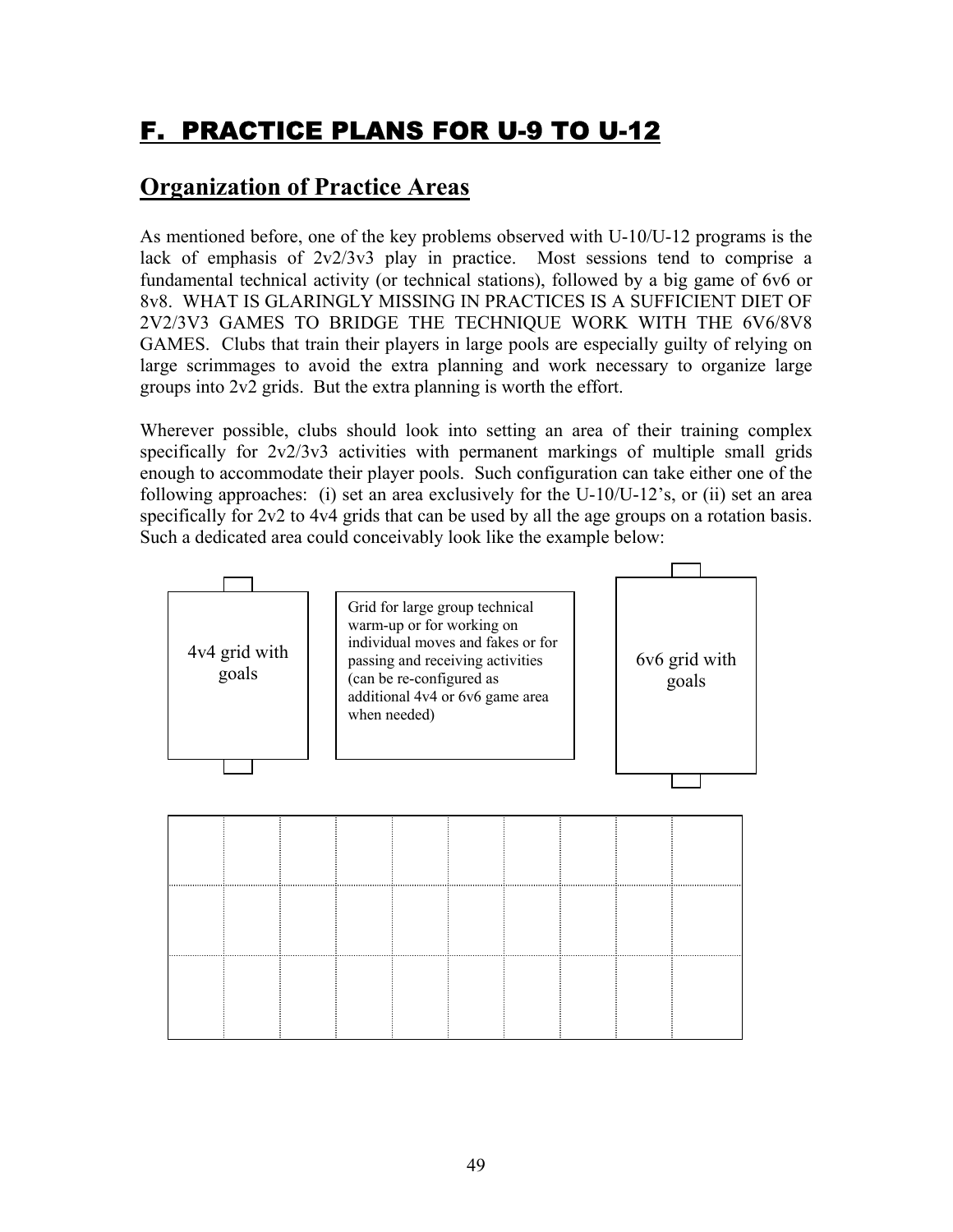# F. PRACTICE PLANS FOR U-9 TO U-12

## Organization of Practice Areas

As mentioned before, one of the key problems observed with U-10/U-12 programs is the lack of emphasis of 2v2/3v3 play in practice. Most sessions tend to comprise a fundamental technical activity (or technical stations), followed by a big game of 6v6 or 8v8. WHAT IS GLARINGLY MISSING IN PRACTICES IS A SUFFICIENT DIET OF 2V2/3V3 GAMES TO BRIDGE THE TECHNIQUE WORK WITH THE 6V6/8V8 GAMES. Clubs that train their players in large pools are especially guilty of relying on large scrimmages to avoid the extra planning and work necessary to organize large groups into 2v2 grids. But the extra planning is worth the effort.

Wherever possible, clubs should look into setting an area of their training complex specifically for 2v2/3v3 activities with permanent markings of multiple small grids enough to accommodate their player pools. Such configuration can take either one of the following approaches: (i) set an area exclusively for the U-10/U-12's, or (ii) set an area specifically for 2v2 to 4v4 grids that can be used by all the age groups on a rotation basis. Such a dedicated area could conceivably look like the example below:

4v4 grid with goals

Grid for large group technical warm-up or for working on individual moves and fakes or for passing and receiving activities (can be re-configured as additional 4v4 or 6v6 game area when needed)

6v6 grid with goals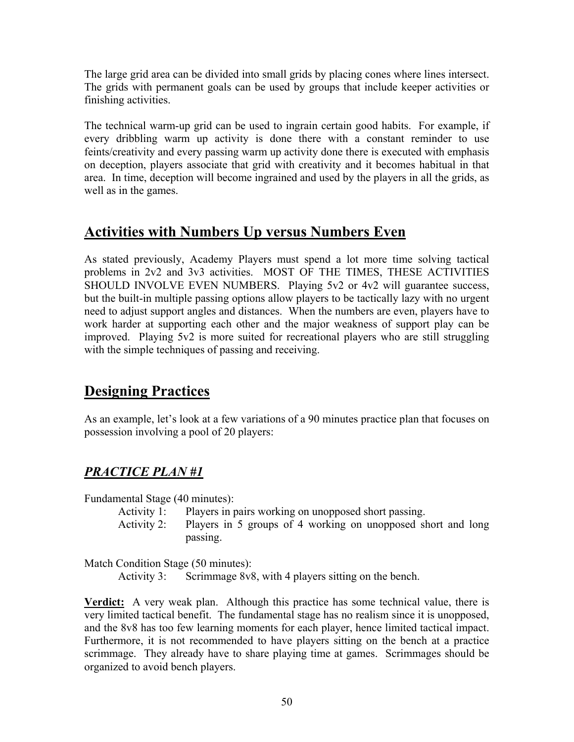The large grid area can be divided into small grids by placing cones where lines intersect. The grids with permanent goals can be used by groups that include keeper activities or finishing activities.

The technical warm-up grid can be used to ingrain certain good habits. For example, if every dribbling warm up activity is done there with a constant reminder to use feints/creativity and every passing warm up activity done there is executed with emphasis on deception, players associate that grid with creativity and it becomes habitual in that area. In time, deception will become ingrained and used by the players in all the grids, as well as in the games.

## Activities with Numbers Up versus Numbers Even

As stated previously, Academy Players must spend a lot more time solving tactical problems in 2v2 and 3v3 activities. MOST OF THE TIMES, THESE ACTIVITIES SHOULD INVOLVE EVEN NUMBERS. Playing 5v2 or 4v2 will guarantee success, but the built-in multiple passing options allow players to be tactically lazy with no urgent need to adjust support angles and distances. When the numbers are even, players have to work harder at supporting each other and the major weakness of support play can be improved. Playing 5v2 is more suited for recreational players who are still struggling with the simple techniques of passing and receiving.

## Designing Practices

As an example, let's look at a few variations of a 90 minutes practice plan that focuses on possession involving a pool of 20 players:

### *PRACTICE PLAN #1*

Fundamental Stage (40 minutes):

- Activity 1: Players in pairs working on unopposed short passing.
- Activity 2: Players in 5 groups of 4 working on unopposed short and long passing.

Match Condition Stage (50 minutes):

- Activity 3: Scrimmage 8v8, with 4 players sitting on the bench.

**Verdict:** A very weak plan. Although this practice has some technical value, there is very limited tactical benefit. The fundamental stage has no realism since it is unopposed, and the 8v8 has too few learning moments for each player, hence limited tactical impact. Furthermore, it is not recommended to have players sitting on the bench at a practice scrimmage. They already have to share playing time at games. Scrimmages should be organized to avoid bench players.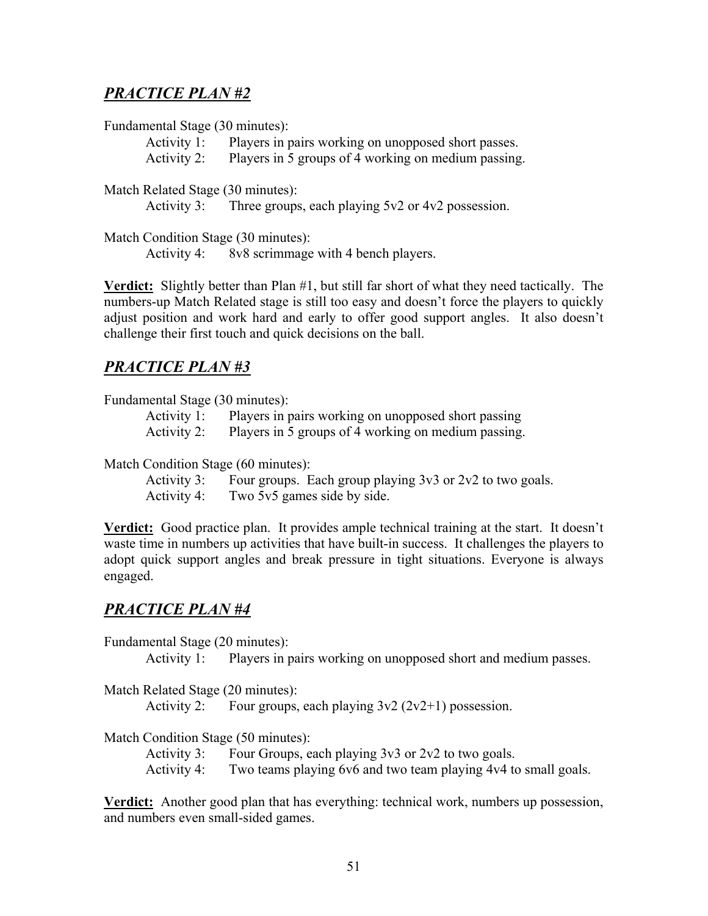## ***PRACTICE PLAN #2***

Fundamental Stage (30 minutes):

Activity 1: Players in pairs working on unopposed short passes.
Activity 2: Players in 5 groups of 4 working on medium passing.

Match Related Stage (30 minutes):

Activity 3: Three groups, each playing 5v2 or 4v2 possession.

Match Condition Stage (30 minutes):

Activity 4: 8v8 scrimmage with 4 bench players.

**Verdict:** Slightly better than Plan #1, but still far short of what they need tactically. The numbers-up Match Related stage is still too easy and doesn't force the players to quickly adjust position and work hard and early to offer good support angles. It also doesn't challenge their first touch and quick decisions on the ball.

## ***PRACTICE PLAN #3***

Fundamental Stage (30 minutes):

Activity 1: Players in pairs working on unopposed short passing
Activity 2: Players in 5 groups of 4 working on medium passing.

Match Condition Stage (60 minutes):

Activity 3: Four groups. Each group playing 3v3 or 2v2 to two goals.
Activity 4: Two 5v5 games side by side.

**Verdict:** Good practice plan. It provides ample technical training at the start. It doesn't waste time in numbers up activities that have built-in success. It challenges the players to adopt quick support angles and break pressure in tight situations. Everyone is always engaged.

## ***PRACTICE PLAN #4***

Fundamental Stage (20 minutes):

Activity 1: Players in pairs working on unopposed short and medium passes.

Match Related Stage (20 minutes):

Activity 2: Four groups, each playing 3v2 (2v2+1) possession.

Match Condition Stage (50 minutes):

Activity 3: Four Groups, each playing 3v3 or 2v2 to two goals.
Activity 4: Two teams playing 6v6 and two team playing 4v4 to small goals.

**Verdict:** Another good plan that has everything: technical work, numbers up possession, and numbers even small-sided games.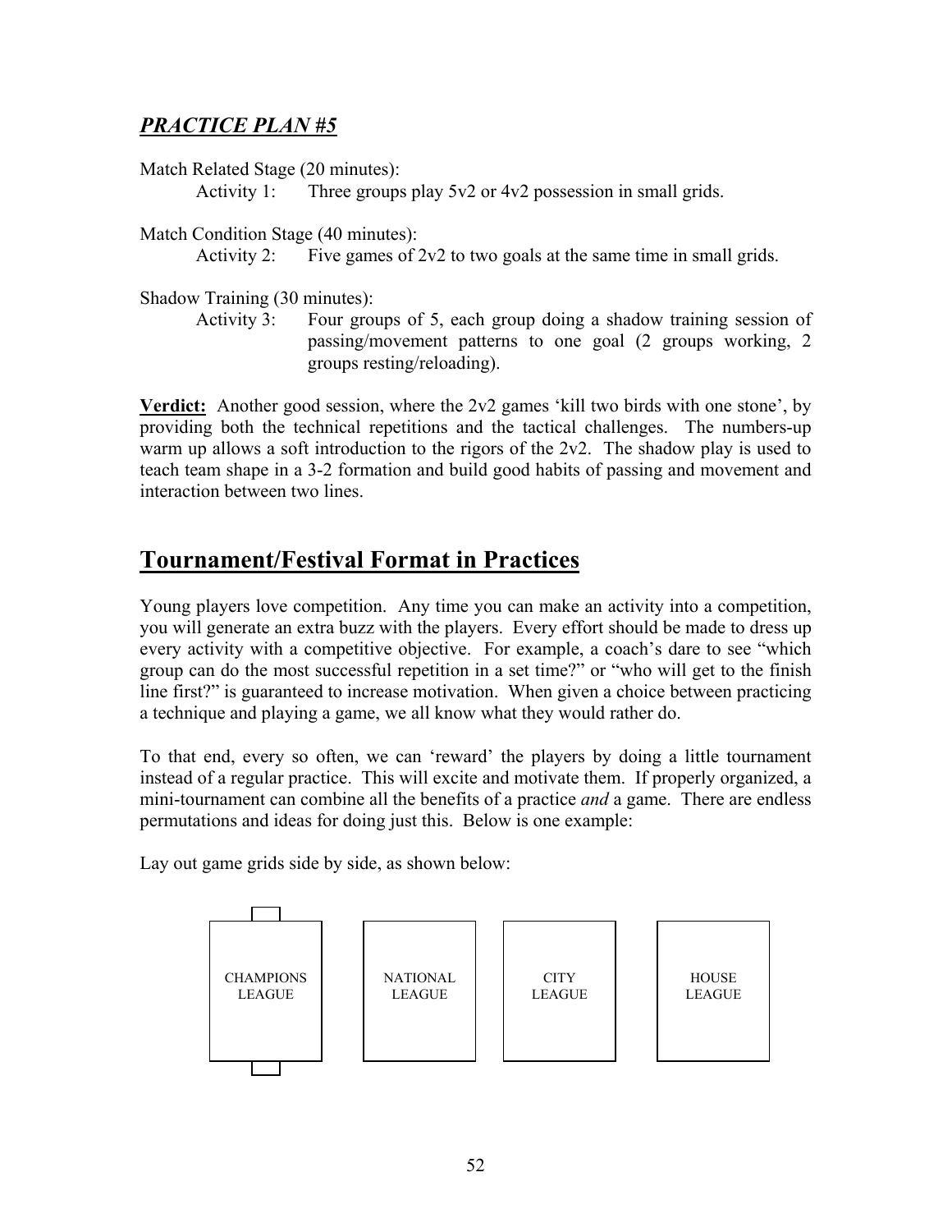## ***PRACTICE PLAN #5***

Match Related Stage (20 minutes):

Activity 1: Three groups play 5v2 or 4v2 possession in small grids.

Match Condition Stage (40 minutes):

Activity 2: Five games of 2v2 to two goals at the same time in small grids.

Shadow Training (30 minutes):

Activity 3: Four groups of 5, each group doing a shadow training session of passing/movement patterns to one goal (2 groups working, 2 groups resting/reloading).

**Verdict:** Another good session, where the 2v2 games 'kill two birds with one stone', by providing both the technical repetitions and the tactical challenges. The numbers-up warm up allows a soft introduction to the rigors of the 2v2. The shadow play is used to teach team shape in a 3-2 formation and build good habits of passing and movement and interaction between two lines.

## Tournament/Festival Format in Practices

Young players love competition. Any time you can make an activity into a competition, you will generate an extra buzz with the players. Every effort should be made to dress up every activity with a competitive objective. For example, a coach's dare to see "which group can do the most successful repetition in a set time?" or "who will get to the finish line first?" is guaranteed to increase motivation. When given a choice between practicing a technique and playing a game, we all know what they would rather do.

To that end, every so often, we can 'reward' the players by doing a little tournament instead of a regular practice. This will excite and motivate them. If properly organized, a mini-tournament can combine all the benefits of a practice *and* a game. There are endless permutations and ideas for doing just this. Below is one example:

Lay out game grids side by side, as shown below:

CHAMPIONS LEAGUE | NATIONAL LEAGUE | CITY LEAGUE | HOUSE LEAGUE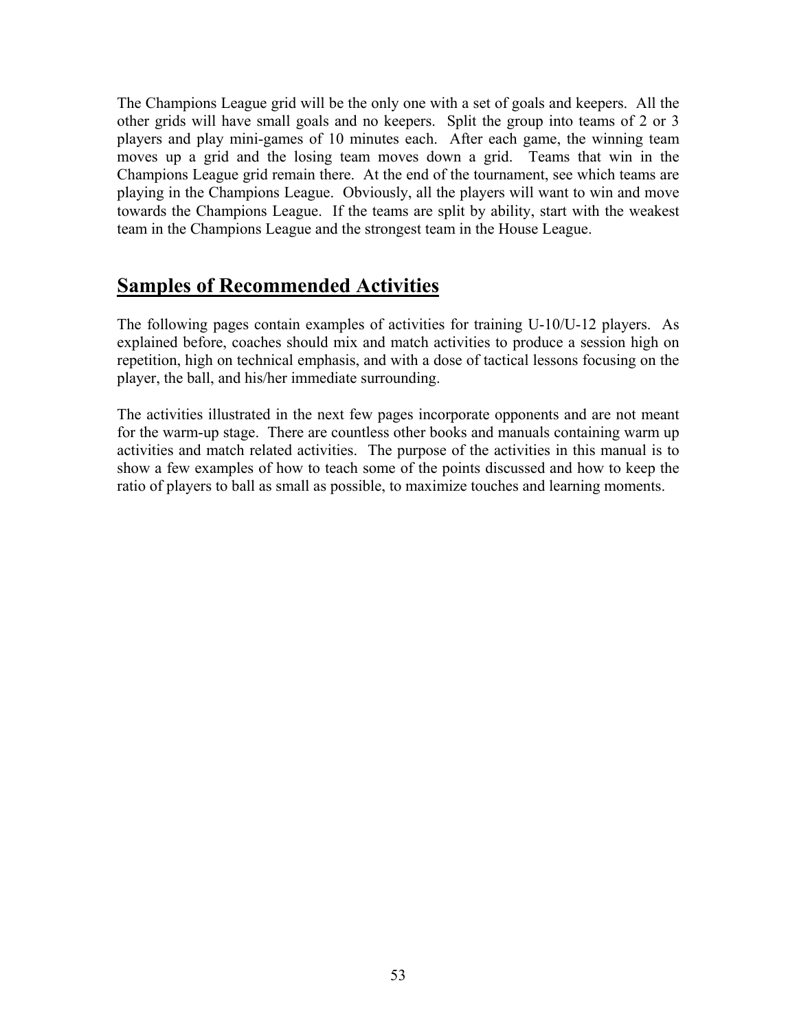The Champions League grid will be the only one with a set of goals and keepers. All the other grids will have small goals and no keepers. Split the group into teams of 2 or 3 players and play mini-games of 10 minutes each. After each game, the winning team moves up a grid and the losing team moves down a grid. Teams that win in the Champions League grid remain there. At the end of the tournament, see which teams are playing in the Champions League. Obviously, all the players will want to win and move towards the Champions League. If the teams are split by ability, start with the weakest team in the Champions League and the strongest team in the House League.

## **Samples of Recommended Activities**

The following pages contain examples of activities for training U-10/U-12 players. As explained before, coaches should mix and match activities to produce a session high on repetition, high on technical emphasis, and with a dose of tactical lessons focusing on the player, the ball, and his/her immediate surrounding.

The activities illustrated in the next few pages incorporate opponents and are not meant for the warm-up stage. There are countless other books and manuals containing warm up activities and match related activities. The purpose of the activities in this manual is to show a few examples of how to teach some of the points discussed and how to keep the ratio of players to ball as small as possible, to maximize touches and learning moments.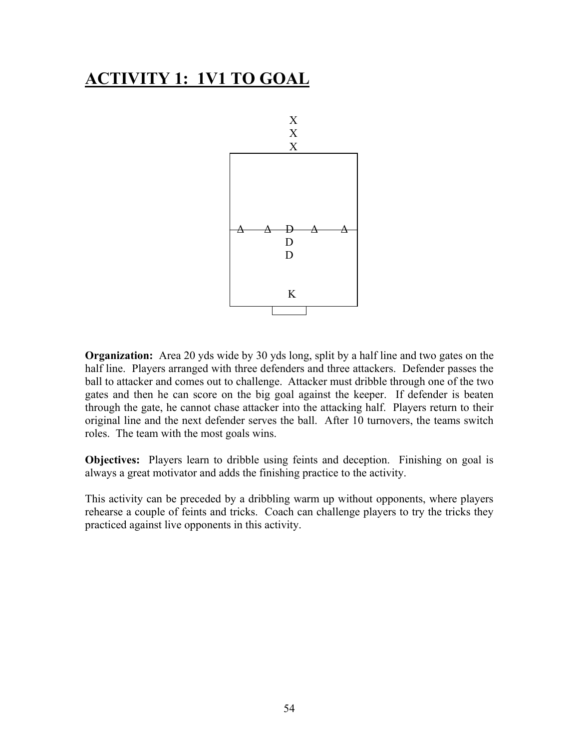# ACTIVITY 1: 1V1 TO GOAL

```
          X
          X
          X
 ____________________
|                    |
|                    |
|                    |
|                    |
|-A---A---D---A---A--|
|         D          |
|         D          |
|                    |
|         K          |
|____________________|
        |_____|
```

**Organization:** Area 20 yds wide by 30 yds long, split by a half line and two gates on the half line. Players arranged with three defenders and three attackers. Defender passes the ball to attacker and comes out to challenge. Attacker must dribble through one of the two gates and then he can score on the big goal against the keeper. If defender is beaten through the gate, he cannot chase attacker into the attacking half. Players return to their original line and the next defender serves the ball. After 10 turnovers, the teams switch roles. The team with the most goals wins.

**Objectives:** Players learn to dribble using feints and deception. Finishing on goal is always a great motivator and adds the finishing practice to the activity.

This activity can be preceded by a dribbling warm up without opponents, where players rehearse a couple of feints and tricks. Coach can challenge players to try the tricks they practiced against live opponents in this activity.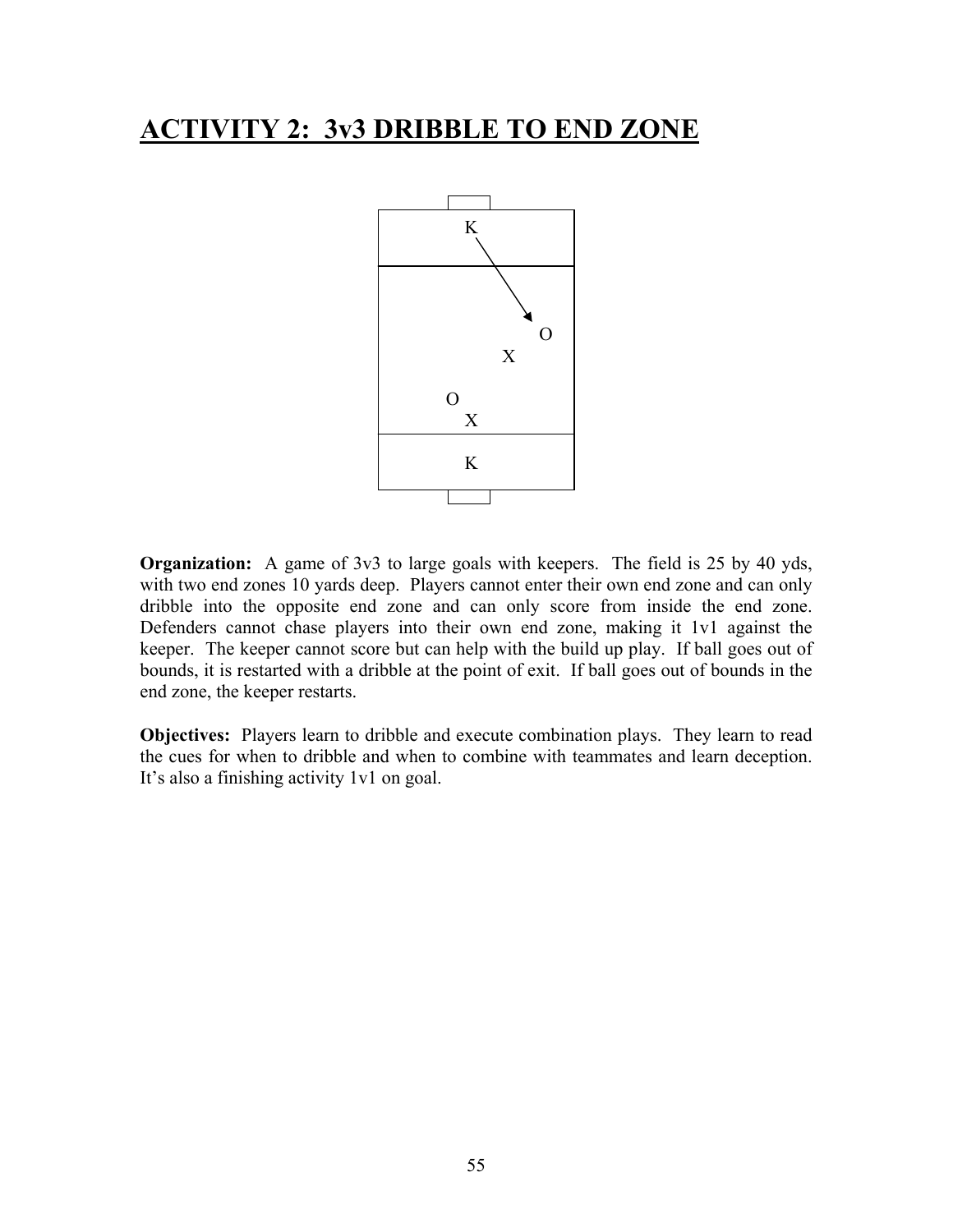# ACTIVITY 2: 3v3 DRIBBLE TO END ZONE

**Organization:** A game of 3v3 to large goals with keepers. The field is 25 by 40 yds, with two end zones 10 yards deep. Players cannot enter their own end zone and can only dribble into the opposite end zone and can only score from inside the end zone. Defenders cannot chase players into their own end zone, making it 1v1 against the keeper. The keeper cannot score but can help with the build up play. If ball goes out of bounds, it is restarted with a dribble at the point of exit. If ball goes out of bounds in the end zone, the keeper restarts.

**Objectives:** Players learn to dribble and execute combination plays. They learn to read the cues for when to dribble and when to combine with teammates and learn deception. It's also a finishing activity 1v1 on goal.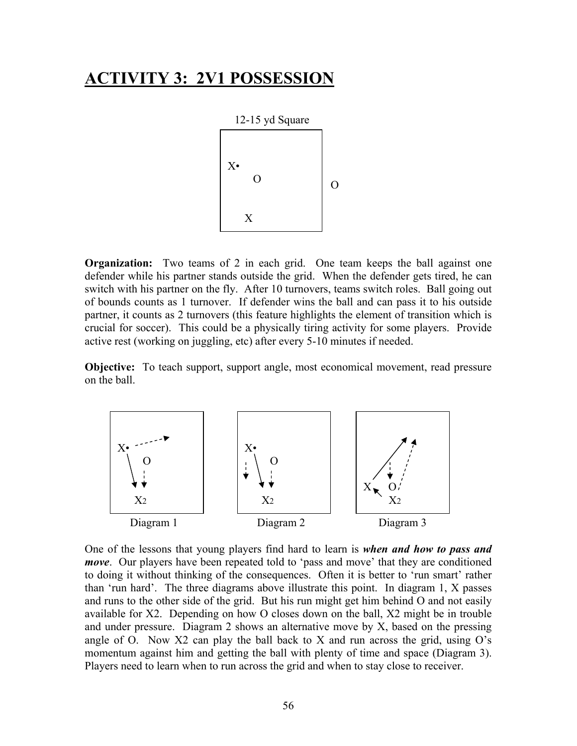# ACTIVITY 3: 2V1 POSSESSION

12-15 yd Square

**Organization:** Two teams of 2 in each grid. One team keeps the ball against one defender while his partner stands outside the grid. When the defender gets tired, he can switch with his partner on the fly. After 10 turnovers, teams switch roles. Ball going out of bounds counts as 1 turnover. If defender wins the ball and can pass it to his outside partner, it counts as 2 turnovers (this feature highlights the element of transition which is crucial for soccer). This could be a physically tiring activity for some players. Provide active rest (working on juggling, etc) after every 5-10 minutes if needed.

**Objective:** To teach support, support angle, most economical movement, read pressure on the ball.

Diagram 1 Diagram 2 Diagram 3

One of the lessons that young players find hard to learn is ***when and how to pass and move***. Our players have been repeated told to 'pass and move' that they are conditioned to doing it without thinking of the consequences. Often it is better to 'run smart' rather than 'run hard'. The three diagrams above illustrate this point. In diagram 1, X passes and runs to the other side of the grid. But his run might get him behind O and not easily available for X2. Depending on how O closes down on the ball, X2 might be in trouble and under pressure. Diagram 2 shows an alternative move by X, based on the pressing angle of O. Now X2 can play the ball back to X and run across the grid, using O's momentum against him and getting the ball with plenty of time and space (Diagram 3). Players need to learn when to run across the grid and when to stay close to receiver.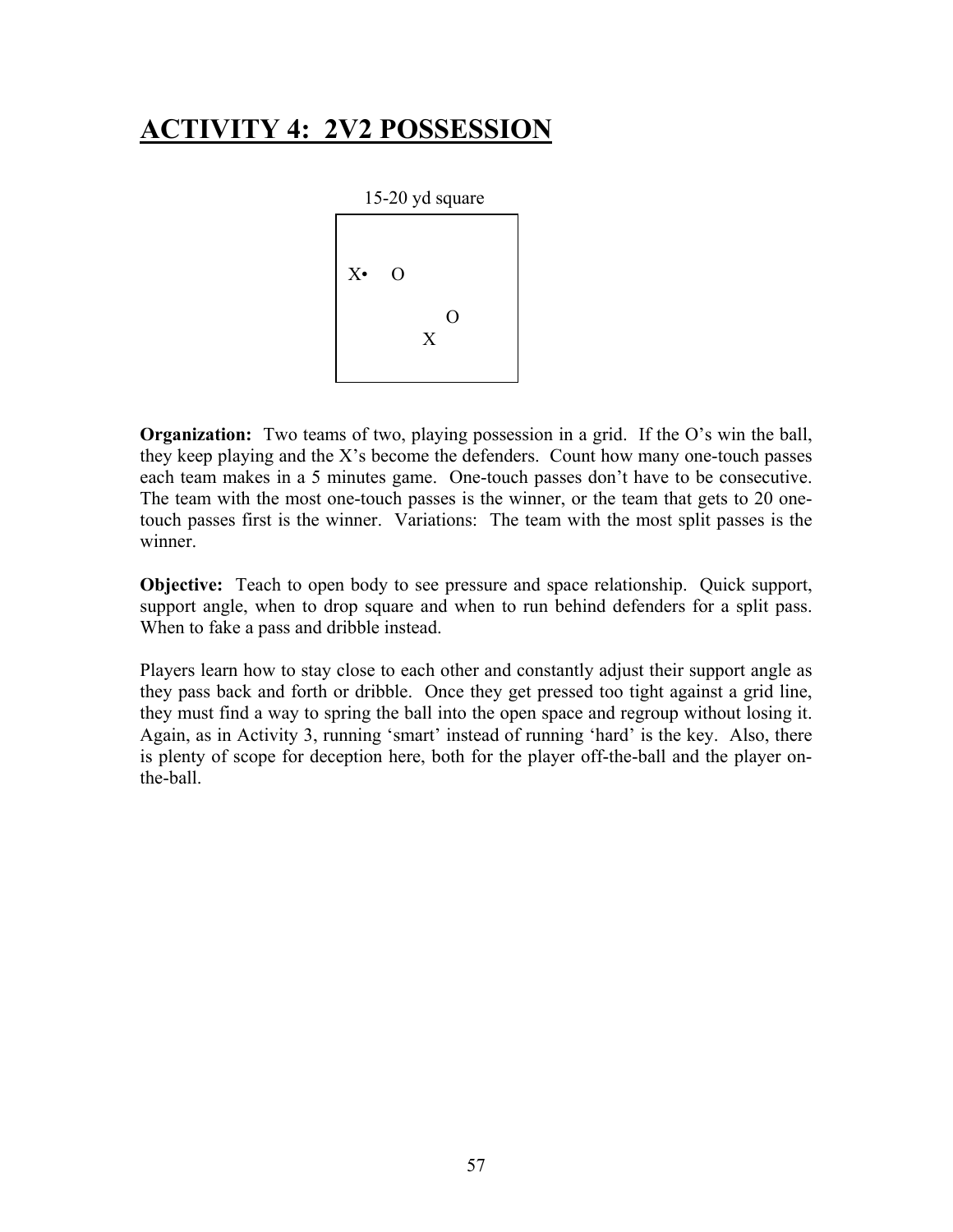# ACTIVITY 4: 2V2 POSSESSION

15-20 yd square

```
X•   O

          O
       X
```

**Organization:** Two teams of two, playing possession in a grid. If the O's win the ball, they keep playing and the X's become the defenders. Count how many one-touch passes each team makes in a 5 minutes game. One-touch passes don't have to be consecutive. The team with the most one-touch passes is the winner, or the team that gets to 20 one-touch passes first is the winner. Variations: The team with the most split passes is the winner.

**Objective:** Teach to open body to see pressure and space relationship. Quick support, support angle, when to drop square and when to run behind defenders for a split pass. When to fake a pass and dribble instead.

Players learn how to stay close to each other and constantly adjust their support angle as they pass back and forth or dribble. Once they get pressed too tight against a grid line, they must find a way to spring the ball into the open space and regroup without losing it. Again, as in Activity 3, running 'smart' instead of running 'hard' is the key. Also, there is plenty of scope for deception here, both for the player off-the-ball and the player on-the-ball.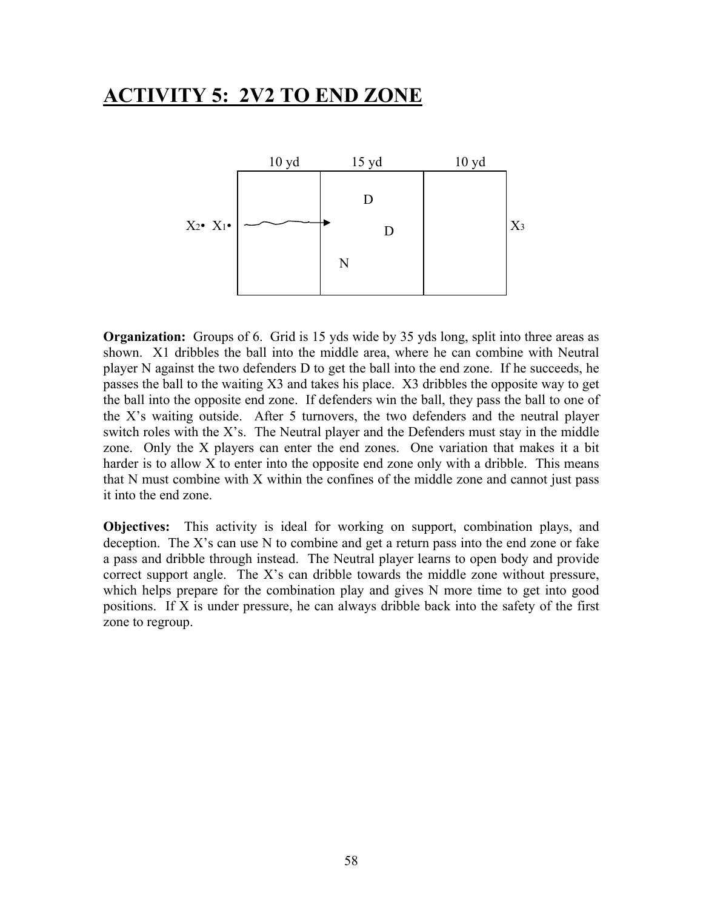# ACTIVITY 5: 2V2 TO END ZONE

**Organization:** Groups of 6. Grid is 15 yds wide by 35 yds long, split into three areas as shown. X1 dribbles the ball into the middle area, where he can combine with Neutral player N against the two defenders D to get the ball into the end zone. If he succeeds, he passes the ball to the waiting X3 and takes his place. X3 dribbles the opposite way to get the ball into the opposite end zone. If defenders win the ball, they pass the ball to one of the X's waiting outside. After 5 turnovers, the two defenders and the neutral player switch roles with the X's. The Neutral player and the Defenders must stay in the middle zone. Only the X players can enter the end zones. One variation that makes it a bit harder is to allow X to enter into the opposite end zone only with a dribble. This means that N must combine with X within the confines of the middle zone and cannot just pass it into the end zone.

**Objectives:** This activity is ideal for working on support, combination plays, and deception. The X's can use N to combine and get a return pass into the end zone or fake a pass and dribble through instead. The Neutral player learns to open body and provide correct support angle. The X's can dribble towards the middle zone without pressure, which helps prepare for the combination play and gives N more time to get into good positions. If X is under pressure, he can always dribble back into the safety of the first zone to regroup.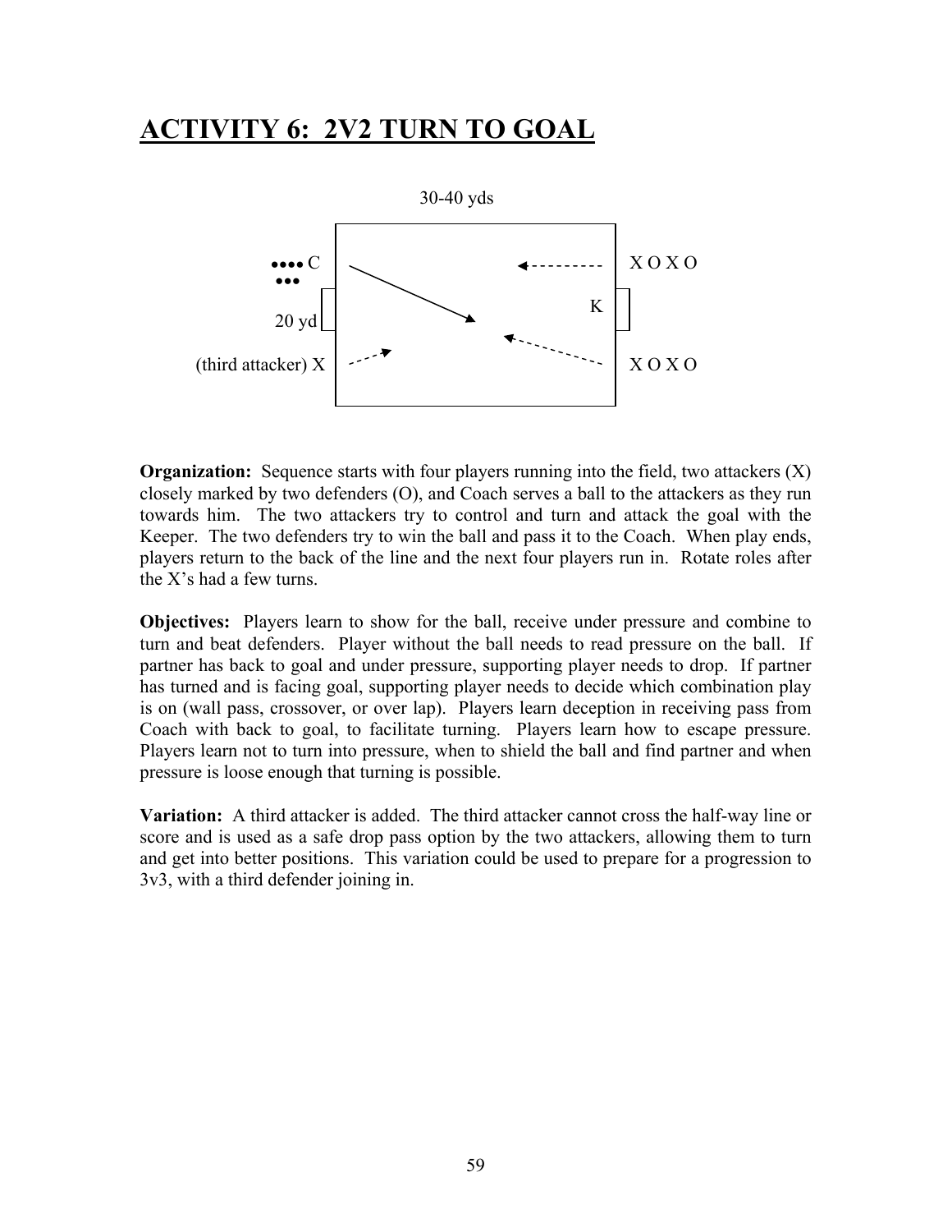# ACTIVITY 6: 2V2 TURN TO GOAL

30-40 yds

•••• C

•••

20 yd

(third attacker) X

K

X O X O

X O X O

**Organization:** Sequence starts with four players running into the field, two attackers (X) closely marked by two defenders (O), and Coach serves a ball to the attackers as they run towards him. The two attackers try to control and turn and attack the goal with the Keeper. The two defenders try to win the ball and pass it to the Coach. When play ends, players return to the back of the line and the next four players run in. Rotate roles after the X's had a few turns.

**Objectives:** Players learn to show for the ball, receive under pressure and combine to turn and beat defenders. Player without the ball needs to read pressure on the ball. If partner has back to goal and under pressure, supporting player needs to drop. If partner has turned and is facing goal, supporting player needs to decide which combination play is on (wall pass, crossover, or over lap). Players learn deception in receiving pass from Coach with back to goal, to facilitate turning. Players learn how to escape pressure. Players learn not to turn into pressure, when to shield the ball and find partner and when pressure is loose enough that turning is possible.

**Variation:** A third attacker is added. The third attacker cannot cross the half-way line or score and is used as a safe drop pass option by the two attackers, allowing them to turn and get into better positions. This variation could be used to prepare for a progression to 3v3, with a third defender joining in.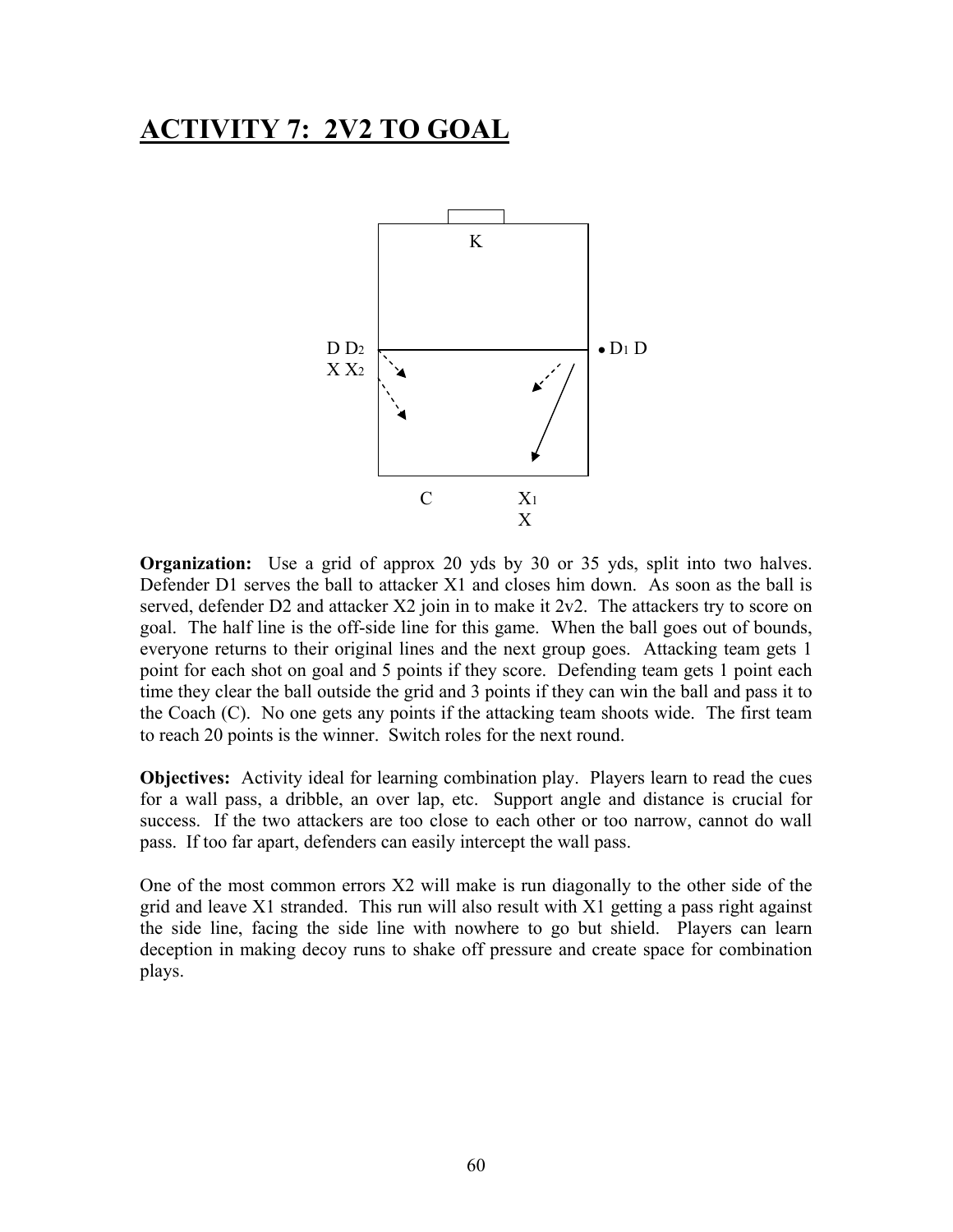# ACTIVITY 7: 2V2 TO GOAL

**Organization:** Use a grid of approx 20 yds by 30 or 35 yds, split into two halves. Defender D1 serves the ball to attacker X1 and closes him down. As soon as the ball is served, defender D2 and attacker X2 join in to make it 2v2. The attackers try to score on goal. The half line is the off-side line for this game. When the ball goes out of bounds, everyone returns to their original lines and the next group goes. Attacking team gets 1 point for each shot on goal and 5 points if they score. Defending team gets 1 point each time they clear the ball outside the grid and 3 points if they can win the ball and pass it to the Coach (C). No one gets any points if the attacking team shoots wide. The first team to reach 20 points is the winner. Switch roles for the next round.

**Objectives:** Activity ideal for learning combination play. Players learn to read the cues for a wall pass, a dribble, an over lap, etc. Support angle and distance is crucial for success. If the two attackers are too close to each other or too narrow, cannot do wall pass. If too far apart, defenders can easily intercept the wall pass.

One of the most common errors X2 will make is run diagonally to the other side of the grid and leave X1 stranded. This run will also result with X1 getting a pass right against the side line, facing the side line with nowhere to go but shield. Players can learn deception in making decoy runs to shake off pressure and create space for combination plays.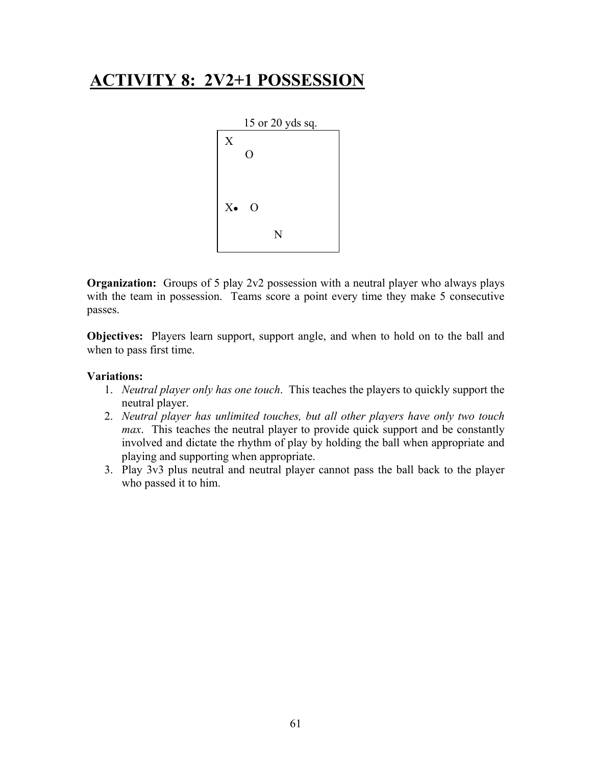# ACTIVITY 8: 2V2+1 POSSESSION

15 or 20 yds sq.

```
X
  O


X●  O

       N
```

**Organization:** Groups of 5 play 2v2 possession with a neutral player who always plays with the team in possession. Teams score a point every time they make 5 consecutive passes.

**Objectives:** Players learn support, support angle, and when to hold on to the ball and when to pass first time.

**Variations:**

1. *Neutral player only has one touch*. This teaches the players to quickly support the neutral player.
2. *Neutral player has unlimited touches, but all other players have only two touch max*. This teaches the neutral player to provide quick support and be constantly involved and dictate the rhythm of play by holding the ball when appropriate and playing and supporting when appropriate.
3. Play 3v3 plus neutral and neutral player cannot pass the ball back to the player who passed it to him.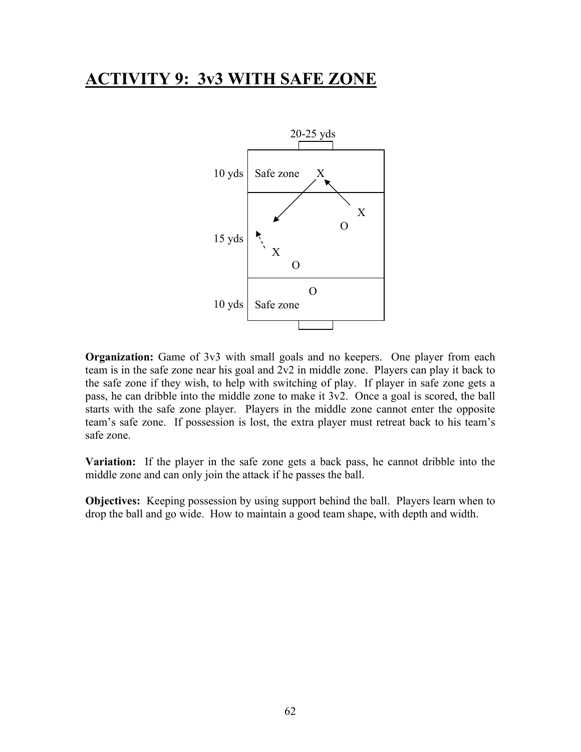# ACTIVITY 9: 3v3 WITH SAFE ZONE

**Organization:** Game of 3v3 with small goals and no keepers. One player from each team is in the safe zone near his goal and 2v2 in middle zone. Players can play it back to the safe zone if they wish, to help with switching of play. If player in safe zone gets a pass, he can dribble into the middle zone to make it 3v2. Once a goal is scored, the ball starts with the safe zone player. Players in the middle zone cannot enter the opposite team's safe zone. If possession is lost, the extra player must retreat back to his team's safe zone.

**Variation:** If the player in the safe zone gets a back pass, he cannot dribble into the middle zone and can only join the attack if he passes the ball.

**Objectives:** Keeping possession by using support behind the ball. Players learn when to drop the ball and go wide. How to maintain a good team shape, with depth and width.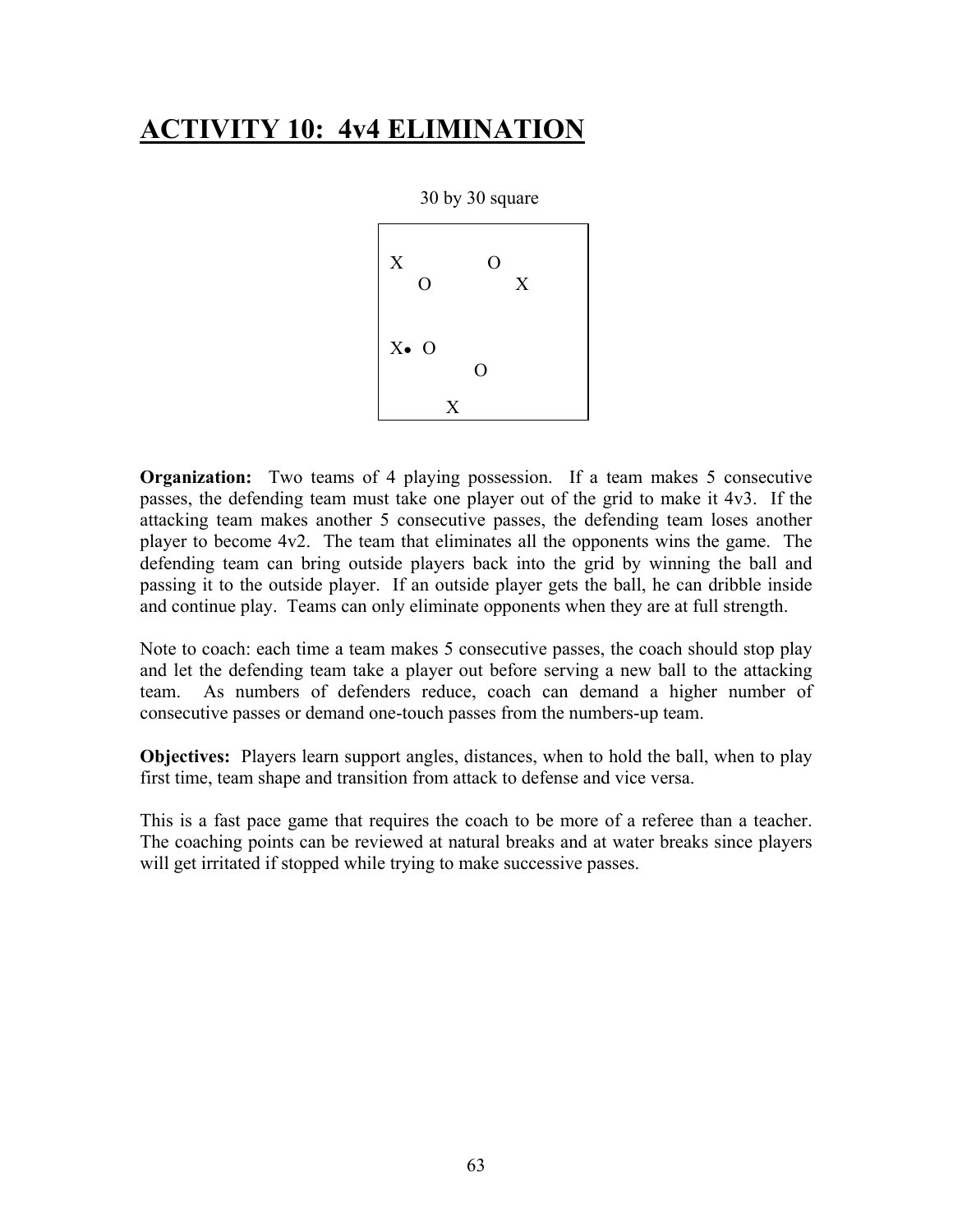# ACTIVITY 10: 4v4 ELIMINATION

30 by 30 square

```
X            O
   O            X


X•  O
         O

      X
```

**Organization:** Two teams of 4 playing possession. If a team makes 5 consecutive passes, the defending team must take one player out of the grid to make it 4v3. If the attacking team makes another 5 consecutive passes, the defending team loses another player to become 4v2. The team that eliminates all the opponents wins the game. The defending team can bring outside players back into the grid by winning the ball and passing it to the outside player. If an outside player gets the ball, he can dribble inside and continue play. Teams can only eliminate opponents when they are at full strength.

Note to coach: each time a team makes 5 consecutive passes, the coach should stop play and let the defending team take a player out before serving a new ball to the attacking team. As numbers of defenders reduce, coach can demand a higher number of consecutive passes or demand one-touch passes from the numbers-up team.

**Objectives:** Players learn support angles, distances, when to hold the ball, when to play first time, team shape and transition from attack to defense and vice versa.

This is a fast pace game that requires the coach to be more of a referee than a teacher. The coaching points can be reviewed at natural breaks and at water breaks since players will get irritated if stopped while trying to make successive passes.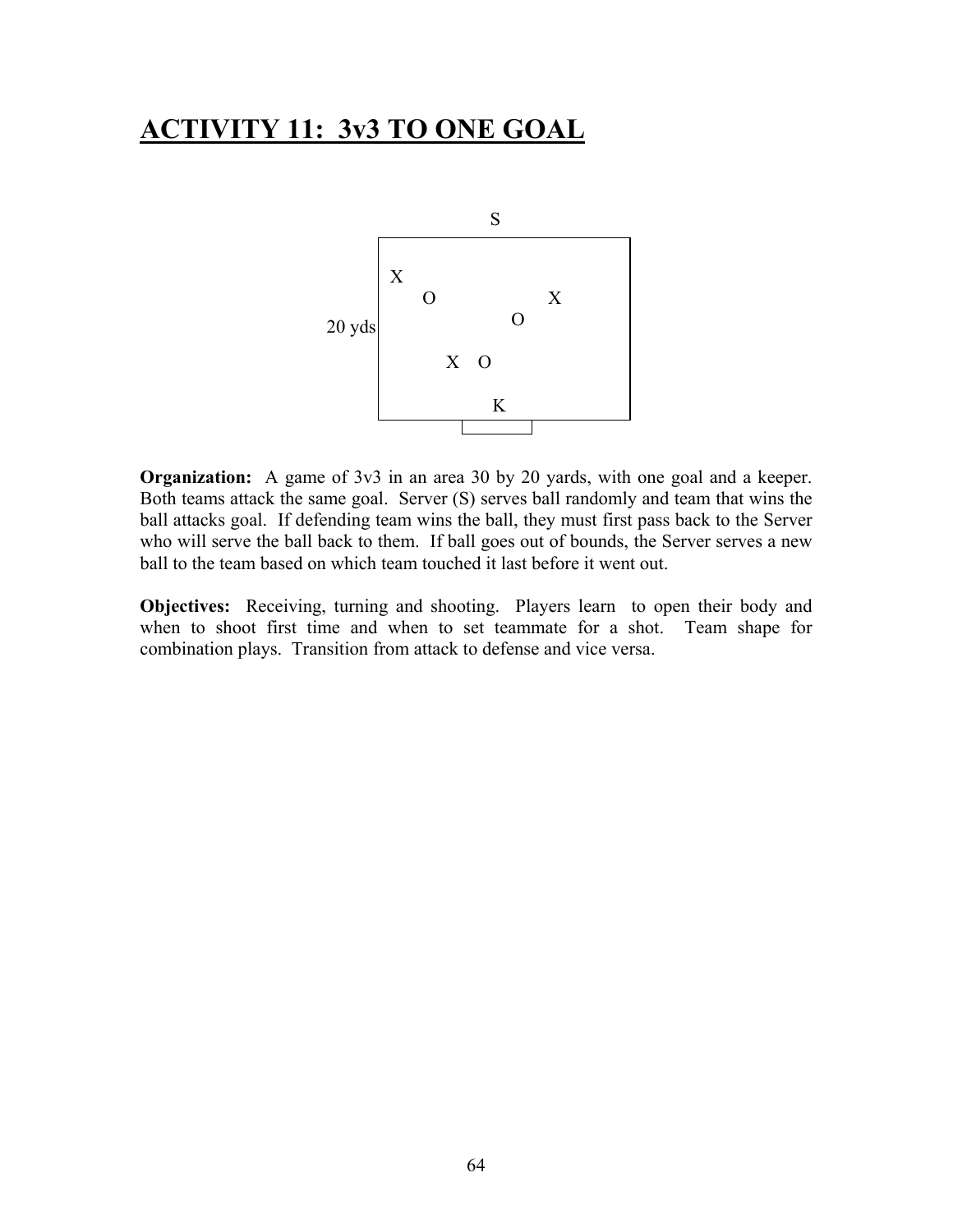# ACTIVITY 11: 3v3 TO ONE GOAL

**Organization:** A game of 3v3 in an area 30 by 20 yards, with one goal and a keeper. Both teams attack the same goal. Server (S) serves ball randomly and team that wins the ball attacks goal. If defending team wins the ball, they must first pass back to the Server who will serve the ball back to them. If ball goes out of bounds, the Server serves a new ball to the team based on which team touched it last before it went out.

**Objectives:** Receiving, turning and shooting. Players learn to open their body and when to shoot first time and when to set teammate for a shot. Team shape for combination plays. Transition from attack to defense and vice versa.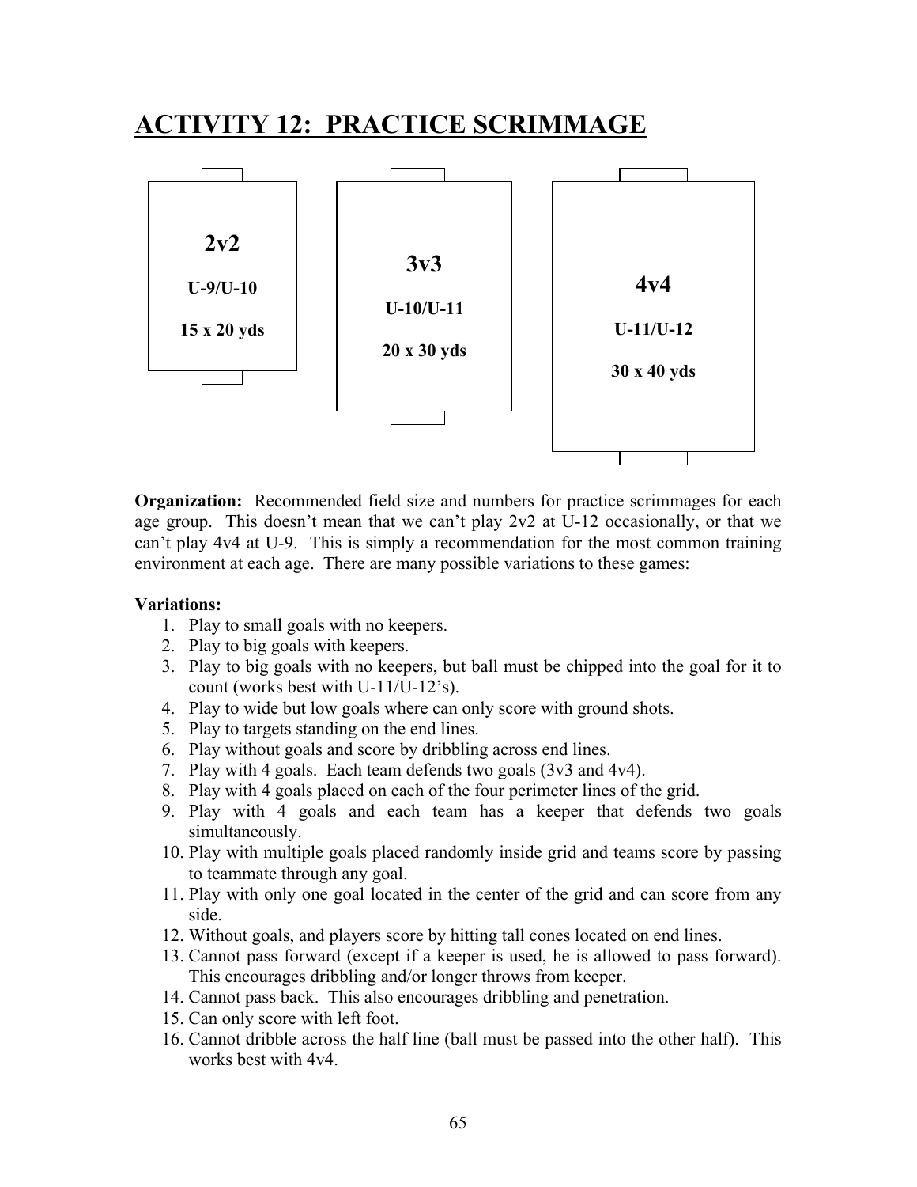# ACTIVITY 12: PRACTICE SCRIMMAGE

**2v2**

**U-9/U-10**

**15 x 20 yds**

**3v3**

**U-10/U-11**

**20 x 30 yds**

**4v4**

**U-11/U-12**

**30 x 40 yds**

**Organization:** Recommended field size and numbers for practice scrimmages for each age group. This doesn't mean that we can't play 2v2 at U-12 occasionally, or that we can't play 4v4 at U-9. This is simply a recommendation for the most common training environment at each age. There are many possible variations to these games:

**Variations:**

1. Play to small goals with no keepers.
2. Play to big goals with keepers.
3. Play to big goals with no keepers, but ball must be chipped into the goal for it to count (works best with U-11/U-12's).
4. Play to wide but low goals where can only score with ground shots.
5. Play to targets standing on the end lines.
6. Play without goals and score by dribbling across end lines.
7. Play with 4 goals. Each team defends two goals (3v3 and 4v4).
8. Play with 4 goals placed on each of the four perimeter lines of the grid.
9. Play with 4 goals and each team has a keeper that defends two goals simultaneously.
10. Play with multiple goals placed randomly inside grid and teams score by passing to teammate through any goal.
11. Play with only one goal located in the center of the grid and can score from any side.
12. Without goals, and players score by hitting tall cones located on end lines.
13. Cannot pass forward (except if a keeper is used, he is allowed to pass forward). This encourages dribbling and/or longer throws from keeper.
14. Cannot pass back. This also encourages dribbling and penetration.
15. Can only score with left foot.
16. Cannot dribble across the half line (ball must be passed into the other half). This works best with 4v4.